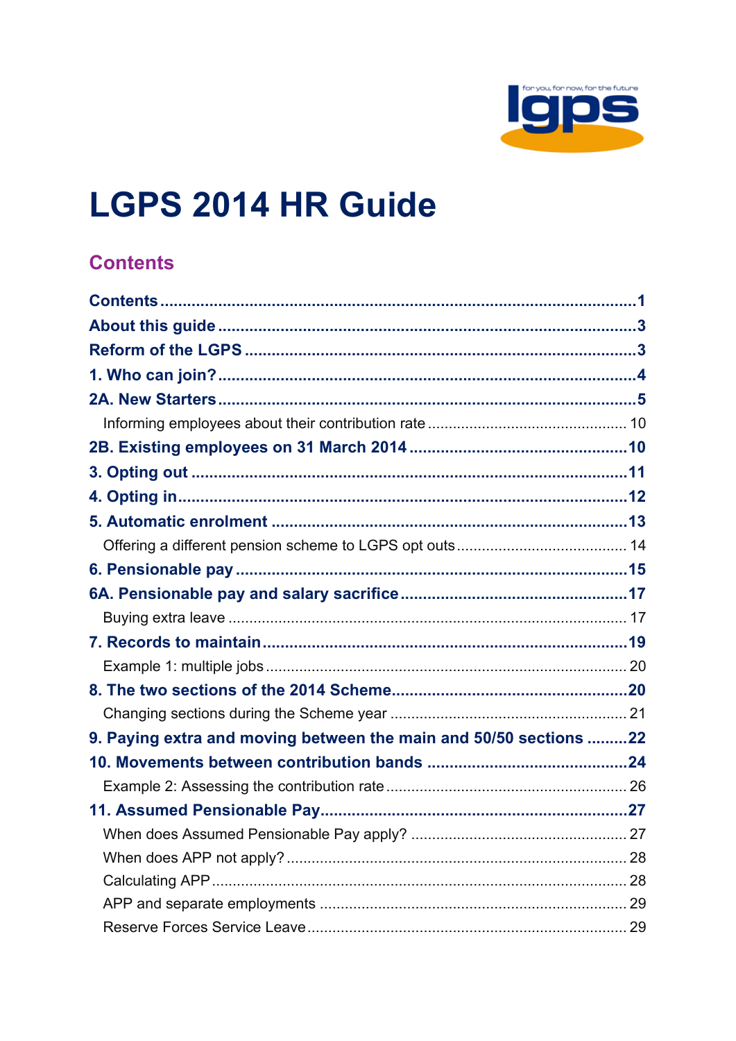# LGPS 2014 HR Guide

## Contents

**Contents** ....................................................................................................1
**About this guide** ..........................................................................................3
**Reform of the LGPS** .....................................................................................3
**1. Who can join?** ..........................................................................................4
**2A. New Starters** ..........................................................................................5
    Informing employees about their contribution rate ........................................ 10
**2B. Existing employees on 31 March 2014** ..................................................10
**3. Opting out** ................................................................................................11
**4. Opting in** ..................................................................................................12
**5. Automatic enrolment** ...............................................................................13
    Offering a different pension scheme to LGPS opt outs .................................... 14
**6. Pensionable pay** .......................................................................................15
**6A. Pensionable pay and salary sacrifice** .....................................................17
    Buying extra leave ......................................................................................... 17
**7. Records to maintain** .................................................................................19
    Example 1: multiple jobs ................................................................................. 20
**8. The two sections of the 2014 Scheme** ......................................................20
    Changing sections during the Scheme year ..................................................... 21
**9. Paying extra and moving between the main and 50/50 sections** .........22
**10. Movements between contribution bands** ..............................................24
    Example 2: Assessing the contribution rate ..................................................... 26
**11. Assumed Pensionable Pay** .....................................................................27
    When does Assumed Pensionable Pay apply? .................................................. 27
    When does APP not apply? ............................................................................. 28
    Calculating APP ............................................................................................. 28
    APP and separate employments ...................................................................... 29
    Reserve Forces Service Leave ......................................................................... 29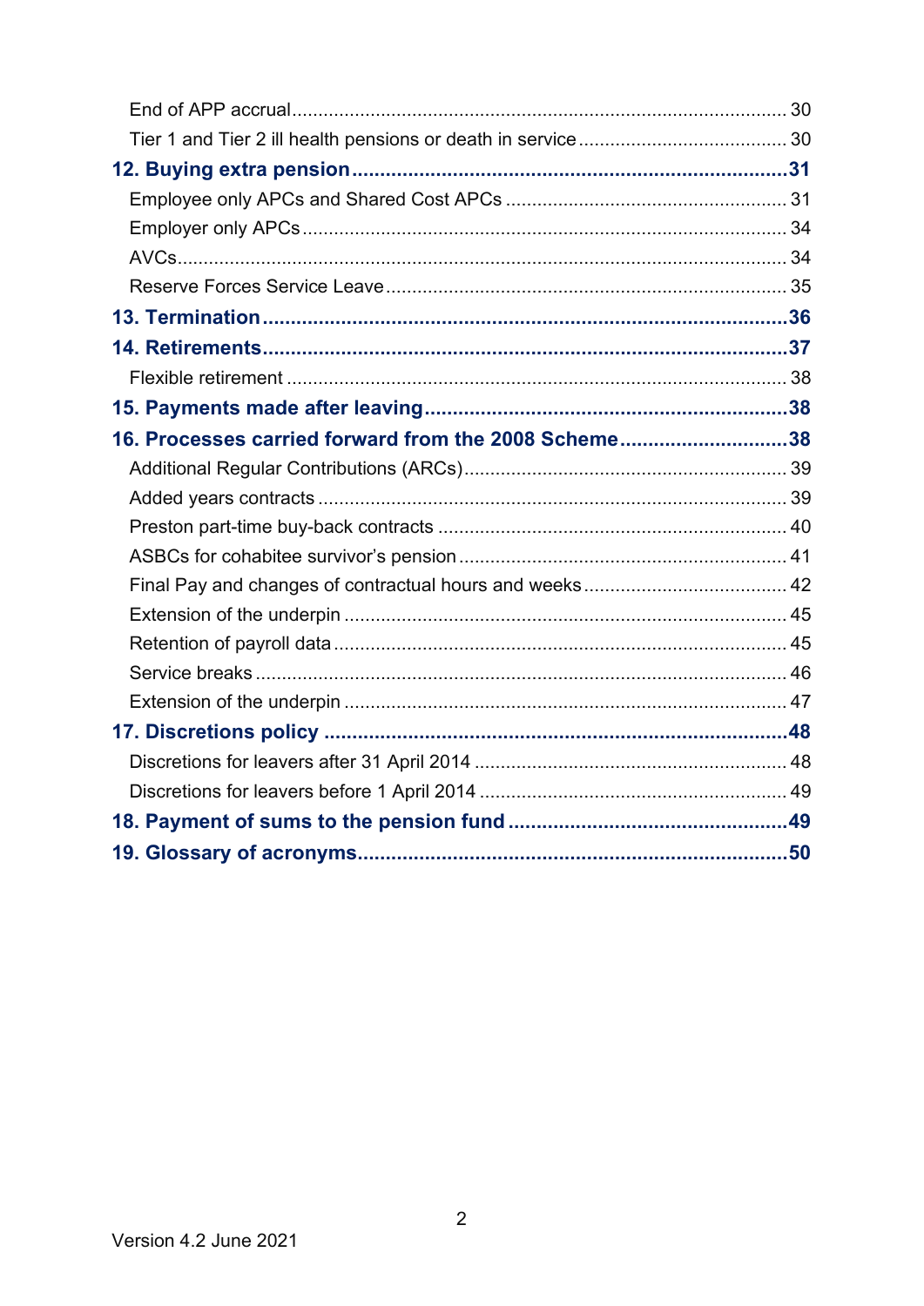End of APP accrual ... 30
Tier 1 and Tier 2 ill health pensions or death in service ... 30

**12. Buying extra pension ... 31**

Employee only APCs and Shared Cost APCs ... 31
Employer only APCs ... 34
AVCs ... 34
Reserve Forces Service Leave ... 35

**13. Termination ... 36**

**14. Retirements ... 37**

Flexible retirement ... 38

**15. Payments made after leaving ... 38**

**16. Processes carried forward from the 2008 Scheme ... 38**

Additional Regular Contributions (ARCs) ... 39
Added years contracts ... 39
Preston part-time buy-back contracts ... 40
ASBCs for cohabitee survivor's pension ... 41
Final Pay and changes of contractual hours and weeks ... 42
Extension of the underpin ... 45
Retention of payroll data ... 45
Service breaks ... 46
Extension of the underpin ... 47

**17. Discretions policy ... 48**

Discretions for leavers after 31 April 2014 ... 48
Discretions for leavers before 1 April 2014 ... 49

**18. Payment of sums to the pension fund ... 49**

**19. Glossary of acronyms ... 50**

Version 4.2 June 2021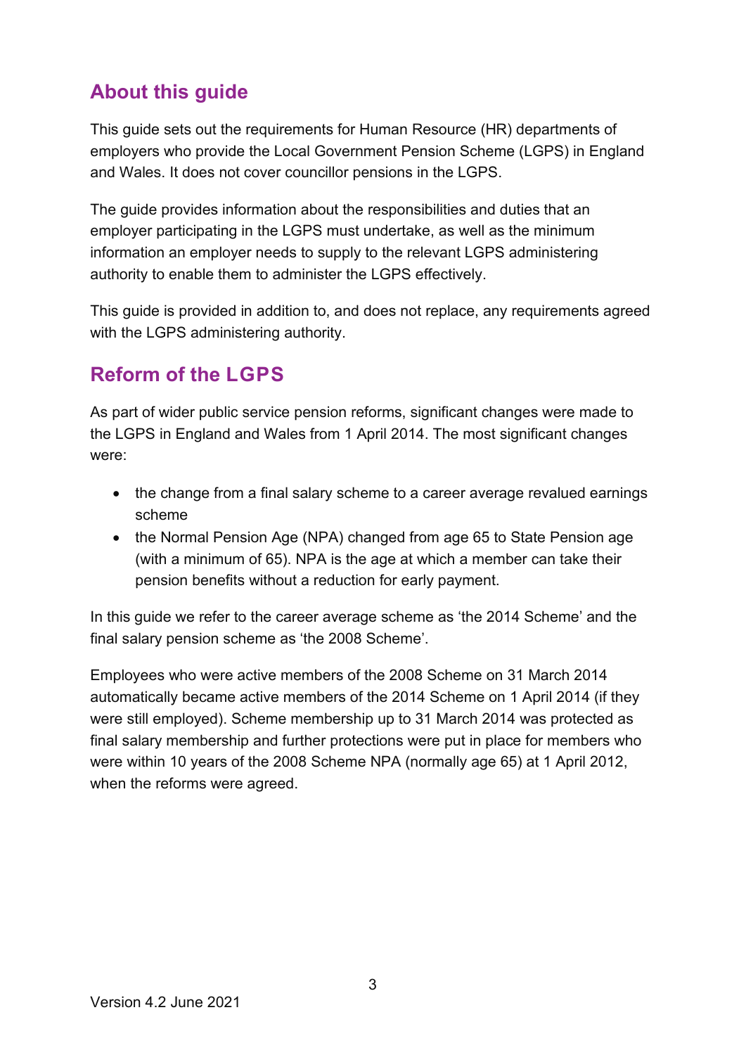## About this guide

This guide sets out the requirements for Human Resource (HR) departments of employers who provide the Local Government Pension Scheme (LGPS) in England and Wales. It does not cover councillor pensions in the LGPS.

The guide provides information about the responsibilities and duties that an employer participating in the LGPS must undertake, as well as the minimum information an employer needs to supply to the relevant LGPS administering authority to enable them to administer the LGPS effectively.

This guide is provided in addition to, and does not replace, any requirements agreed with the LGPS administering authority.

## Reform of the LGPS

As part of wider public service pension reforms, significant changes were made to the LGPS in England and Wales from 1 April 2014. The most significant changes were:

- the change from a final salary scheme to a career average revalued earnings scheme
- the Normal Pension Age (NPA) changed from age 65 to State Pension age (with a minimum of 65). NPA is the age at which a member can take their pension benefits without a reduction for early payment.

In this guide we refer to the career average scheme as 'the 2014 Scheme' and the final salary pension scheme as 'the 2008 Scheme'.

Employees who were active members of the 2008 Scheme on 31 March 2014 automatically became active members of the 2014 Scheme on 1 April 2014 (if they were still employed). Scheme membership up to 31 March 2014 was protected as final salary membership and further protections were put in place for members who were within 10 years of the 2008 Scheme NPA (normally age 65) at 1 April 2012, when the reforms were agreed.

Version 4.2 June 2021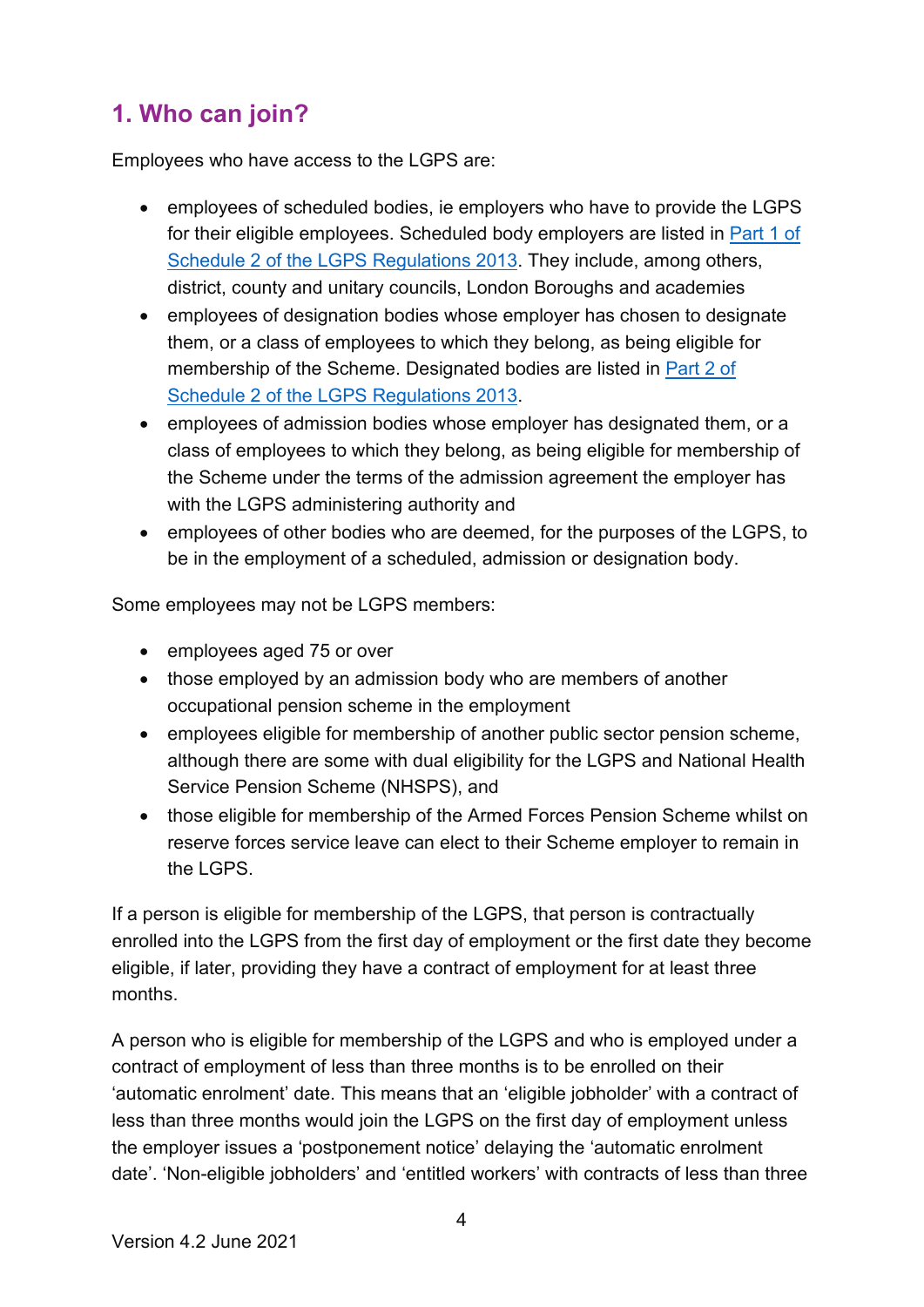## 1. Who can join?

Employees who have access to the LGPS are:

- employees of scheduled bodies, ie employers who have to provide the LGPS for their eligible employees. Scheduled body employers are listed in Part 1 of Schedule 2 of the LGPS Regulations 2013. They include, among others, district, county and unitary councils, London Boroughs and academies
- employees of designation bodies whose employer has chosen to designate them, or a class of employees to which they belong, as being eligible for membership of the Scheme. Designated bodies are listed in Part 2 of Schedule 2 of the LGPS Regulations 2013.
- employees of admission bodies whose employer has designated them, or a class of employees to which they belong, as being eligible for membership of the Scheme under the terms of the admission agreement the employer has with the LGPS administering authority and
- employees of other bodies who are deemed, for the purposes of the LGPS, to be in the employment of a scheduled, admission or designation body.

Some employees may not be LGPS members:

- employees aged 75 or over
- those employed by an admission body who are members of another occupational pension scheme in the employment
- employees eligible for membership of another public sector pension scheme, although there are some with dual eligibility for the LGPS and National Health Service Pension Scheme (NHSPS), and
- those eligible for membership of the Armed Forces Pension Scheme whilst on reserve forces service leave can elect to their Scheme employer to remain in the LGPS.

If a person is eligible for membership of the LGPS, that person is contractually enrolled into the LGPS from the first day of employment or the first date they become eligible, if later, providing they have a contract of employment for at least three months.

A person who is eligible for membership of the LGPS and who is employed under a contract of employment of less than three months is to be enrolled on their 'automatic enrolment' date. This means that an 'eligible jobholder' with a contract of less than three months would join the LGPS on the first day of employment unless the employer issues a 'postponement notice' delaying the 'automatic enrolment date'. 'Non-eligible jobholders' and 'entitled workers' with contracts of less than three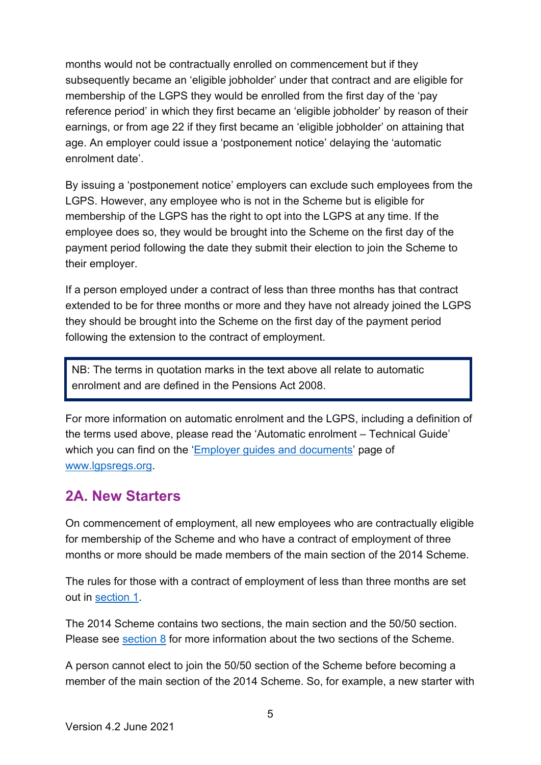months would not be contractually enrolled on commencement but if they subsequently became an 'eligible jobholder' under that contract and are eligible for membership of the LGPS they would be enrolled from the first day of the 'pay reference period' in which they first became an 'eligible jobholder' by reason of their earnings, or from age 22 if they first became an 'eligible jobholder' on attaining that age. An employer could issue a 'postponement notice' delaying the 'automatic enrolment date'.

By issuing a 'postponement notice' employers can exclude such employees from the LGPS. However, any employee who is not in the Scheme but is eligible for membership of the LGPS has the right to opt into the LGPS at any time. If the employee does so, they would be brought into the Scheme on the first day of the payment period following the date they submit their election to join the Scheme to their employer.

If a person employed under a contract of less than three months has that contract extended to be for three months or more and they have not already joined the LGPS they should be brought into the Scheme on the first day of the payment period following the extension to the contract of employment.

> NB: The terms in quotation marks in the text above all relate to automatic enrolment and are defined in the Pensions Act 2008.

For more information on automatic enrolment and the LGPS, including a definition of the terms used above, please read the 'Automatic enrolment – Technical Guide' which you can find on the '[Employer guides and documents](#)' page of [www.lgpsregs.org](http://www.lgpsregs.org).

## 2A. New Starters

On commencement of employment, all new employees who are contractually eligible for membership of the Scheme and who have a contract of employment of three months or more should be made members of the main section of the 2014 Scheme.

The rules for those with a contract of employment of less than three months are set out in [section 1](#).

The 2014 Scheme contains two sections, the main section and the 50/50 section. Please see [section 8](#) for more information about the two sections of the Scheme.

A person cannot elect to join the 50/50 section of the Scheme before becoming a member of the main section of the 2014 Scheme. So, for example, a new starter with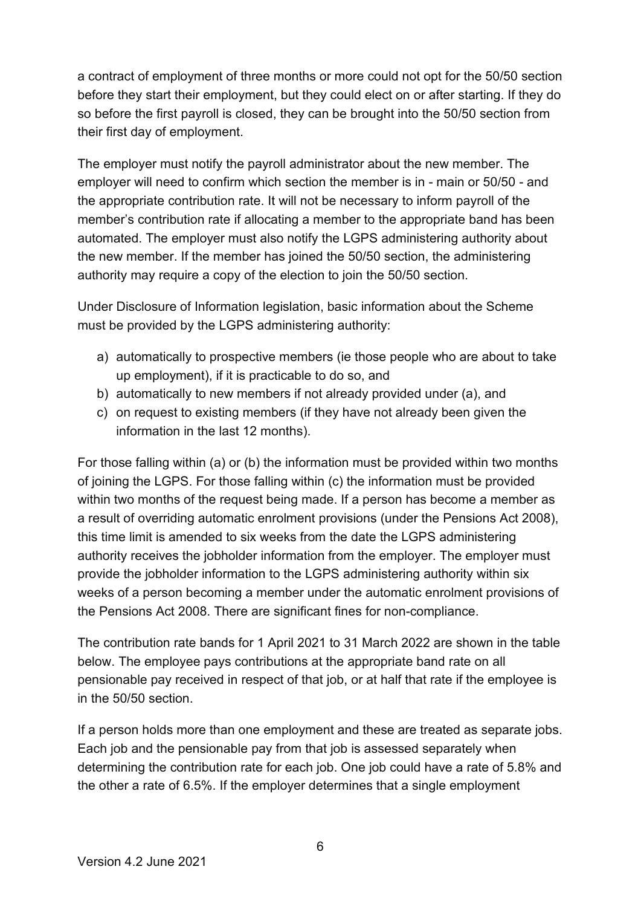a contract of employment of three months or more could not opt for the 50/50 section before they start their employment, but they could elect on or after starting. If they do so before the first payroll is closed, they can be brought into the 50/50 section from their first day of employment.

The employer must notify the payroll administrator about the new member. The employer will need to confirm which section the member is in - main or 50/50 - and the appropriate contribution rate. It will not be necessary to inform payroll of the member's contribution rate if allocating a member to the appropriate band has been automated. The employer must also notify the LGPS administering authority about the new member. If the member has joined the 50/50 section, the administering authority may require a copy of the election to join the 50/50 section.

Under Disclosure of Information legislation, basic information about the Scheme must be provided by the LGPS administering authority:

a) automatically to prospective members (ie those people who are about to take up employment), if it is practicable to do so, and
b) automatically to new members if not already provided under (a), and
c) on request to existing members (if they have not already been given the information in the last 12 months).

For those falling within (a) or (b) the information must be provided within two months of joining the LGPS. For those falling within (c) the information must be provided within two months of the request being made. If a person has become a member as a result of overriding automatic enrolment provisions (under the Pensions Act 2008), this time limit is amended to six weeks from the date the LGPS administering authority receives the jobholder information from the employer. The employer must provide the jobholder information to the LGPS administering authority within six weeks of a person becoming a member under the automatic enrolment provisions of the Pensions Act 2008. There are significant fines for non-compliance.

The contribution rate bands for 1 April 2021 to 31 March 2022 are shown in the table below. The employee pays contributions at the appropriate band rate on all pensionable pay received in respect of that job, or at half that rate if the employee is in the 50/50 section.

If a person holds more than one employment and these are treated as separate jobs. Each job and the pensionable pay from that job is assessed separately when determining the contribution rate for each job. One job could have a rate of 5.8% and the other a rate of 6.5%. If the employer determines that a single employment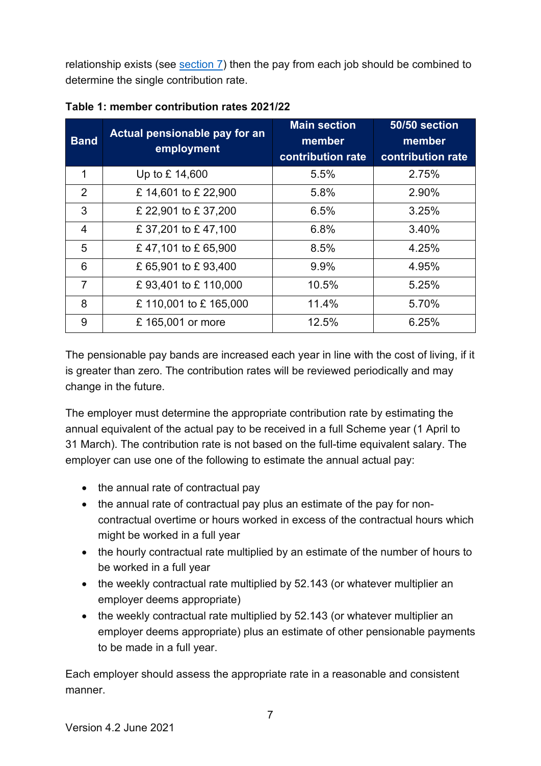relationship exists (see section 7) then the pay from each job should be combined to determine the single contribution rate.

**Table 1: member contribution rates 2021/22**

| Band | Actual pensionable pay for an employment | Main section member contribution rate | 50/50 section member contribution rate |
|---|---|---|---|
| 1 | Up to £ 14,600 | 5.5% | 2.75% |
| 2 | £ 14,601 to £ 22,900 | 5.8% | 2.90% |
| 3 | £ 22,901 to £ 37,200 | 6.5% | 3.25% |
| 4 | £ 37,201 to £ 47,100 | 6.8% | 3.40% |
| 5 | £ 47,101 to £ 65,900 | 8.5% | 4.25% |
| 6 | £ 65,901 to £ 93,400 | 9.9% | 4.95% |
| 7 | £ 93,401 to £ 110,000 | 10.5% | 5.25% |
| 8 | £ 110,001 to £ 165,000 | 11.4% | 5.70% |
| 9 | £ 165,001 or more | 12.5% | 6.25% |

The pensionable pay bands are increased each year in line with the cost of living, if it is greater than zero. The contribution rates will be reviewed periodically and may change in the future.

The employer must determine the appropriate contribution rate by estimating the annual equivalent of the actual pay to be received in a full Scheme year (1 April to 31 March). The contribution rate is not based on the full-time equivalent salary. The employer can use one of the following to estimate the annual actual pay:

- the annual rate of contractual pay
- the annual rate of contractual pay plus an estimate of the pay for non-contractual overtime or hours worked in excess of the contractual hours which might be worked in a full year
- the hourly contractual rate multiplied by an estimate of the number of hours to be worked in a full year
- the weekly contractual rate multiplied by 52.143 (or whatever multiplier an employer deems appropriate)
- the weekly contractual rate multiplied by 52.143 (or whatever multiplier an employer deems appropriate) plus an estimate of other pensionable payments to be made in a full year.

Each employer should assess the appropriate rate in a reasonable and consistent manner.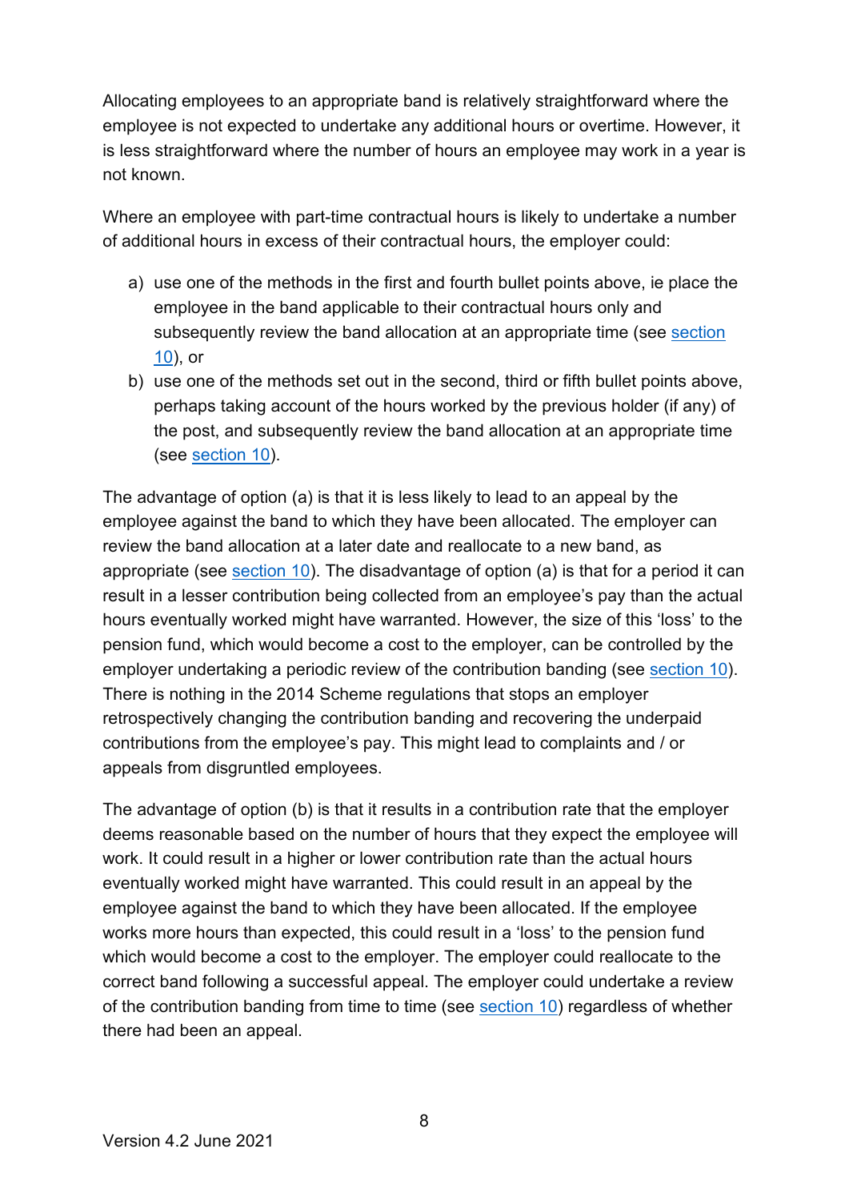Allocating employees to an appropriate band is relatively straightforward where the employee is not expected to undertake any additional hours or overtime. However, it is less straightforward where the number of hours an employee may work in a year is not known.

Where an employee with part-time contractual hours is likely to undertake a number of additional hours in excess of their contractual hours, the employer could:

a) use one of the methods in the first and fourth bullet points above, ie place the employee in the band applicable to their contractual hours only and subsequently review the band allocation at an appropriate time (see section 10), or
b) use one of the methods set out in the second, third or fifth bullet points above, perhaps taking account of the hours worked by the previous holder (if any) of the post, and subsequently review the band allocation at an appropriate time (see section 10).

The advantage of option (a) is that it is less likely to lead to an appeal by the employee against the band to which they have been allocated. The employer can review the band allocation at a later date and reallocate to a new band, as appropriate (see section 10). The disadvantage of option (a) is that for a period it can result in a lesser contribution being collected from an employee's pay than the actual hours eventually worked might have warranted. However, the size of this 'loss' to the pension fund, which would become a cost to the employer, can be controlled by the employer undertaking a periodic review of the contribution banding (see section 10). There is nothing in the 2014 Scheme regulations that stops an employer retrospectively changing the contribution banding and recovering the underpaid contributions from the employee's pay. This might lead to complaints and / or appeals from disgruntled employees.

The advantage of option (b) is that it results in a contribution rate that the employer deems reasonable based on the number of hours that they expect the employee will work. It could result in a higher or lower contribution rate than the actual hours eventually worked might have warranted. This could result in an appeal by the employee against the band to which they have been allocated. If the employee works more hours than expected, this could result in a 'loss' to the pension fund which would become a cost to the employer. The employer could reallocate to the correct band following a successful appeal. The employer could undertake a review of the contribution banding from time to time (see section 10) regardless of whether there had been an appeal.

Version 4.2 June 2021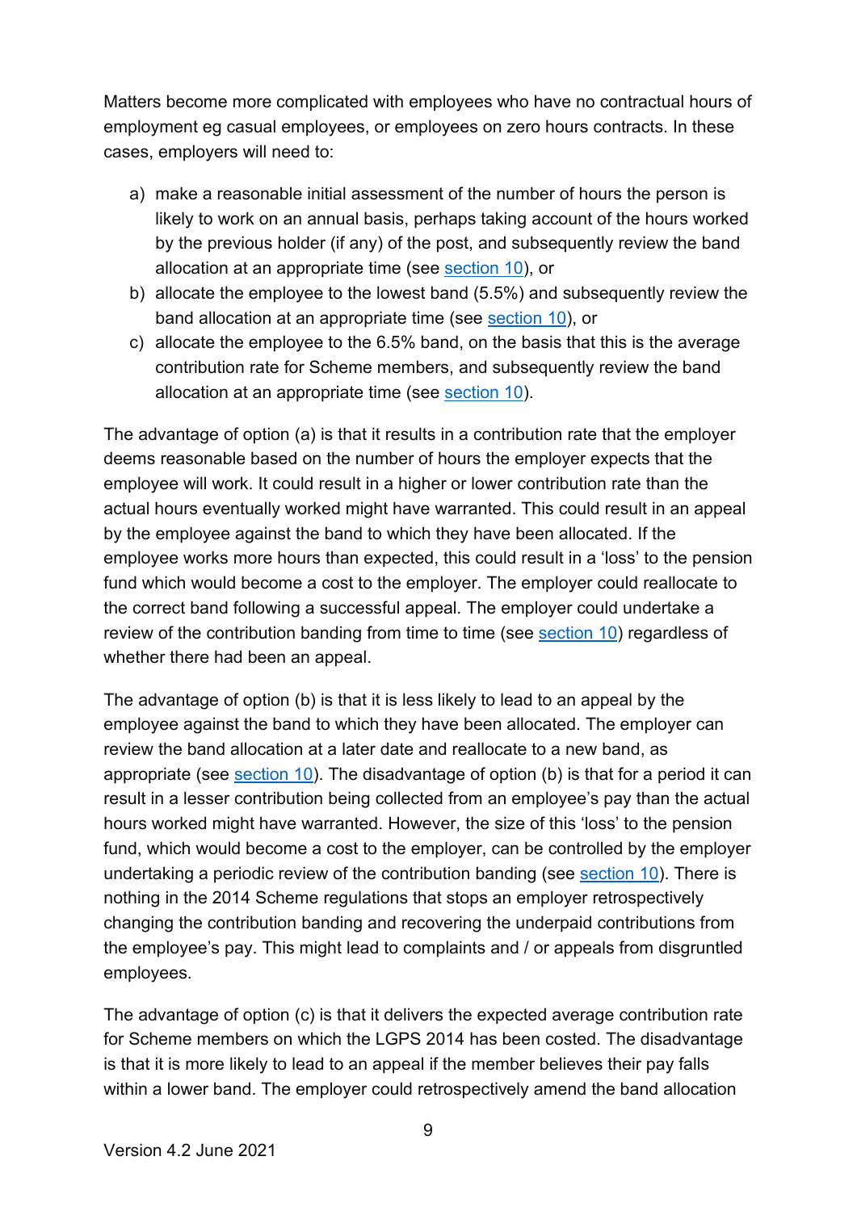Matters become more complicated with employees who have no contractual hours of employment eg casual employees, or employees on zero hours contracts. In these cases, employers will need to:

a) make a reasonable initial assessment of the number of hours the person is likely to work on an annual basis, perhaps taking account of the hours worked by the previous holder (if any) of the post, and subsequently review the band allocation at an appropriate time (see section 10), or
b) allocate the employee to the lowest band (5.5%) and subsequently review the band allocation at an appropriate time (see section 10), or
c) allocate the employee to the 6.5% band, on the basis that this is the average contribution rate for Scheme members, and subsequently review the band allocation at an appropriate time (see section 10).

The advantage of option (a) is that it results in a contribution rate that the employer deems reasonable based on the number of hours the employer expects that the employee will work. It could result in a higher or lower contribution rate than the actual hours eventually worked might have warranted. This could result in an appeal by the employee against the band to which they have been allocated. If the employee works more hours than expected, this could result in a 'loss' to the pension fund which would become a cost to the employer. The employer could reallocate to the correct band following a successful appeal. The employer could undertake a review of the contribution banding from time to time (see section 10) regardless of whether there had been an appeal.

The advantage of option (b) is that it is less likely to lead to an appeal by the employee against the band to which they have been allocated. The employer can review the band allocation at a later date and reallocate to a new band, as appropriate (see section 10). The disadvantage of option (b) is that for a period it can result in a lesser contribution being collected from an employee's pay than the actual hours worked might have warranted. However, the size of this 'loss' to the pension fund, which would become a cost to the employer, can be controlled by the employer undertaking a periodic review of the contribution banding (see section 10). There is nothing in the 2014 Scheme regulations that stops an employer retrospectively changing the contribution banding and recovering the underpaid contributions from the employee's pay. This might lead to complaints and / or appeals from disgruntled employees.

The advantage of option (c) is that it delivers the expected average contribution rate for Scheme members on which the LGPS 2014 has been costed. The disadvantage is that it is more likely to lead to an appeal if the member believes their pay falls within a lower band. The employer could retrospectively amend the band allocation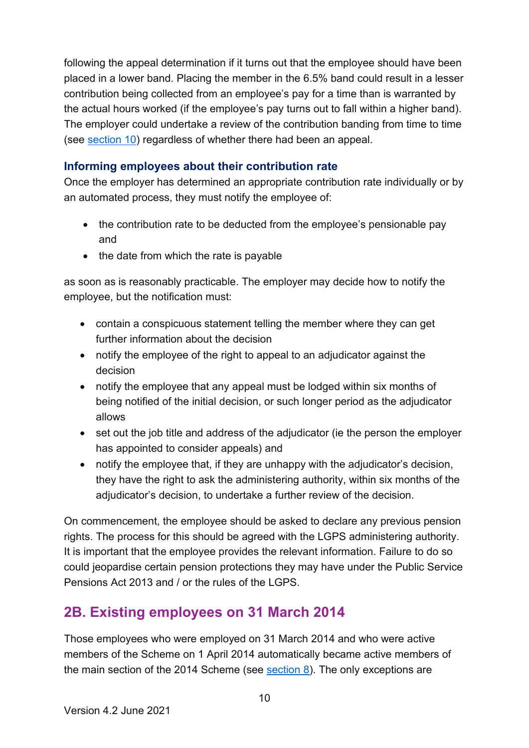following the appeal determination if it turns out that the employee should have been placed in a lower band. Placing the member in the 6.5% band could result in a lesser contribution being collected from an employee's pay for a time than is warranted by the actual hours worked (if the employee's pay turns out to fall within a higher band). The employer could undertake a review of the contribution banding from time to time (see section 10) regardless of whether there had been an appeal.

### Informing employees about their contribution rate

Once the employer has determined an appropriate contribution rate individually or by an automated process, they must notify the employee of:

- the contribution rate to be deducted from the employee's pensionable pay and
- the date from which the rate is payable

as soon as is reasonably practicable. The employer may decide how to notify the employee, but the notification must:

- contain a conspicuous statement telling the member where they can get further information about the decision
- notify the employee of the right to appeal to an adjudicator against the decision
- notify the employee that any appeal must be lodged within six months of being notified of the initial decision, or such longer period as the adjudicator allows
- set out the job title and address of the adjudicator (ie the person the employer has appointed to consider appeals) and
- notify the employee that, if they are unhappy with the adjudicator's decision, they have the right to ask the administering authority, within six months of the adjudicator's decision, to undertake a further review of the decision.

On commencement, the employee should be asked to declare any previous pension rights. The process for this should be agreed with the LGPS administering authority. It is important that the employee provides the relevant information. Failure to do so could jeopardise certain pension protections they may have under the Public Service Pensions Act 2013 and / or the rules of the LGPS.

## 2B. Existing employees on 31 March 2014

Those employees who were employed on 31 March 2014 and who were active members of the Scheme on 1 April 2014 automatically became active members of the main section of the 2014 Scheme (see section 8). The only exceptions are

Version 4.2 June 2021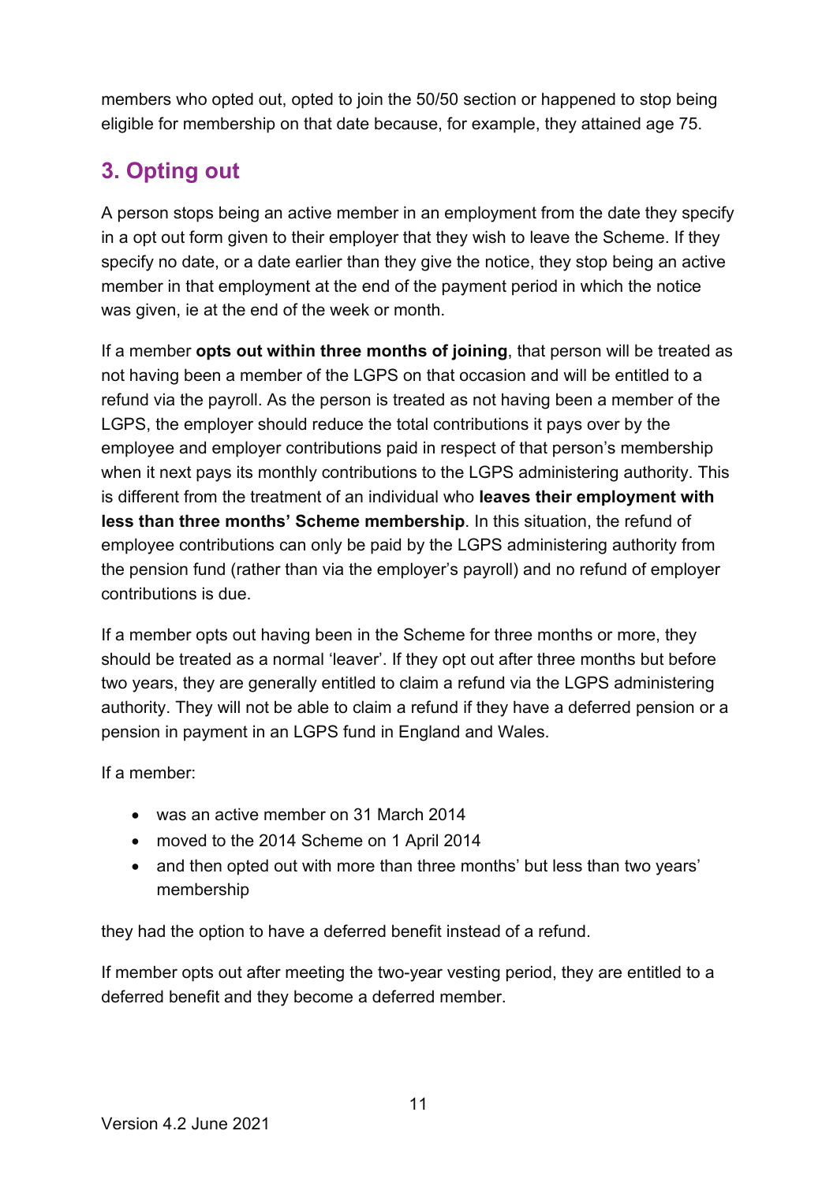members who opted out, opted to join the 50/50 section or happened to stop being eligible for membership on that date because, for example, they attained age 75.

## 3. Opting out

A person stops being an active member in an employment from the date they specify in a opt out form given to their employer that they wish to leave the Scheme. If they specify no date, or a date earlier than they give the notice, they stop being an active member in that employment at the end of the payment period in which the notice was given, ie at the end of the week or month.

If a member **opts out within three months of joining**, that person will be treated as not having been a member of the LGPS on that occasion and will be entitled to a refund via the payroll. As the person is treated as not having been a member of the LGPS, the employer should reduce the total contributions it pays over by the employee and employer contributions paid in respect of that person's membership when it next pays its monthly contributions to the LGPS administering authority. This is different from the treatment of an individual who **leaves their employment with less than three months' Scheme membership**. In this situation, the refund of employee contributions can only be paid by the LGPS administering authority from the pension fund (rather than via the employer's payroll) and no refund of employer contributions is due.

If a member opts out having been in the Scheme for three months or more, they should be treated as a normal 'leaver'. If they opt out after three months but before two years, they are generally entitled to claim a refund via the LGPS administering authority. They will not be able to claim a refund if they have a deferred pension or a pension in payment in an LGPS fund in England and Wales.

If a member:

- was an active member on 31 March 2014
- moved to the 2014 Scheme on 1 April 2014
- and then opted out with more than three months' but less than two years' membership

they had the option to have a deferred benefit instead of a refund.

If member opts out after meeting the two-year vesting period, they are entitled to a deferred benefit and they become a deferred member.

Version 4.2 June 2021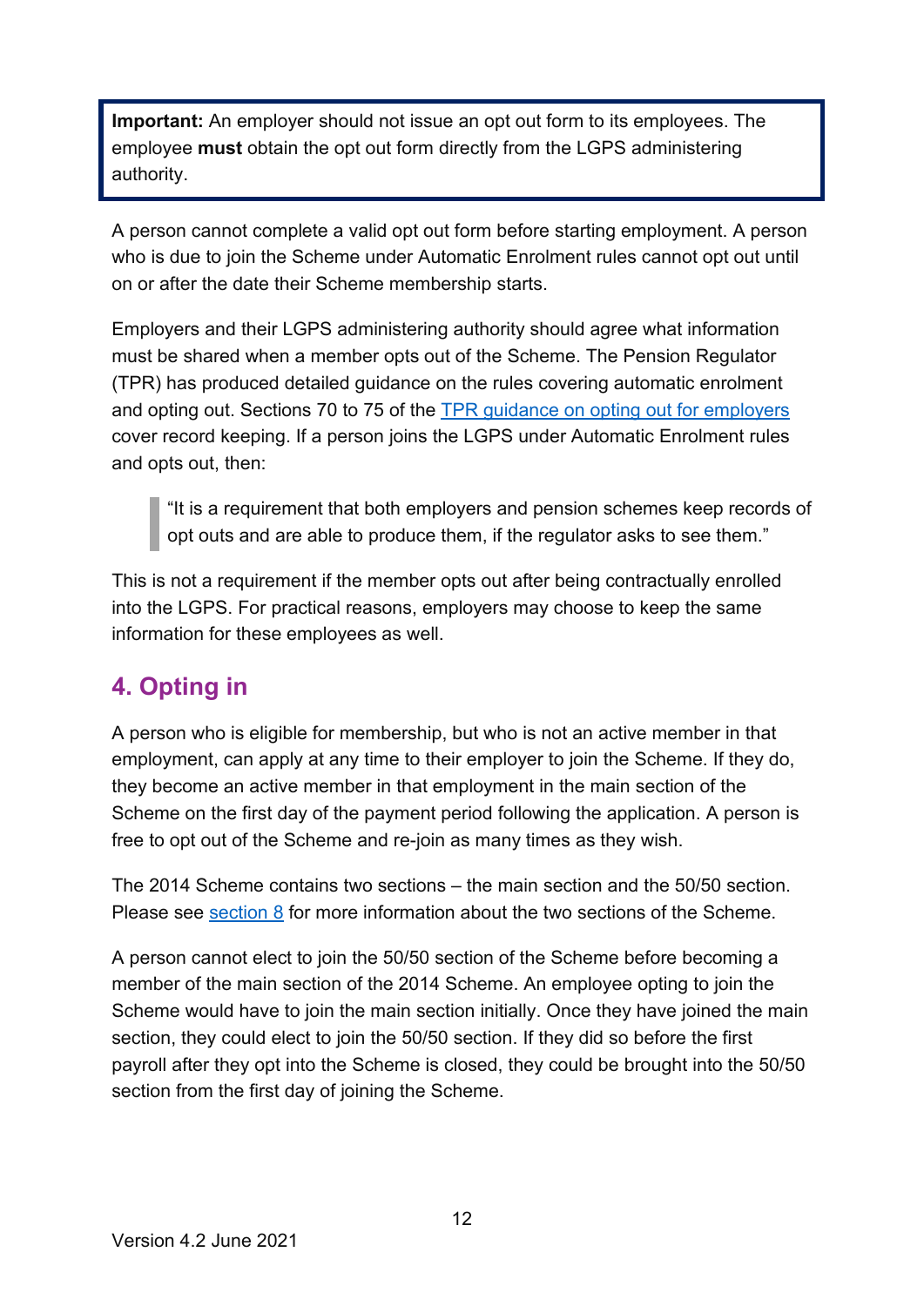**Important:** An employer should not issue an opt out form to its employees. The employee **must** obtain the opt out form directly from the LGPS administering authority.

A person cannot complete a valid opt out form before starting employment. A person who is due to join the Scheme under Automatic Enrolment rules cannot opt out until on or after the date their Scheme membership starts.

Employers and their LGPS administering authority should agree what information must be shared when a member opts out of the Scheme. The Pension Regulator (TPR) has produced detailed guidance on the rules covering automatic enrolment and opting out. Sections 70 to 75 of the TPR guidance on opting out for employers cover record keeping. If a person joins the LGPS under Automatic Enrolment rules and opts out, then:

> "It is a requirement that both employers and pension schemes keep records of opt outs and are able to produce them, if the regulator asks to see them."

This is not a requirement if the member opts out after being contractually enrolled into the LGPS. For practical reasons, employers may choose to keep the same information for these employees as well.

## 4. Opting in

A person who is eligible for membership, but who is not an active member in that employment, can apply at any time to their employer to join the Scheme. If they do, they become an active member in that employment in the main section of the Scheme on the first day of the payment period following the application. A person is free to opt out of the Scheme and re-join as many times as they wish.

The 2014 Scheme contains two sections – the main section and the 50/50 section. Please see section 8 for more information about the two sections of the Scheme.

A person cannot elect to join the 50/50 section of the Scheme before becoming a member of the main section of the 2014 Scheme. An employee opting to join the Scheme would have to join the main section initially. Once they have joined the main section, they could elect to join the 50/50 section. If they did so before the first payroll after they opt into the Scheme is closed, they could be brought into the 50/50 section from the first day of joining the Scheme.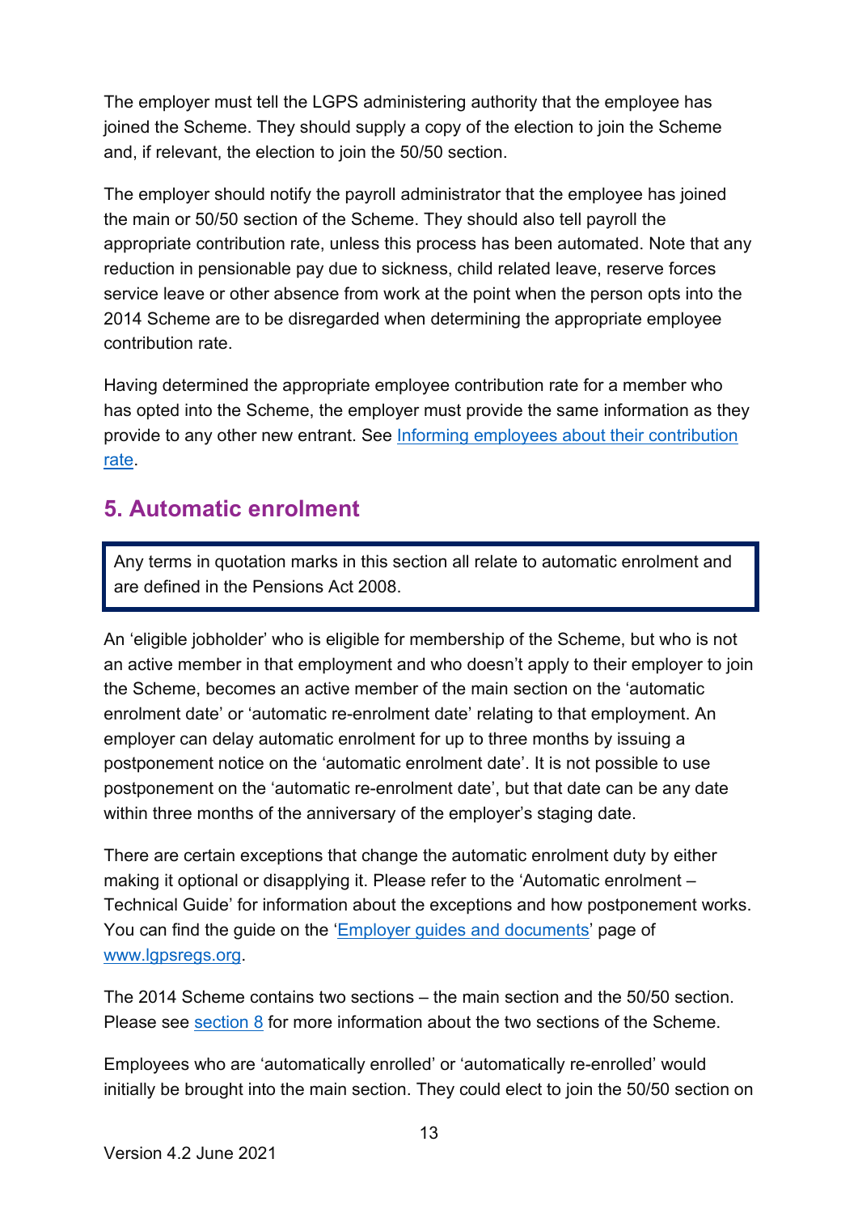The employer must tell the LGPS administering authority that the employee has joined the Scheme. They should supply a copy of the election to join the Scheme and, if relevant, the election to join the 50/50 section.

The employer should notify the payroll administrator that the employee has joined the main or 50/50 section of the Scheme. They should also tell payroll the appropriate contribution rate, unless this process has been automated. Note that any reduction in pensionable pay due to sickness, child related leave, reserve forces service leave or other absence from work at the point when the person opts into the 2014 Scheme are to be disregarded when determining the appropriate employee contribution rate.

Having determined the appropriate employee contribution rate for a member who has opted into the Scheme, the employer must provide the same information as they provide to any other new entrant. See [Informing employees about their contribution rate](#).

## 5. Automatic enrolment

> Any terms in quotation marks in this section all relate to automatic enrolment and are defined in the Pensions Act 2008.

An 'eligible jobholder' who is eligible for membership of the Scheme, but who is not an active member in that employment and who doesn't apply to their employer to join the Scheme, becomes an active member of the main section on the 'automatic enrolment date' or 'automatic re-enrolment date' relating to that employment. An employer can delay automatic enrolment for up to three months by issuing a postponement notice on the 'automatic enrolment date'. It is not possible to use postponement on the 'automatic re-enrolment date', but that date can be any date within three months of the anniversary of the employer's staging date.

There are certain exceptions that change the automatic enrolment duty by either making it optional or disapplying it. Please refer to the 'Automatic enrolment – Technical Guide' for information about the exceptions and how postponement works. You can find the guide on the '[Employer guides and documents](#)' page of [www.lgpsregs.org](http://www.lgpsregs.org).

The 2014 Scheme contains two sections – the main section and the 50/50 section. Please see [section 8](#) for more information about the two sections of the Scheme.

Employees who are 'automatically enrolled' or 'automatically re-enrolled' would initially be brought into the main section. They could elect to join the 50/50 section on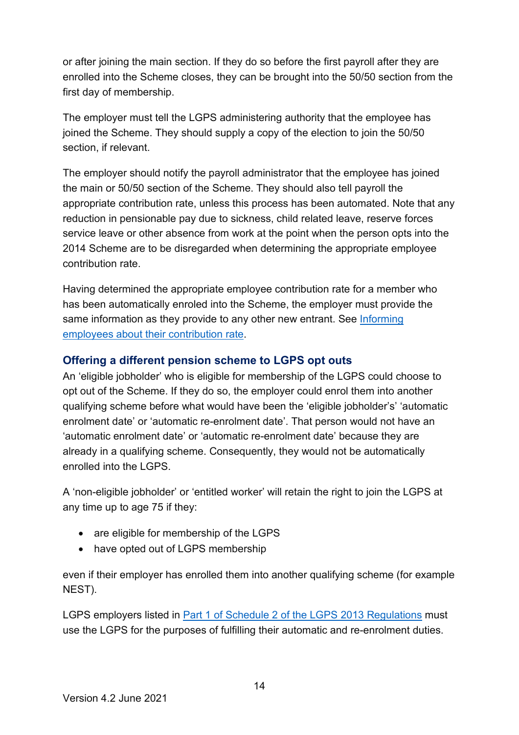or after joining the main section. If they do so before the first payroll after they are enrolled into the Scheme closes, they can be brought into the 50/50 section from the first day of membership.

The employer must tell the LGPS administering authority that the employee has joined the Scheme. They should supply a copy of the election to join the 50/50 section, if relevant.

The employer should notify the payroll administrator that the employee has joined the main or 50/50 section of the Scheme. They should also tell payroll the appropriate contribution rate, unless this process has been automated. Note that any reduction in pensionable pay due to sickness, child related leave, reserve forces service leave or other absence from work at the point when the person opts into the 2014 Scheme are to be disregarded when determining the appropriate employee contribution rate.

Having determined the appropriate employee contribution rate for a member who has been automatically enroled into the Scheme, the employer must provide the same information as they provide to any other new entrant. See [Informing employees about their contribution rate](#).

### Offering a different pension scheme to LGPS opt outs

An 'eligible jobholder' who is eligible for membership of the LGPS could choose to opt out of the Scheme. If they do so, the employer could enrol them into another qualifying scheme before what would have been the 'eligible jobholder's' 'automatic enrolment date' or 'automatic re-enrolment date'. That person would not have an 'automatic enrolment date' or 'automatic re-enrolment date' because they are already in a qualifying scheme. Consequently, they would not be automatically enrolled into the LGPS.

A 'non-eligible jobholder' or 'entitled worker' will retain the right to join the LGPS at any time up to age 75 if they:

- are eligible for membership of the LGPS
- have opted out of LGPS membership

even if their employer has enrolled them into another qualifying scheme (for example NEST).

LGPS employers listed in [Part 1 of Schedule 2 of the LGPS 2013 Regulations](#) must use the LGPS for the purposes of fulfilling their automatic and re-enrolment duties.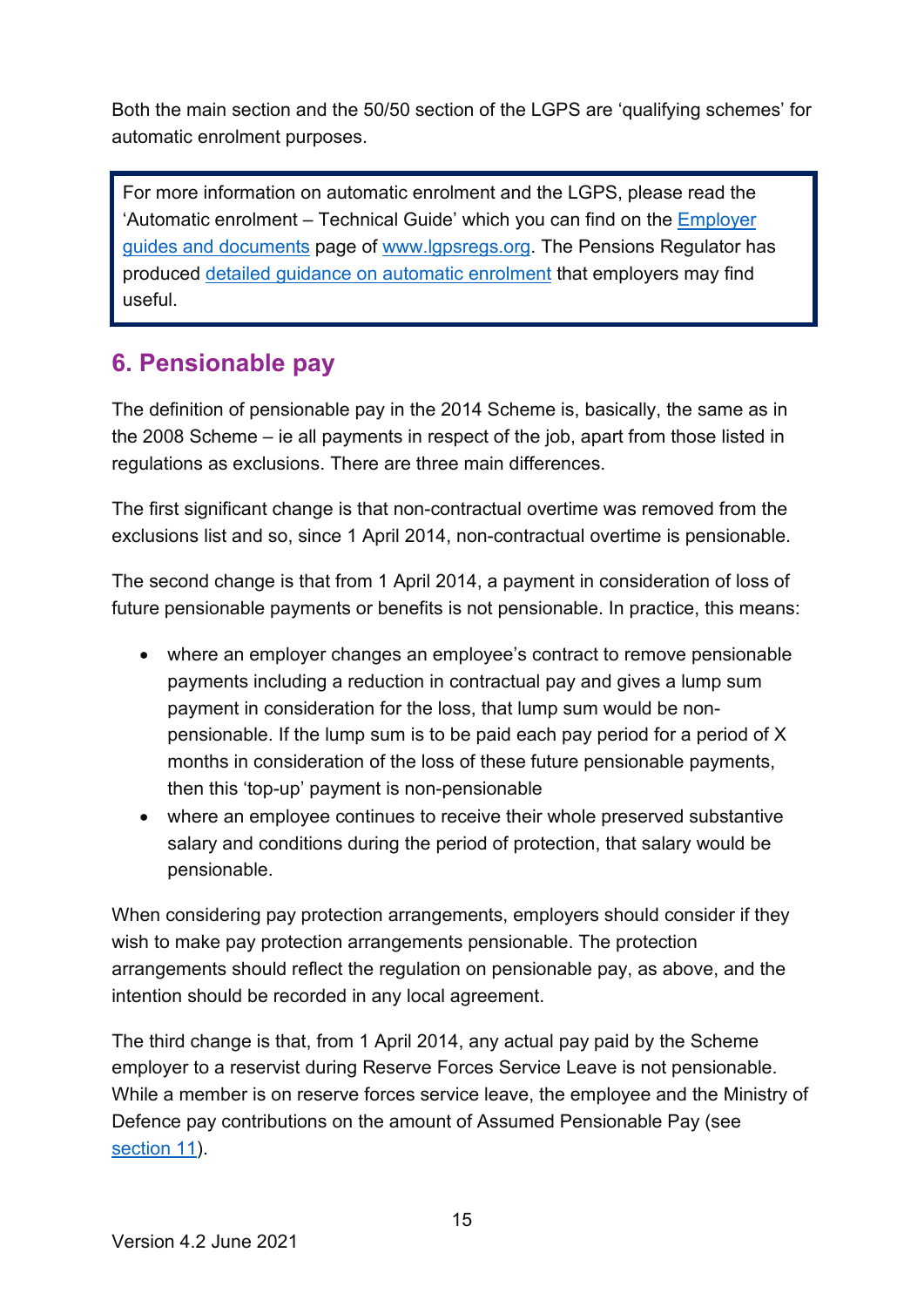Both the main section and the 50/50 section of the LGPS are 'qualifying schemes' for automatic enrolment purposes.

> For more information on automatic enrolment and the LGPS, please read the 'Automatic enrolment – Technical Guide' which you can find on the Employer guides and documents page of www.lgpsregs.org. The Pensions Regulator has produced detailed guidance on automatic enrolment that employers may find useful.

## 6. Pensionable pay

The definition of pensionable pay in the 2014 Scheme is, basically, the same as in the 2008 Scheme – ie all payments in respect of the job, apart from those listed in regulations as exclusions. There are three main differences.

The first significant change is that non-contractual overtime was removed from the exclusions list and so, since 1 April 2014, non-contractual overtime is pensionable.

The second change is that from 1 April 2014, a payment in consideration of loss of future pensionable payments or benefits is not pensionable. In practice, this means:

- where an employer changes an employee's contract to remove pensionable payments including a reduction in contractual pay and gives a lump sum payment in consideration for the loss, that lump sum would be non-pensionable. If the lump sum is to be paid each pay period for a period of X months in consideration of the loss of these future pensionable payments, then this 'top-up' payment is non-pensionable
- where an employee continues to receive their whole preserved substantive salary and conditions during the period of protection, that salary would be pensionable.

When considering pay protection arrangements, employers should consider if they wish to make pay protection arrangements pensionable. The protection arrangements should reflect the regulation on pensionable pay, as above, and the intention should be recorded in any local agreement.

The third change is that, from 1 April 2014, any actual pay paid by the Scheme employer to a reservist during Reserve Forces Service Leave is not pensionable. While a member is on reserve forces service leave, the employee and the Ministry of Defence pay contributions on the amount of Assumed Pensionable Pay (see section 11).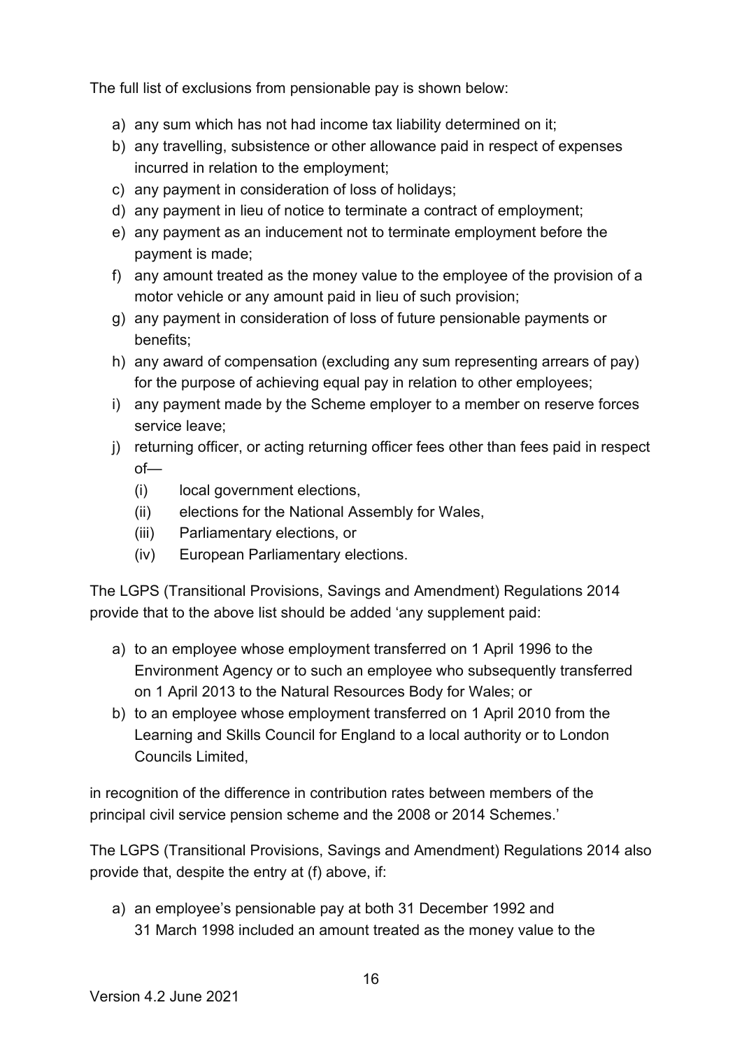The full list of exclusions from pensionable pay is shown below:

a) any sum which has not had income tax liability determined on it;
b) any travelling, subsistence or other allowance paid in respect of expenses incurred in relation to the employment;
c) any payment in consideration of loss of holidays;
d) any payment in lieu of notice to terminate a contract of employment;
e) any payment as an inducement not to terminate employment before the payment is made;
f) any amount treated as the money value to the employee of the provision of a motor vehicle or any amount paid in lieu of such provision;
g) any payment in consideration of loss of future pensionable payments or benefits;
h) any award of compensation (excluding any sum representing arrears of pay) for the purpose of achieving equal pay in relation to other employees;
i) any payment made by the Scheme employer to a member on reserve forces service leave;
j) returning officer, or acting returning officer fees other than fees paid in respect of—
   (i) local government elections,
   (ii) elections for the National Assembly for Wales,
   (iii) Parliamentary elections, or
   (iv) European Parliamentary elections.

The LGPS (Transitional Provisions, Savings and Amendment) Regulations 2014 provide that to the above list should be added 'any supplement paid:

a) to an employee whose employment transferred on 1 April 1996 to the Environment Agency or to such an employee who subsequently transferred on 1 April 2013 to the Natural Resources Body for Wales; or
b) to an employee whose employment transferred on 1 April 2010 from the Learning and Skills Council for England to a local authority or to London Councils Limited,

in recognition of the difference in contribution rates between members of the principal civil service pension scheme and the 2008 or 2014 Schemes.'

The LGPS (Transitional Provisions, Savings and Amendment) Regulations 2014 also provide that, despite the entry at (f) above, if:

a) an employee's pensionable pay at both 31 December 1992 and 31 March 1998 included an amount treated as the money value to the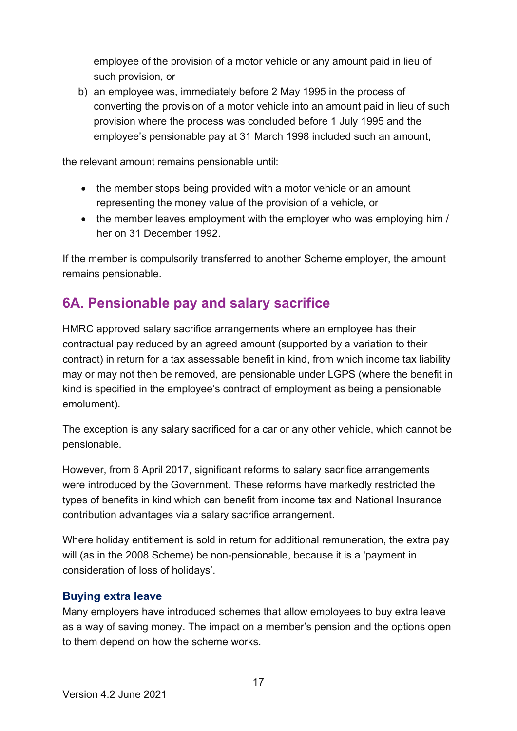employee of the provision of a motor vehicle or any amount paid in lieu of such provision, or

b) an employee was, immediately before 2 May 1995 in the process of converting the provision of a motor vehicle into an amount paid in lieu of such provision where the process was concluded before 1 July 1995 and the employee's pensionable pay at 31 March 1998 included such an amount,

the relevant amount remains pensionable until:

- the member stops being provided with a motor vehicle or an amount representing the money value of the provision of a vehicle, or
- the member leaves employment with the employer who was employing him / her on 31 December 1992.

If the member is compulsorily transferred to another Scheme employer, the amount remains pensionable.

## 6A. Pensionable pay and salary sacrifice

HMRC approved salary sacrifice arrangements where an employee has their contractual pay reduced by an agreed amount (supported by a variation to their contract) in return for a tax assessable benefit in kind, from which income tax liability may or may not then be removed, are pensionable under LGPS (where the benefit in kind is specified in the employee's contract of employment as being a pensionable emolument).

The exception is any salary sacrificed for a car or any other vehicle, which cannot be pensionable.

However, from 6 April 2017, significant reforms to salary sacrifice arrangements were introduced by the Government. These reforms have markedly restricted the types of benefits in kind which can benefit from income tax and National Insurance contribution advantages via a salary sacrifice arrangement.

Where holiday entitlement is sold in return for additional remuneration, the extra pay will (as in the 2008 Scheme) be non-pensionable, because it is a 'payment in consideration of loss of holidays'.

### Buying extra leave

Many employers have introduced schemes that allow employees to buy extra leave as a way of saving money. The impact on a member's pension and the options open to them depend on how the scheme works.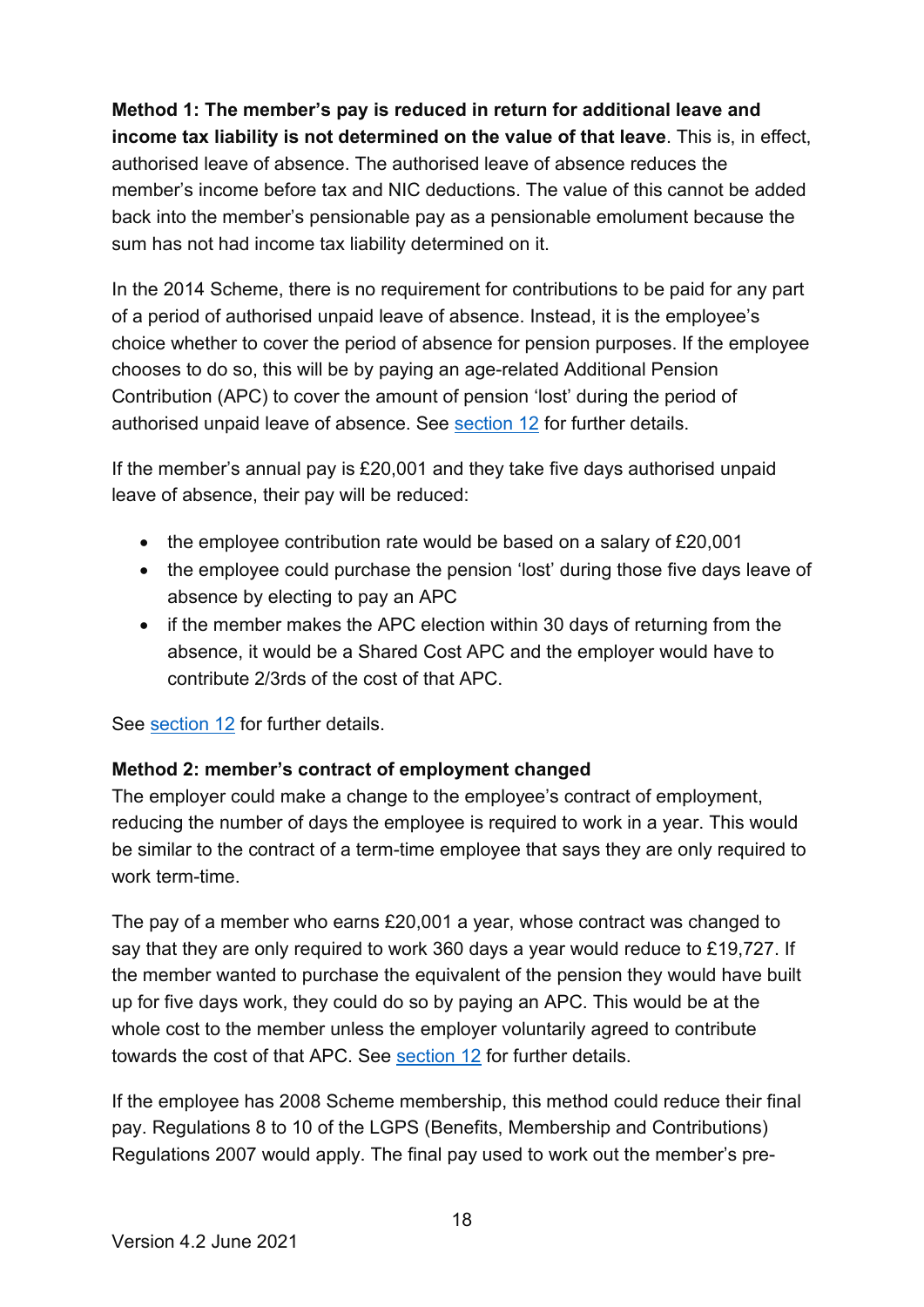**Method 1: The member's pay is reduced in return for additional leave and income tax liability is not determined on the value of that leave**. This is, in effect, authorised leave of absence. The authorised leave of absence reduces the member's income before tax and NIC deductions. The value of this cannot be added back into the member's pensionable pay as a pensionable emolument because the sum has not had income tax liability determined on it.

In the 2014 Scheme, there is no requirement for contributions to be paid for any part of a period of authorised unpaid leave of absence. Instead, it is the employee's choice whether to cover the period of absence for pension purposes. If the employee chooses to do so, this will be by paying an age-related Additional Pension Contribution (APC) to cover the amount of pension 'lost' during the period of authorised unpaid leave of absence. See section 12 for further details.

If the member's annual pay is £20,001 and they take five days authorised unpaid leave of absence, their pay will be reduced:

- the employee contribution rate would be based on a salary of £20,001
- the employee could purchase the pension 'lost' during those five days leave of absence by electing to pay an APC
- if the member makes the APC election within 30 days of returning from the absence, it would be a Shared Cost APC and the employer would have to contribute 2/3rds of the cost of that APC.

See section 12 for further details.

**Method 2: member's contract of employment changed**

The employer could make a change to the employee's contract of employment, reducing the number of days the employee is required to work in a year. This would be similar to the contract of a term-time employee that says they are only required to work term-time.

The pay of a member who earns £20,001 a year, whose contract was changed to say that they are only required to work 360 days a year would reduce to £19,727. If the member wanted to purchase the equivalent of the pension they would have built up for five days work, they could do so by paying an APC. This would be at the whole cost to the member unless the employer voluntarily agreed to contribute towards the cost of that APC. See section 12 for further details.

If the employee has 2008 Scheme membership, this method could reduce their final pay. Regulations 8 to 10 of the LGPS (Benefits, Membership and Contributions) Regulations 2007 would apply. The final pay used to work out the member's pre-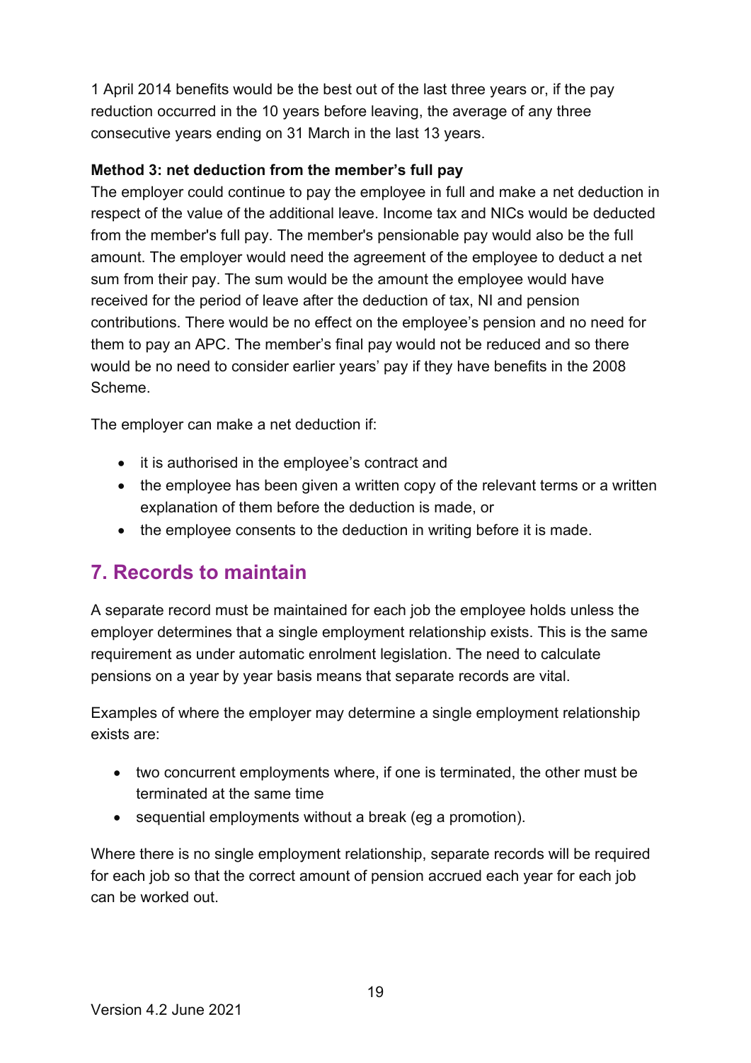1 April 2014 benefits would be the best out of the last three years or, if the pay reduction occurred in the 10 years before leaving, the average of any three consecutive years ending on 31 March in the last 13 years.

**Method 3: net deduction from the member's full pay**

The employer could continue to pay the employee in full and make a net deduction in respect of the value of the additional leave. Income tax and NICs would be deducted from the member's full pay. The member's pensionable pay would also be the full amount. The employer would need the agreement of the employee to deduct a net sum from their pay. The sum would be the amount the employee would have received for the period of leave after the deduction of tax, NI and pension contributions. There would be no effect on the employee's pension and no need for them to pay an APC. The member's final pay would not be reduced and so there would be no need to consider earlier years' pay if they have benefits in the 2008 Scheme.

The employer can make a net deduction if:

- it is authorised in the employee's contract and
- the employee has been given a written copy of the relevant terms or a written explanation of them before the deduction is made, or
- the employee consents to the deduction in writing before it is made.

## 7. Records to maintain

A separate record must be maintained for each job the employee holds unless the employer determines that a single employment relationship exists. This is the same requirement as under automatic enrolment legislation. The need to calculate pensions on a year by year basis means that separate records are vital.

Examples of where the employer may determine a single employment relationship exists are:

- two concurrent employments where, if one is terminated, the other must be terminated at the same time
- sequential employments without a break (eg a promotion).

Where there is no single employment relationship, separate records will be required for each job so that the correct amount of pension accrued each year for each job can be worked out.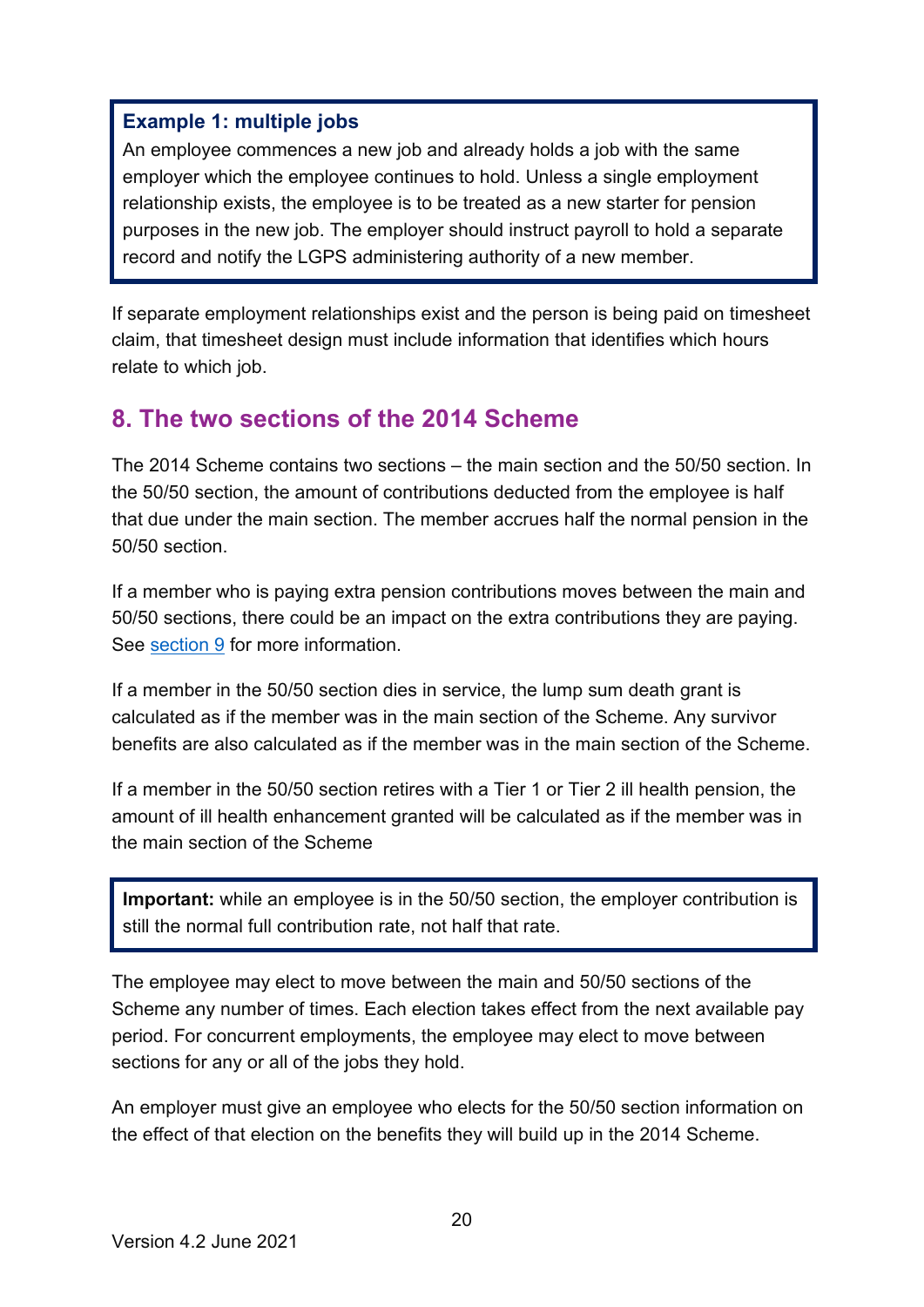**Example 1: multiple jobs**

An employee commences a new job and already holds a job with the same employer which the employee continues to hold. Unless a single employment relationship exists, the employee is to be treated as a new starter for pension purposes in the new job. The employer should instruct payroll to hold a separate record and notify the LGPS administering authority of a new member.

If separate employment relationships exist and the person is being paid on timesheet claim, that timesheet design must include information that identifies which hours relate to which job.

## 8. The two sections of the 2014 Scheme

The 2014 Scheme contains two sections – the main section and the 50/50 section. In the 50/50 section, the amount of contributions deducted from the employee is half that due under the main section. The member accrues half the normal pension in the 50/50 section.

If a member who is paying extra pension contributions moves between the main and 50/50 sections, there could be an impact on the extra contributions they are paying. See section 9 for more information.

If a member in the 50/50 section dies in service, the lump sum death grant is calculated as if the member was in the main section of the Scheme. Any survivor benefits are also calculated as if the member was in the main section of the Scheme.

If a member in the 50/50 section retires with a Tier 1 or Tier 2 ill health pension, the amount of ill health enhancement granted will be calculated as if the member was in the main section of the Scheme

**Important:** while an employee is in the 50/50 section, the employer contribution is still the normal full contribution rate, not half that rate.

The employee may elect to move between the main and 50/50 sections of the Scheme any number of times. Each election takes effect from the next available pay period. For concurrent employments, the employee may elect to move between sections for any or all of the jobs they hold.

An employer must give an employee who elects for the 50/50 section information on the effect of that election on the benefits they will build up in the 2014 Scheme.

Version 4.2 June 2021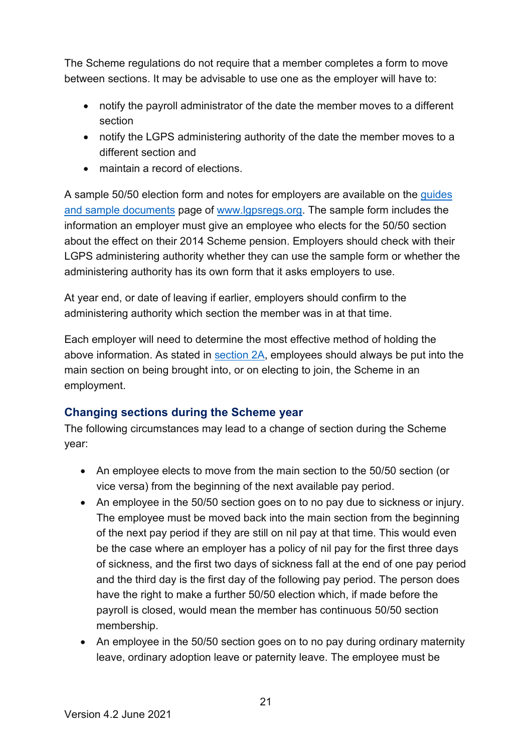The Scheme regulations do not require that a member completes a form to move between sections. It may be advisable to use one as the employer will have to:

- notify the payroll administrator of the date the member moves to a different section
- notify the LGPS administering authority of the date the member moves to a different section and
- maintain a record of elections.

A sample 50/50 election form and notes for employers are available on the [guides and sample documents](#) page of [www.lgpsregs.org](http://www.lgpsregs.org). The sample form includes the information an employer must give an employee who elects for the 50/50 section about the effect on their 2014 Scheme pension. Employers should check with their LGPS administering authority whether they can use the sample form or whether the administering authority has its own form that it asks employers to use.

At year end, or date of leaving if earlier, employers should confirm to the administering authority which section the member was in at that time.

Each employer will need to determine the most effective method of holding the above information. As stated in [section 2A](#), employees should always be put into the main section on being brought into, or on electing to join, the Scheme in an employment.

### Changing sections during the Scheme year

The following circumstances may lead to a change of section during the Scheme year:

- An employee elects to move from the main section to the 50/50 section (or vice versa) from the beginning of the next available pay period.
- An employee in the 50/50 section goes on to no pay due to sickness or injury. The employee must be moved back into the main section from the beginning of the next pay period if they are still on nil pay at that time. This would even be the case where an employer has a policy of nil pay for the first three days of sickness, and the first two days of sickness fall at the end of one pay period and the third day is the first day of the following pay period. The person does have the right to make a further 50/50 election which, if made before the payroll is closed, would mean the member has continuous 50/50 section membership.
- An employee in the 50/50 section goes on to no pay during ordinary maternity leave, ordinary adoption leave or paternity leave. The employee must be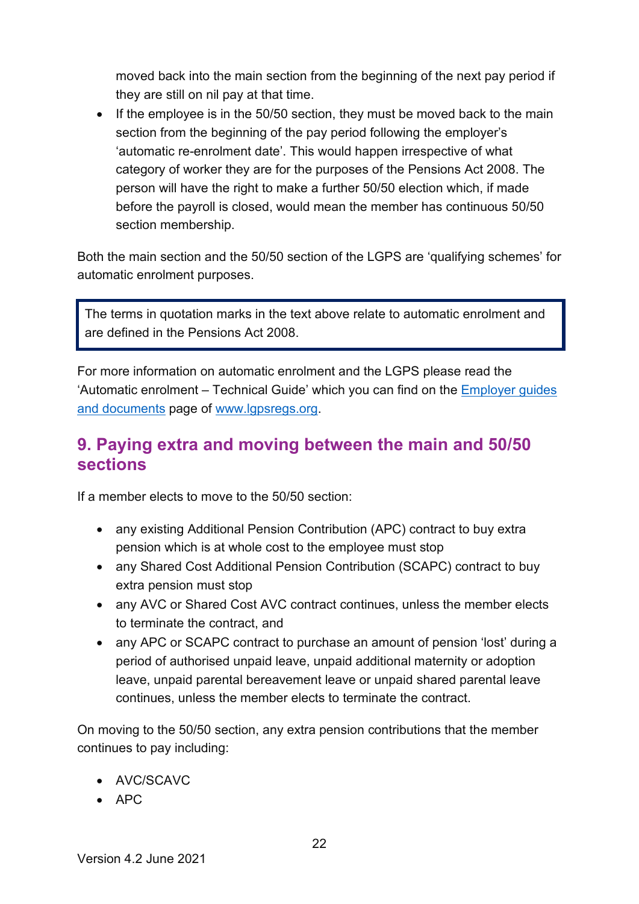moved back into the main section from the beginning of the next pay period if they are still on nil pay at that time.

- If the employee is in the 50/50 section, they must be moved back to the main section from the beginning of the pay period following the employer's 'automatic re-enrolment date'. This would happen irrespective of what category of worker they are for the purposes of the Pensions Act 2008. The person will have the right to make a further 50/50 election which, if made before the payroll is closed, would mean the member has continuous 50/50 section membership.

Both the main section and the 50/50 section of the LGPS are 'qualifying schemes' for automatic enrolment purposes.

> The terms in quotation marks in the text above relate to automatic enrolment and are defined in the Pensions Act 2008.

For more information on automatic enrolment and the LGPS please read the 'Automatic enrolment – Technical Guide' which you can find on the [Employer guides and documents](#) page of [www.lgpsregs.org](http://www.lgpsregs.org).

## 9. Paying extra and moving between the main and 50/50 sections

If a member elects to move to the 50/50 section:

- any existing Additional Pension Contribution (APC) contract to buy extra pension which is at whole cost to the employee must stop
- any Shared Cost Additional Pension Contribution (SCAPC) contract to buy extra pension must stop
- any AVC or Shared Cost AVC contract continues, unless the member elects to terminate the contract, and
- any APC or SCAPC contract to purchase an amount of pension 'lost' during a period of authorised unpaid leave, unpaid additional maternity or adoption leave, unpaid parental bereavement leave or unpaid shared parental leave continues, unless the member elects to terminate the contract.

On moving to the 50/50 section, any extra pension contributions that the member continues to pay including:

- AVC/SCAVC
- APC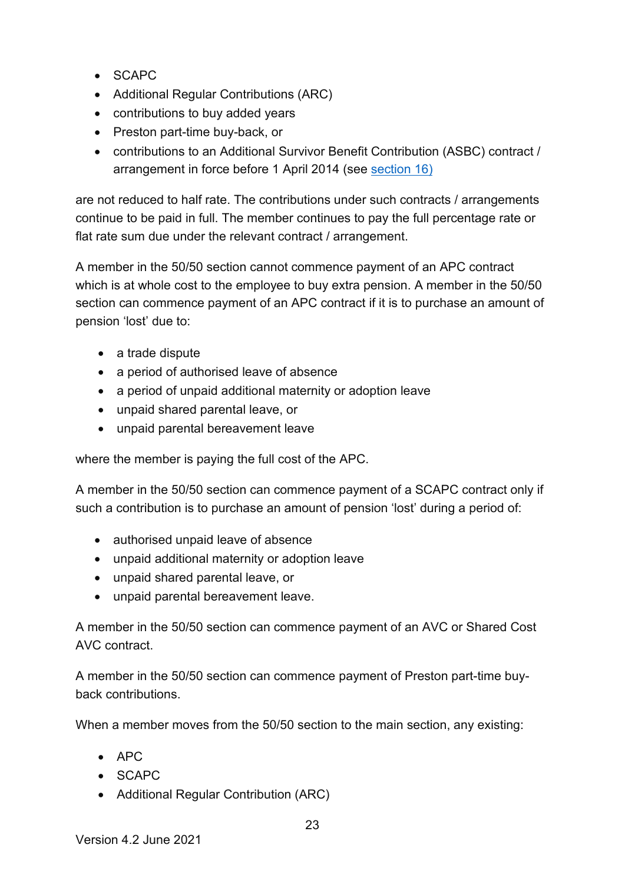- SCAPC
- Additional Regular Contributions (ARC)
- contributions to buy added years
- Preston part-time buy-back, or
- contributions to an Additional Survivor Benefit Contribution (ASBC) contract / arrangement in force before 1 April 2014 (see section 16)

are not reduced to half rate. The contributions under such contracts / arrangements continue to be paid in full. The member continues to pay the full percentage rate or flat rate sum due under the relevant contract / arrangement.

A member in the 50/50 section cannot commence payment of an APC contract which is at whole cost to the employee to buy extra pension. A member in the 50/50 section can commence payment of an APC contract if it is to purchase an amount of pension 'lost' due to:

- a trade dispute
- a period of authorised leave of absence
- a period of unpaid additional maternity or adoption leave
- unpaid shared parental leave, or
- unpaid parental bereavement leave

where the member is paying the full cost of the APC.

A member in the 50/50 section can commence payment of a SCAPC contract only if such a contribution is to purchase an amount of pension 'lost' during a period of:

- authorised unpaid leave of absence
- unpaid additional maternity or adoption leave
- unpaid shared parental leave, or
- unpaid parental bereavement leave.

A member in the 50/50 section can commence payment of an AVC or Shared Cost AVC contract.

A member in the 50/50 section can commence payment of Preston part-time buy-back contributions.

When a member moves from the 50/50 section to the main section, any existing:

- APC
- SCAPC
- Additional Regular Contribution (ARC)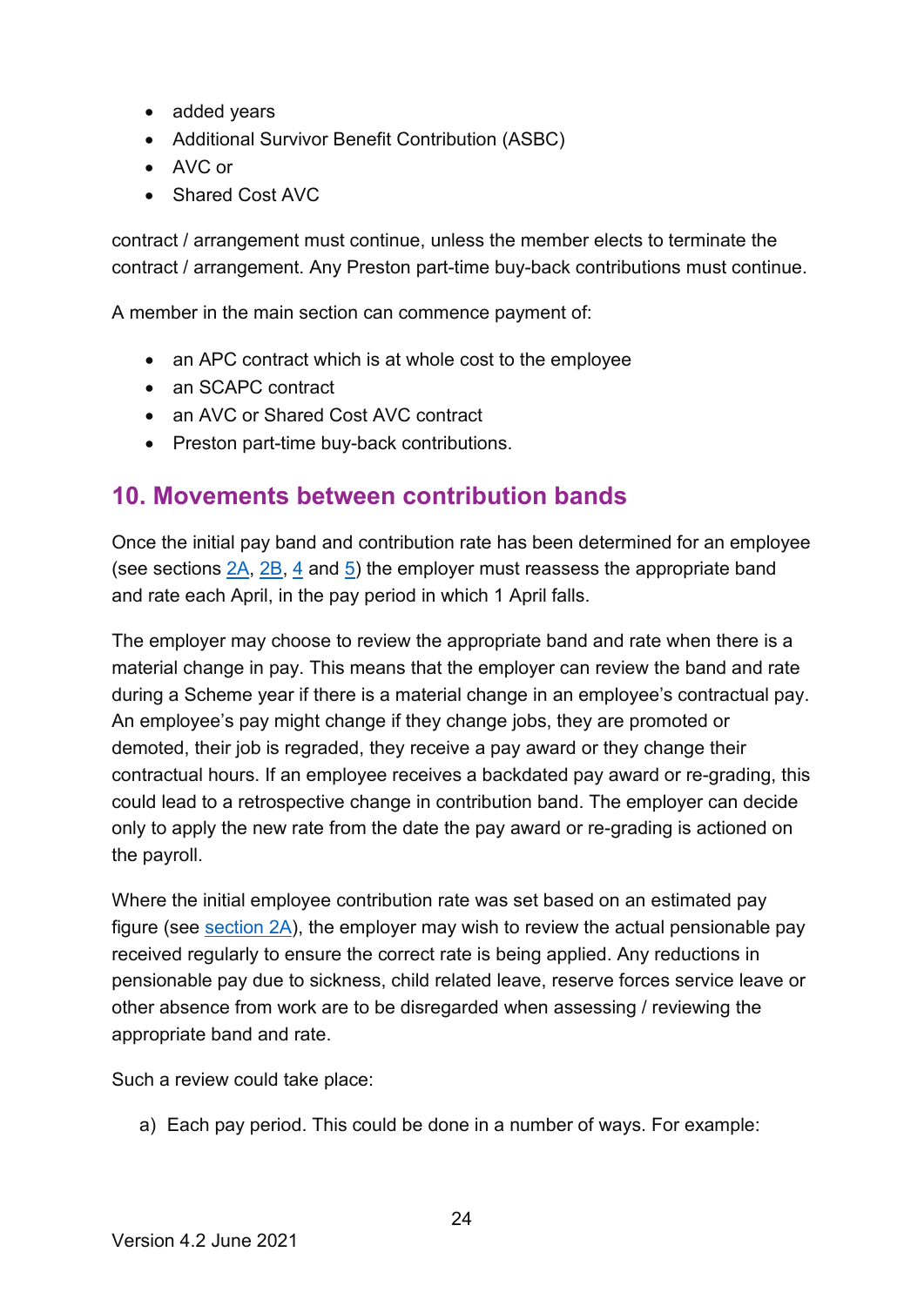- added years
- Additional Survivor Benefit Contribution (ASBC)
- AVC or
- Shared Cost AVC

contract / arrangement must continue, unless the member elects to terminate the contract / arrangement. Any Preston part-time buy-back contributions must continue.

A member in the main section can commence payment of:

- an APC contract which is at whole cost to the employee
- an SCAPC contract
- an AVC or Shared Cost AVC contract
- Preston part-time buy-back contributions.

## 10. Movements between contribution bands

Once the initial pay band and contribution rate has been determined for an employee (see sections 2A, 2B, 4 and 5) the employer must reassess the appropriate band and rate each April, in the pay period in which 1 April falls.

The employer may choose to review the appropriate band and rate when there is a material change in pay. This means that the employer can review the band and rate during a Scheme year if there is a material change in an employee's contractual pay. An employee's pay might change if they change jobs, they are promoted or demoted, their job is regraded, they receive a pay award or they change their contractual hours. If an employee receives a backdated pay award or re-grading, this could lead to a retrospective change in contribution band. The employer can decide only to apply the new rate from the date the pay award or re-grading is actioned on the payroll.

Where the initial employee contribution rate was set based on an estimated pay figure (see section 2A), the employer may wish to review the actual pensionable pay received regularly to ensure the correct rate is being applied. Any reductions in pensionable pay due to sickness, child related leave, reserve forces service leave or other absence from work are to be disregarded when assessing / reviewing the appropriate band and rate.

Such a review could take place:

a) Each pay period. This could be done in a number of ways. For example: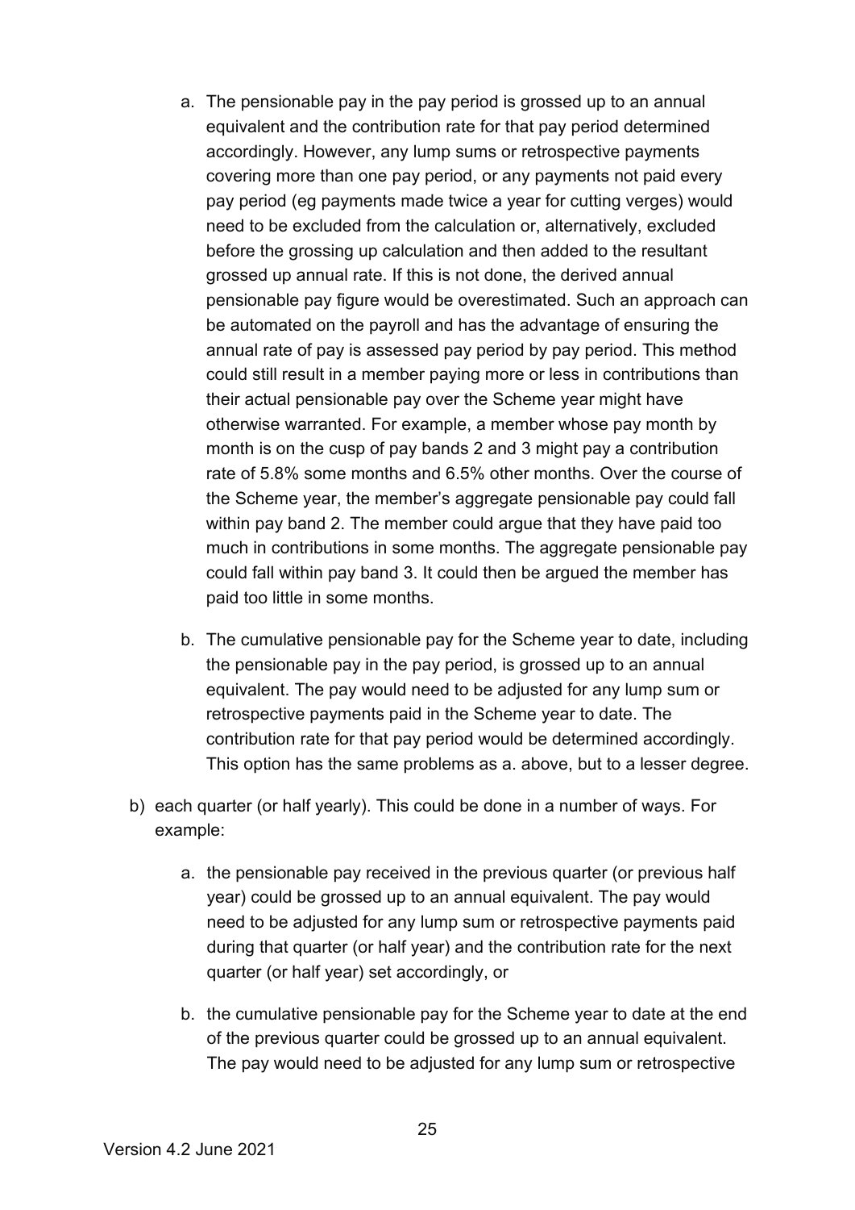a. The pensionable pay in the pay period is grossed up to an annual equivalent and the contribution rate for that pay period determined accordingly. However, any lump sums or retrospective payments covering more than one pay period, or any payments not paid every pay period (eg payments made twice a year for cutting verges) would need to be excluded from the calculation or, alternatively, excluded before the grossing up calculation and then added to the resultant grossed up annual rate. If this is not done, the derived annual pensionable pay figure would be overestimated. Such an approach can be automated on the payroll and has the advantage of ensuring the annual rate of pay is assessed pay period by pay period. This method could still result in a member paying more or less in contributions than their actual pensionable pay over the Scheme year might have otherwise warranted. For example, a member whose pay month by month is on the cusp of pay bands 2 and 3 might pay a contribution rate of 5.8% some months and 6.5% other months. Over the course of the Scheme year, the member's aggregate pensionable pay could fall within pay band 2. The member could argue that they have paid too much in contributions in some months. The aggregate pensionable pay could fall within pay band 3. It could then be argued the member has paid too little in some months.

   b. The cumulative pensionable pay for the Scheme year to date, including the pensionable pay in the pay period, is grossed up to an annual equivalent. The pay would need to be adjusted for any lump sum or retrospective payments paid in the Scheme year to date. The contribution rate for that pay period would be determined accordingly. This option has the same problems as a. above, but to a lesser degree.

b) each quarter (or half yearly). This could be done in a number of ways. For example:

   a. the pensionable pay received in the previous quarter (or previous half year) could be grossed up to an annual equivalent. The pay would need to be adjusted for any lump sum or retrospective payments paid during that quarter (or half year) and the contribution rate for the next quarter (or half year) set accordingly, or

   b. the cumulative pensionable pay for the Scheme year to date at the end of the previous quarter could be grossed up to an annual equivalent. The pay would need to be adjusted for any lump sum or retrospective

Version 4.2 June 2021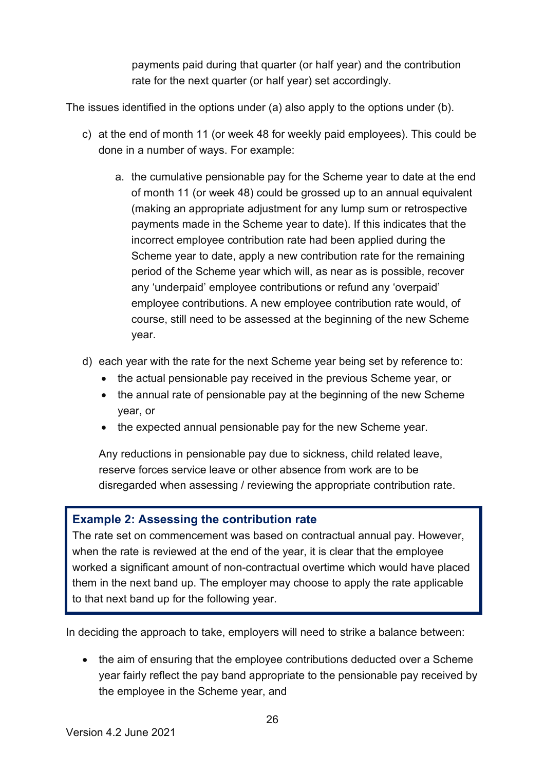payments paid during that quarter (or half year) and the contribution rate for the next quarter (or half year) set accordingly.

The issues identified in the options under (a) also apply to the options under (b).

c) at the end of month 11 (or week 48 for weekly paid employees). This could be done in a number of ways. For example:

   a. the cumulative pensionable pay for the Scheme year to date at the end of month 11 (or week 48) could be grossed up to an annual equivalent (making an appropriate adjustment for any lump sum or retrospective payments made in the Scheme year to date). If this indicates that the incorrect employee contribution rate had been applied during the Scheme year to date, apply a new contribution rate for the remaining period of the Scheme year which will, as near as is possible, recover any 'underpaid' employee contributions or refund any 'overpaid' employee contributions. A new employee contribution rate would, of course, still need to be assessed at the beginning of the new Scheme year.

d) each year with the rate for the next Scheme year being set by reference to:
   - the actual pensionable pay received in the previous Scheme year, or
   - the annual rate of pensionable pay at the beginning of the new Scheme year, or
   - the expected annual pensionable pay for the new Scheme year.

   Any reductions in pensionable pay due to sickness, child related leave, reserve forces service leave or other absence from work are to be disregarded when assessing / reviewing the appropriate contribution rate.

**Example 2: Assessing the contribution rate**

The rate set on commencement was based on contractual annual pay. However, when the rate is reviewed at the end of the year, it is clear that the employee worked a significant amount of non-contractual overtime which would have placed them in the next band up. The employer may choose to apply the rate applicable to that next band up for the following year.

In deciding the approach to take, employers will need to strike a balance between:

- the aim of ensuring that the employee contributions deducted over a Scheme year fairly reflect the pay band appropriate to the pensionable pay received by the employee in the Scheme year, and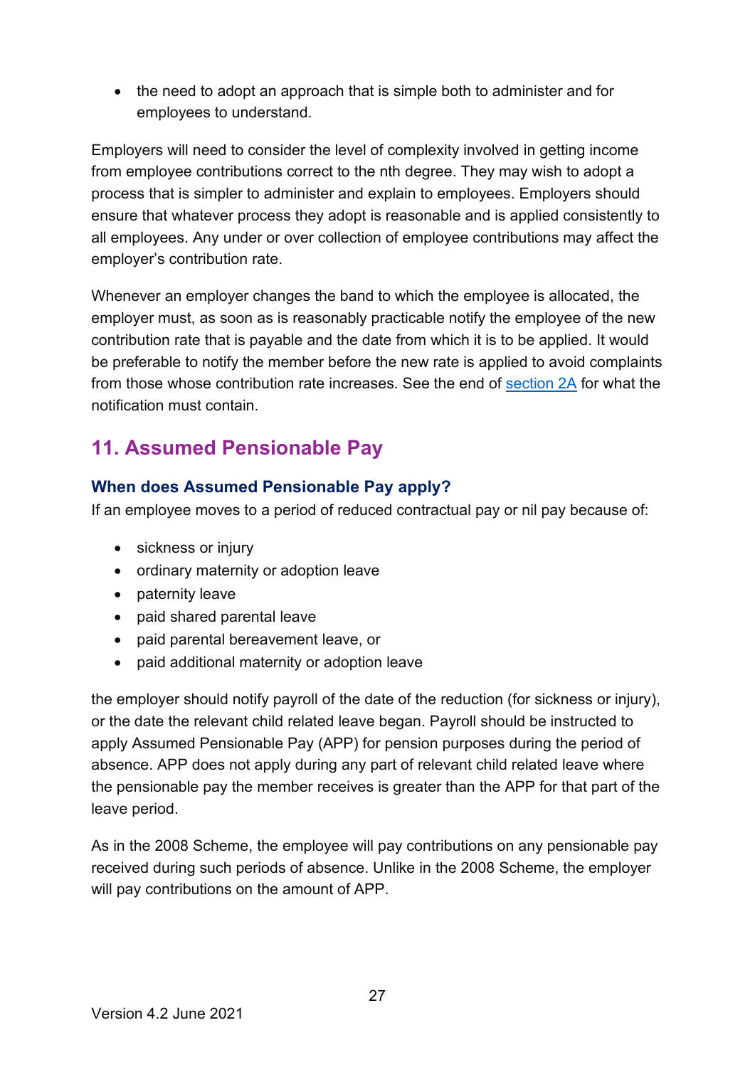- the need to adopt an approach that is simple both to administer and for employees to understand.

Employers will need to consider the level of complexity involved in getting income from employee contributions correct to the nth degree. They may wish to adopt a process that is simpler to administer and explain to employees. Employers should ensure that whatever process they adopt is reasonable and is applied consistently to all employees. Any under or over collection of employee contributions may affect the employer's contribution rate.

Whenever an employer changes the band to which the employee is allocated, the employer must, as soon as is reasonably practicable notify the employee of the new contribution rate that is payable and the date from which it is to be applied. It would be preferable to notify the member before the new rate is applied to avoid complaints from those whose contribution rate increases. See the end of [section 2A](#) for what the notification must contain.

## 11. Assumed Pensionable Pay

### When does Assumed Pensionable Pay apply?

If an employee moves to a period of reduced contractual pay or nil pay because of:

- sickness or injury
- ordinary maternity or adoption leave
- paternity leave
- paid shared parental leave
- paid parental bereavement leave, or
- paid additional maternity or adoption leave

the employer should notify payroll of the date of the reduction (for sickness or injury), or the date the relevant child related leave began. Payroll should be instructed to apply Assumed Pensionable Pay (APP) for pension purposes during the period of absence. APP does not apply during any part of relevant child related leave where the pensionable pay the member receives is greater than the APP for that part of the leave period.

As in the 2008 Scheme, the employee will pay contributions on any pensionable pay received during such periods of absence. Unlike in the 2008 Scheme, the employer will pay contributions on the amount of APP.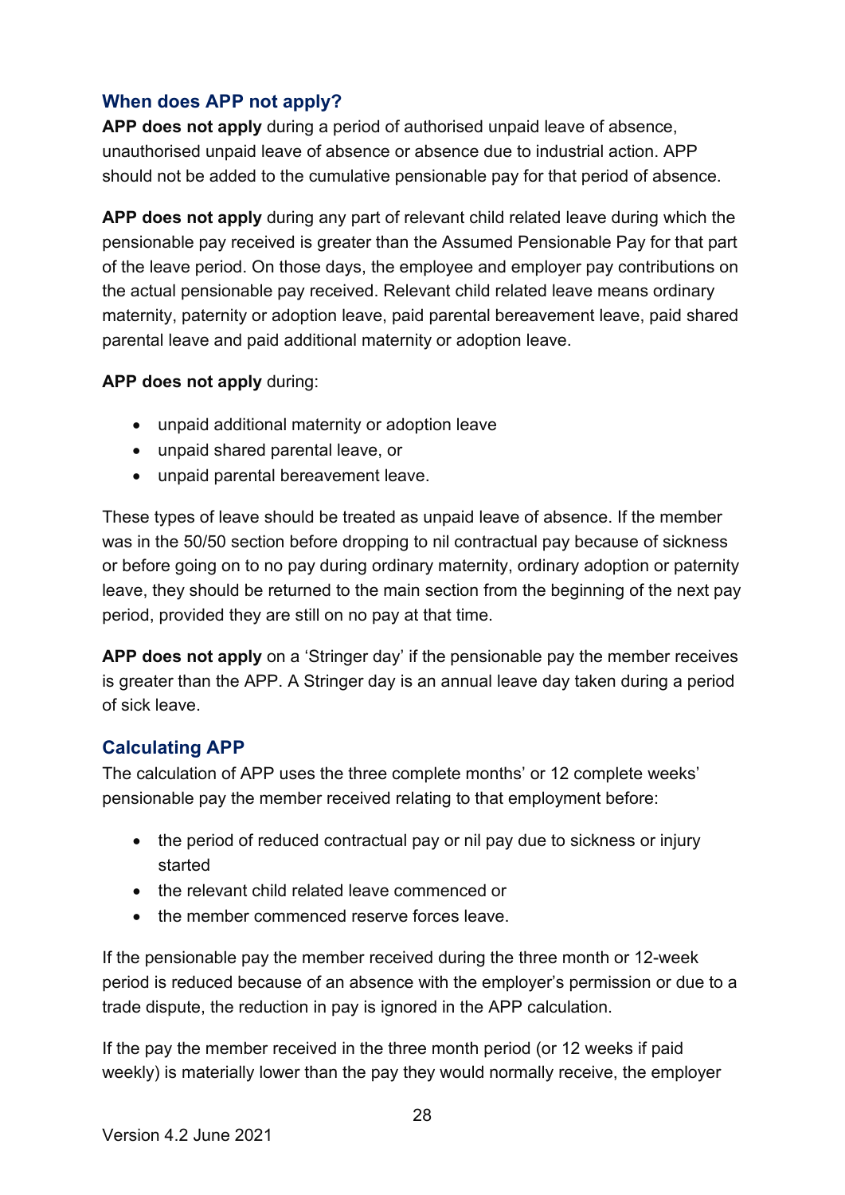### When does APP not apply?

**APP does not apply** during a period of authorised unpaid leave of absence, unauthorised unpaid leave of absence or absence due to industrial action. APP should not be added to the cumulative pensionable pay for that period of absence.

**APP does not apply** during any part of relevant child related leave during which the pensionable pay received is greater than the Assumed Pensionable Pay for that part of the leave period. On those days, the employee and employer pay contributions on the actual pensionable pay received. Relevant child related leave means ordinary maternity, paternity or adoption leave, paid parental bereavement leave, paid shared parental leave and paid additional maternity or adoption leave.

**APP does not apply** during:

- unpaid additional maternity or adoption leave
- unpaid shared parental leave, or
- unpaid parental bereavement leave.

These types of leave should be treated as unpaid leave of absence. If the member was in the 50/50 section before dropping to nil contractual pay because of sickness or before going on to no pay during ordinary maternity, ordinary adoption or paternity leave, they should be returned to the main section from the beginning of the next pay period, provided they are still on no pay at that time.

**APP does not apply** on a 'Stringer day' if the pensionable pay the member receives is greater than the APP. A Stringer day is an annual leave day taken during a period of sick leave.

### Calculating APP

The calculation of APP uses the three complete months' or 12 complete weeks' pensionable pay the member received relating to that employment before:

- the period of reduced contractual pay or nil pay due to sickness or injury started
- the relevant child related leave commenced or
- the member commenced reserve forces leave.

If the pensionable pay the member received during the three month or 12-week period is reduced because of an absence with the employer's permission or due to a trade dispute, the reduction in pay is ignored in the APP calculation.

If the pay the member received in the three month period (or 12 weeks if paid weekly) is materially lower than the pay they would normally receive, the employer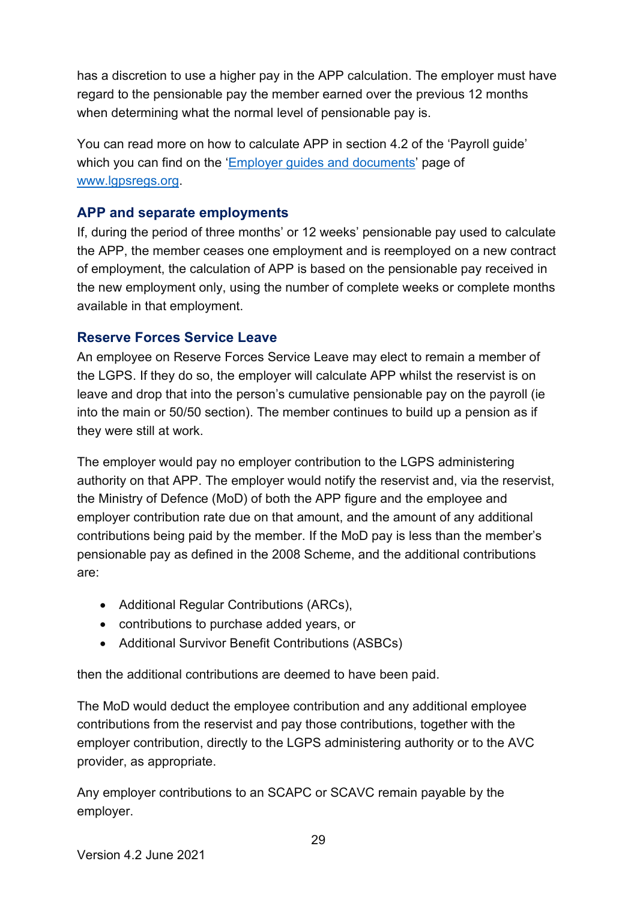has a discretion to use a higher pay in the APP calculation. The employer must have regard to the pensionable pay the member earned over the previous 12 months when determining what the normal level of pensionable pay is.

You can read more on how to calculate APP in section 4.2 of the 'Payroll guide' which you can find on the '[Employer guides and documents](#)' page of [www.lgpsregs.org](http://www.lgpsregs.org).

### APP and separate employments

If, during the period of three months' or 12 weeks' pensionable pay used to calculate the APP, the member ceases one employment and is reemployed on a new contract of employment, the calculation of APP is based on the pensionable pay received in the new employment only, using the number of complete weeks or complete months available in that employment.

### Reserve Forces Service Leave

An employee on Reserve Forces Service Leave may elect to remain a member of the LGPS. If they do so, the employer will calculate APP whilst the reservist is on leave and drop that into the person's cumulative pensionable pay on the payroll (ie into the main or 50/50 section). The member continues to build up a pension as if they were still at work.

The employer would pay no employer contribution to the LGPS administering authority on that APP. The employer would notify the reservist and, via the reservist, the Ministry of Defence (MoD) of both the APP figure and the employee and employer contribution rate due on that amount, and the amount of any additional contributions being paid by the member. If the MoD pay is less than the member's pensionable pay as defined in the 2008 Scheme, and the additional contributions are:

- Additional Regular Contributions (ARCs),
- contributions to purchase added years, or
- Additional Survivor Benefit Contributions (ASBCs)

then the additional contributions are deemed to have been paid.

The MoD would deduct the employee contribution and any additional employee contributions from the reservist and pay those contributions, together with the employer contribution, directly to the LGPS administering authority or to the AVC provider, as appropriate.

Any employer contributions to an SCAPC or SCAVC remain payable by the employer.

Version 4.2 June 2021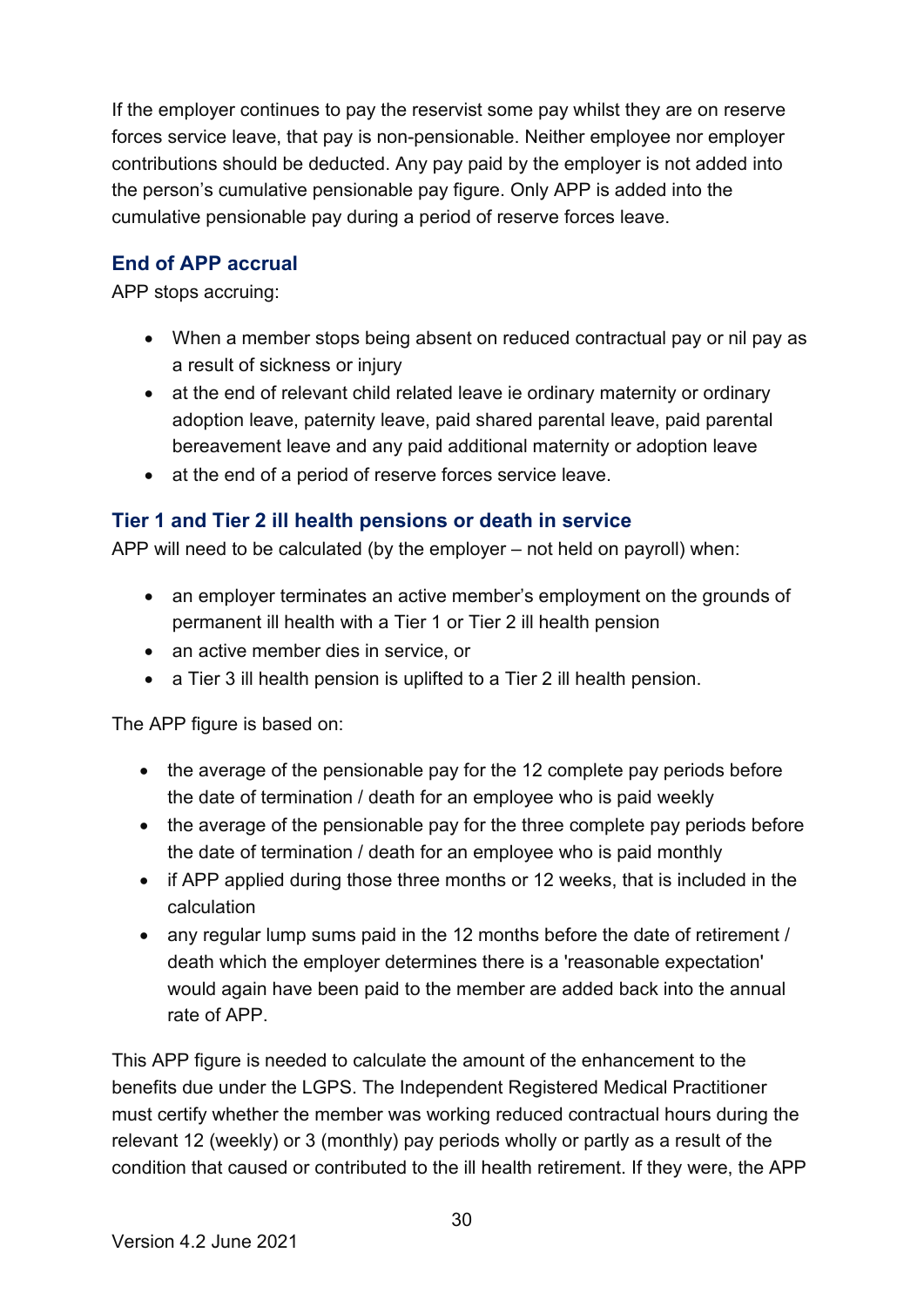If the employer continues to pay the reservist some pay whilst they are on reserve forces service leave, that pay is non-pensionable. Neither employee nor employer contributions should be deducted. Any pay paid by the employer is not added into the person's cumulative pensionable pay figure. Only APP is added into the cumulative pensionable pay during a period of reserve forces leave.

### End of APP accrual

APP stops accruing:

- When a member stops being absent on reduced contractual pay or nil pay as a result of sickness or injury
- at the end of relevant child related leave ie ordinary maternity or ordinary adoption leave, paternity leave, paid shared parental leave, paid parental bereavement leave and any paid additional maternity or adoption leave
- at the end of a period of reserve forces service leave.

### Tier 1 and Tier 2 ill health pensions or death in service

APP will need to be calculated (by the employer – not held on payroll) when:

- an employer terminates an active member's employment on the grounds of permanent ill health with a Tier 1 or Tier 2 ill health pension
- an active member dies in service, or
- a Tier 3 ill health pension is uplifted to a Tier 2 ill health pension.

The APP figure is based on:

- the average of the pensionable pay for the 12 complete pay periods before the date of termination / death for an employee who is paid weekly
- the average of the pensionable pay for the three complete pay periods before the date of termination / death for an employee who is paid monthly
- if APP applied during those three months or 12 weeks, that is included in the calculation
- any regular lump sums paid in the 12 months before the date of retirement / death which the employer determines there is a 'reasonable expectation' would again have been paid to the member are added back into the annual rate of APP.

This APP figure is needed to calculate the amount of the enhancement to the benefits due under the LGPS. The Independent Registered Medical Practitioner must certify whether the member was working reduced contractual hours during the relevant 12 (weekly) or 3 (monthly) pay periods wholly or partly as a result of the condition that caused or contributed to the ill health retirement. If they were, the APP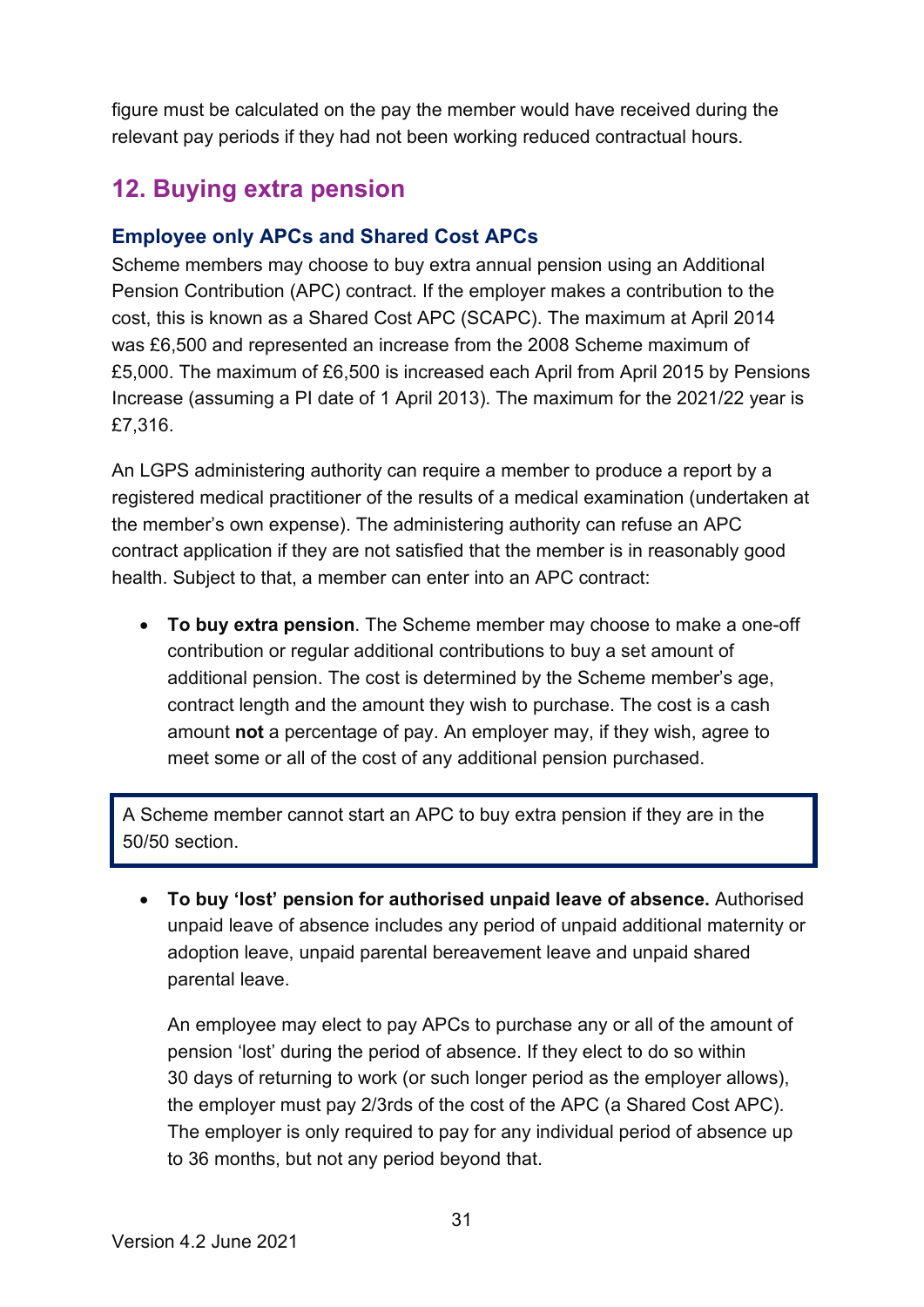figure must be calculated on the pay the member would have received during the relevant pay periods if they had not been working reduced contractual hours.

## 12. Buying extra pension

### Employee only APCs and Shared Cost APCs

Scheme members may choose to buy extra annual pension using an Additional Pension Contribution (APC) contract. If the employer makes a contribution to the cost, this is known as a Shared Cost APC (SCAPC). The maximum at April 2014 was £6,500 and represented an increase from the 2008 Scheme maximum of £5,000. The maximum of £6,500 is increased each April from April 2015 by Pensions Increase (assuming a PI date of 1 April 2013). The maximum for the 2021/22 year is £7,316.

An LGPS administering authority can require a member to produce a report by a registered medical practitioner of the results of a medical examination (undertaken at the member's own expense). The administering authority can refuse an APC contract application if they are not satisfied that the member is in reasonably good health. Subject to that, a member can enter into an APC contract:

- **To buy extra pension**. The Scheme member may choose to make a one-off contribution or regular additional contributions to buy a set amount of additional pension. The cost is determined by the Scheme member's age, contract length and the amount they wish to purchase. The cost is a cash amount **not** a percentage of pay. An employer may, if they wish, agree to meet some or all of the cost of any additional pension purchased.

> A Scheme member cannot start an APC to buy extra pension if they are in the 50/50 section.

- **To buy 'lost' pension for authorised unpaid leave of absence.** Authorised unpaid leave of absence includes any period of unpaid additional maternity or adoption leave, unpaid parental bereavement leave and unpaid shared parental leave.

  An employee may elect to pay APCs to purchase any or all of the amount of pension 'lost' during the period of absence. If they elect to do so within 30 days of returning to work (or such longer period as the employer allows), the employer must pay 2/3rds of the cost of the APC (a Shared Cost APC). The employer is only required to pay for any individual period of absence up to 36 months, but not any period beyond that.

Version 4.2 June 2021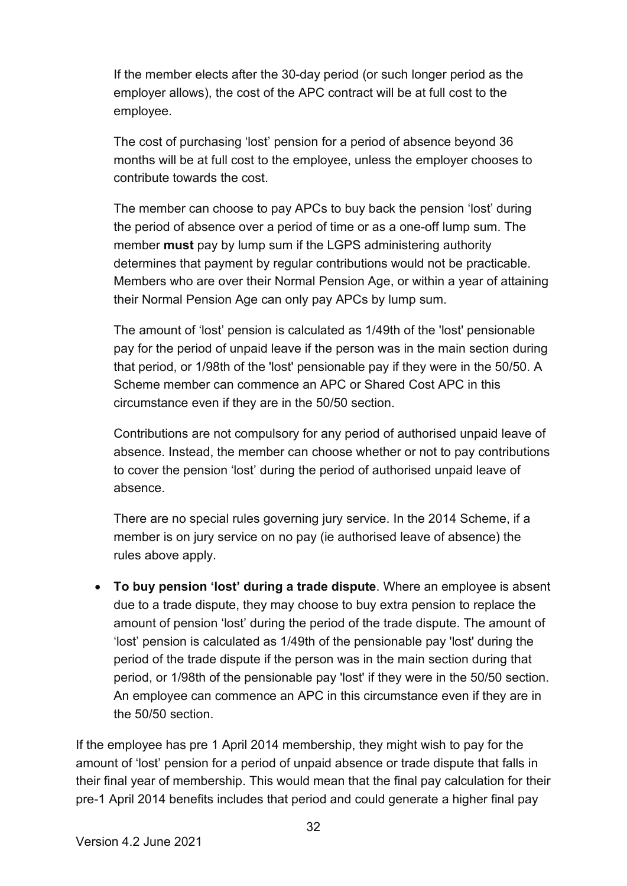If the member elects after the 30-day period (or such longer period as the employer allows), the cost of the APC contract will be at full cost to the employee.

The cost of purchasing 'lost' pension for a period of absence beyond 36 months will be at full cost to the employee, unless the employer chooses to contribute towards the cost.

The member can choose to pay APCs to buy back the pension 'lost' during the period of absence over a period of time or as a one-off lump sum. The member **must** pay by lump sum if the LGPS administering authority determines that payment by regular contributions would not be practicable. Members who are over their Normal Pension Age, or within a year of attaining their Normal Pension Age can only pay APCs by lump sum.

The amount of 'lost' pension is calculated as 1/49th of the 'lost' pensionable pay for the period of unpaid leave if the person was in the main section during that period, or 1/98th of the 'lost' pensionable pay if they were in the 50/50. A Scheme member can commence an APC or Shared Cost APC in this circumstance even if they are in the 50/50 section.

Contributions are not compulsory for any period of authorised unpaid leave of absence. Instead, the member can choose whether or not to pay contributions to cover the pension 'lost' during the period of authorised unpaid leave of absence.

There are no special rules governing jury service. In the 2014 Scheme, if a member is on jury service on no pay (ie authorised leave of absence) the rules above apply.

- **To buy pension 'lost' during a trade dispute**. Where an employee is absent due to a trade dispute, they may choose to buy extra pension to replace the amount of pension 'lost' during the period of the trade dispute. The amount of 'lost' pension is calculated as 1/49th of the pensionable pay 'lost' during the period of the trade dispute if the person was in the main section during that period, or 1/98th of the pensionable pay 'lost' if they were in the 50/50 section. An employee can commence an APC in this circumstance even if they are in the 50/50 section.

If the employee has pre 1 April 2014 membership, they might wish to pay for the amount of 'lost' pension for a period of unpaid absence or trade dispute that falls in their final year of membership. This would mean that the final pay calculation for their pre-1 April 2014 benefits includes that period and could generate a higher final pay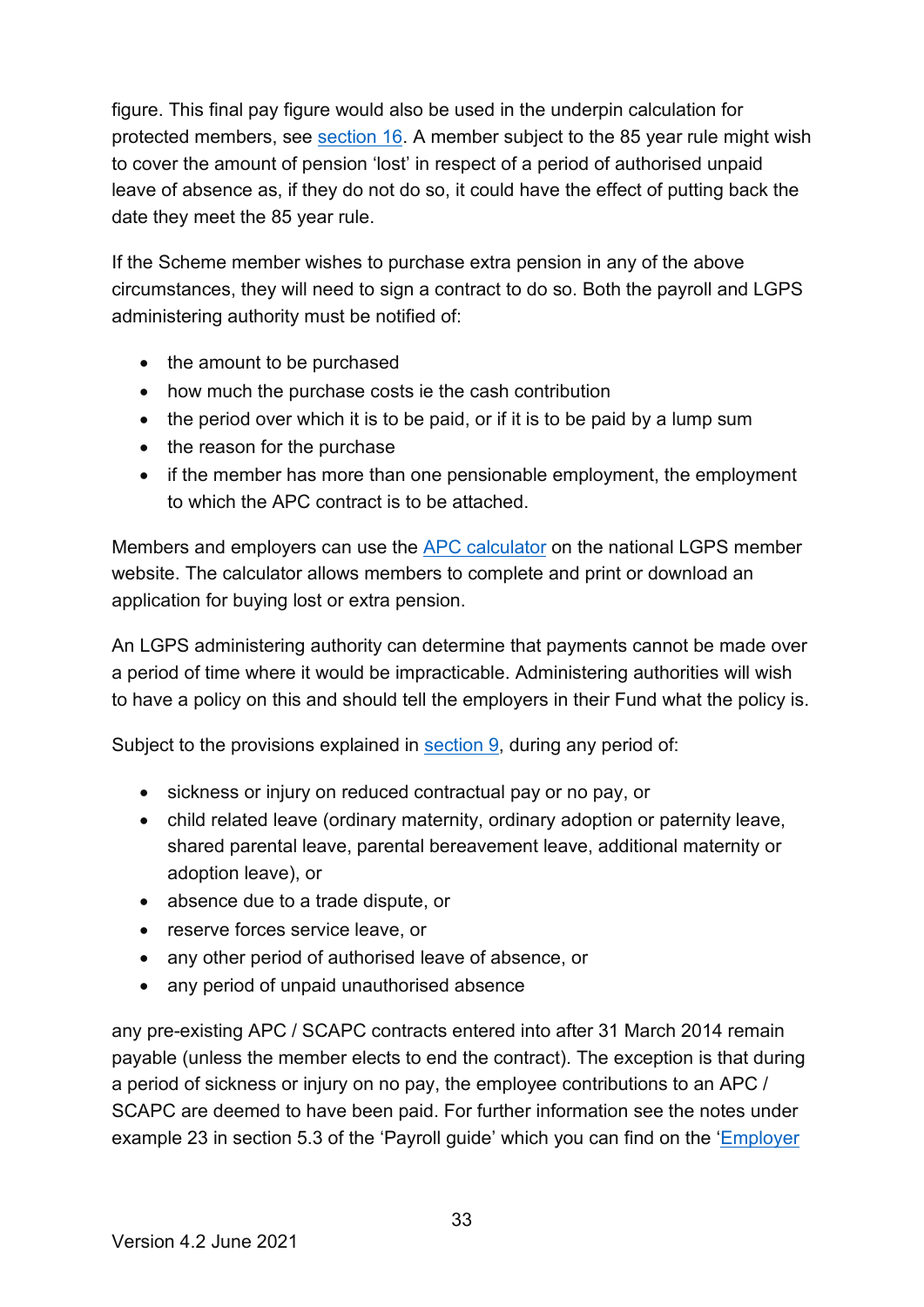figure. This final pay figure would also be used in the underpin calculation for protected members, see [section 16](). A member subject to the 85 year rule might wish to cover the amount of pension 'lost' in respect of a period of authorised unpaid leave of absence as, if they do not do so, it could have the effect of putting back the date they meet the 85 year rule.

If the Scheme member wishes to purchase extra pension in any of the above circumstances, they will need to sign a contract to do so. Both the payroll and LGPS administering authority must be notified of:

- the amount to be purchased
- how much the purchase costs ie the cash contribution
- the period over which it is to be paid, or if it is to be paid by a lump sum
- the reason for the purchase
- if the member has more than one pensionable employment, the employment to which the APC contract is to be attached.

Members and employers can use the [APC calculator]() on the national LGPS member website. The calculator allows members to complete and print or download an application for buying lost or extra pension.

An LGPS administering authority can determine that payments cannot be made over a period of time where it would be impracticable. Administering authorities will wish to have a policy on this and should tell the employers in their Fund what the policy is.

Subject to the provisions explained in [section 9](), during any period of:

- sickness or injury on reduced contractual pay or no pay, or
- child related leave (ordinary maternity, ordinary adoption or paternity leave, shared parental leave, parental bereavement leave, additional maternity or adoption leave), or
- absence due to a trade dispute, or
- reserve forces service leave, or
- any other period of authorised leave of absence, or
- any period of unpaid unauthorised absence

any pre-existing APC / SCAPC contracts entered into after 31 March 2014 remain payable (unless the member elects to end the contract). The exception is that during a period of sickness or injury on no pay, the employee contributions to an APC / SCAPC are deemed to have been paid. For further information see the notes under example 23 in section 5.3 of the 'Payroll guide' which you can find on the '[Employer]()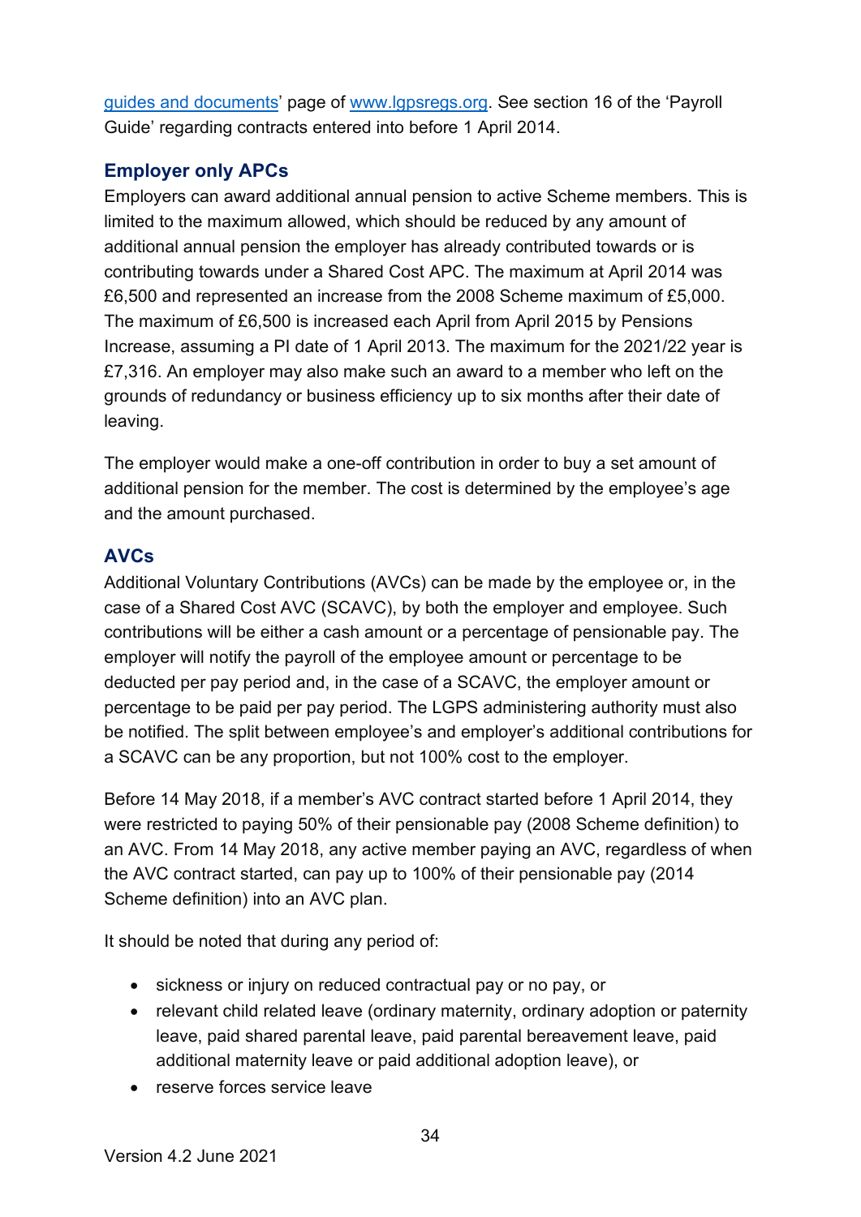guides and documents' page of www.lgpsregs.org. See section 16 of the 'Payroll Guide' regarding contracts entered into before 1 April 2014.

### Employer only APCs

Employers can award additional annual pension to active Scheme members. This is limited to the maximum allowed, which should be reduced by any amount of additional annual pension the employer has already contributed towards or is contributing towards under a Shared Cost APC. The maximum at April 2014 was £6,500 and represented an increase from the 2008 Scheme maximum of £5,000. The maximum of £6,500 is increased each April from April 2015 by Pensions Increase, assuming a PI date of 1 April 2013. The maximum for the 2021/22 year is £7,316. An employer may also make such an award to a member who left on the grounds of redundancy or business efficiency up to six months after their date of leaving.

The employer would make a one-off contribution in order to buy a set amount of additional pension for the member. The cost is determined by the employee's age and the amount purchased.

### AVCs

Additional Voluntary Contributions (AVCs) can be made by the employee or, in the case of a Shared Cost AVC (SCAVC), by both the employer and employee. Such contributions will be either a cash amount or a percentage of pensionable pay. The employer will notify the payroll of the employee amount or percentage to be deducted per pay period and, in the case of a SCAVC, the employer amount or percentage to be paid per pay period. The LGPS administering authority must also be notified. The split between employee's and employer's additional contributions for a SCAVC can be any proportion, but not 100% cost to the employer.

Before 14 May 2018, if a member's AVC contract started before 1 April 2014, they were restricted to paying 50% of their pensionable pay (2008 Scheme definition) to an AVC. From 14 May 2018, any active member paying an AVC, regardless of when the AVC contract started, can pay up to 100% of their pensionable pay (2014 Scheme definition) into an AVC plan.

It should be noted that during any period of:

- sickness or injury on reduced contractual pay or no pay, or
- relevant child related leave (ordinary maternity, ordinary adoption or paternity leave, paid shared parental leave, paid parental bereavement leave, paid additional maternity leave or paid additional adoption leave), or
- reserve forces service leave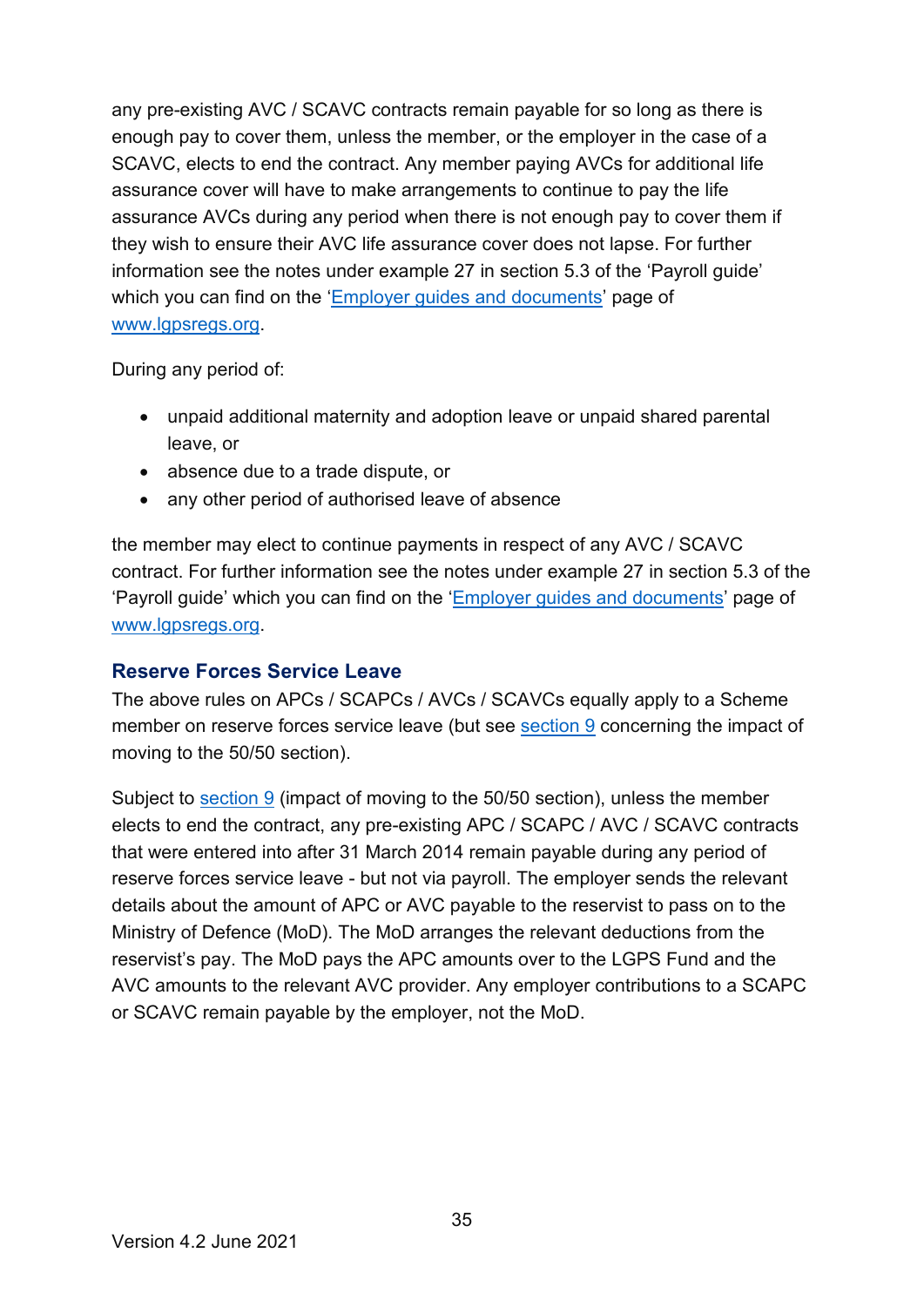any pre-existing AVC / SCAVC contracts remain payable for so long as there is enough pay to cover them, unless the member, or the employer in the case of a SCAVC, elects to end the contract. Any member paying AVCs for additional life assurance cover will have to make arrangements to continue to pay the life assurance AVCs during any period when there is not enough pay to cover them if they wish to ensure their AVC life assurance cover does not lapse. For further information see the notes under example 27 in section 5.3 of the 'Payroll guide' which you can find on the '[Employer guides and documents](http://www.lgpsregs.org)' page of [www.lgpsregs.org](http://www.lgpsregs.org).

During any period of:

- unpaid additional maternity and adoption leave or unpaid shared parental leave, or
- absence due to a trade dispute, or
- any other period of authorised leave of absence

the member may elect to continue payments in respect of any AVC / SCAVC contract. For further information see the notes under example 27 in section 5.3 of the 'Payroll guide' which you can find on the '[Employer guides and documents](http://www.lgpsregs.org)' page of [www.lgpsregs.org](http://www.lgpsregs.org).

### Reserve Forces Service Leave

The above rules on APCs / SCAPCs / AVCs / SCAVCs equally apply to a Scheme member on reserve forces service leave (but see section 9 concerning the impact of moving to the 50/50 section).

Subject to section 9 (impact of moving to the 50/50 section), unless the member elects to end the contract, any pre-existing APC / SCAPC / AVC / SCAVC contracts that were entered into after 31 March 2014 remain payable during any period of reserve forces service leave - but not via payroll. The employer sends the relevant details about the amount of APC or AVC payable to the reservist to pass on to the Ministry of Defence (MoD). The MoD arranges the relevant deductions from the reservist's pay. The MoD pays the APC amounts over to the LGPS Fund and the AVC amounts to the relevant AVC provider. Any employer contributions to a SCAPC or SCAVC remain payable by the employer, not the MoD.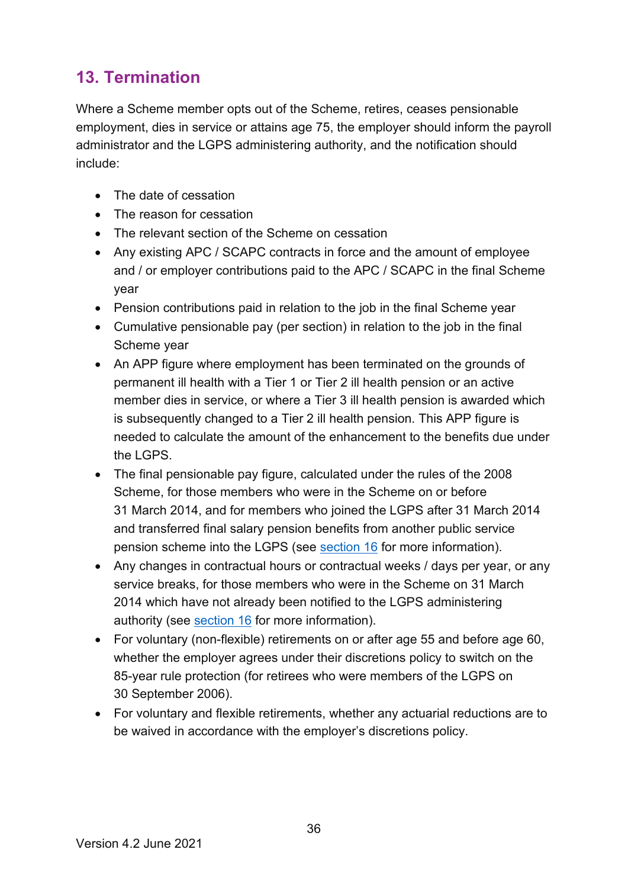## 13. Termination

Where a Scheme member opts out of the Scheme, retires, ceases pensionable employment, dies in service or attains age 75, the employer should inform the payroll administrator and the LGPS administering authority, and the notification should include:

- The date of cessation
- The reason for cessation
- The relevant section of the Scheme on cessation
- Any existing APC / SCAPC contracts in force and the amount of employee and / or employer contributions paid to the APC / SCAPC in the final Scheme year
- Pension contributions paid in relation to the job in the final Scheme year
- Cumulative pensionable pay (per section) in relation to the job in the final Scheme year
- An APP figure where employment has been terminated on the grounds of permanent ill health with a Tier 1 or Tier 2 ill health pension or an active member dies in service, or where a Tier 3 ill health pension is awarded which is subsequently changed to a Tier 2 ill health pension. This APP figure is needed to calculate the amount of the enhancement to the benefits due under the LGPS.
- The final pensionable pay figure, calculated under the rules of the 2008 Scheme, for those members who were in the Scheme on or before 31 March 2014, and for members who joined the LGPS after 31 March 2014 and transferred final salary pension benefits from another public service pension scheme into the LGPS (see section 16 for more information).
- Any changes in contractual hours or contractual weeks / days per year, or any service breaks, for those members who were in the Scheme on 31 March 2014 which have not already been notified to the LGPS administering authority (see section 16 for more information).
- For voluntary (non-flexible) retirements on or after age 55 and before age 60, whether the employer agrees under their discretions policy to switch on the 85-year rule protection (for retirees who were members of the LGPS on 30 September 2006).
- For voluntary and flexible retirements, whether any actuarial reductions are to be waived in accordance with the employer's discretions policy.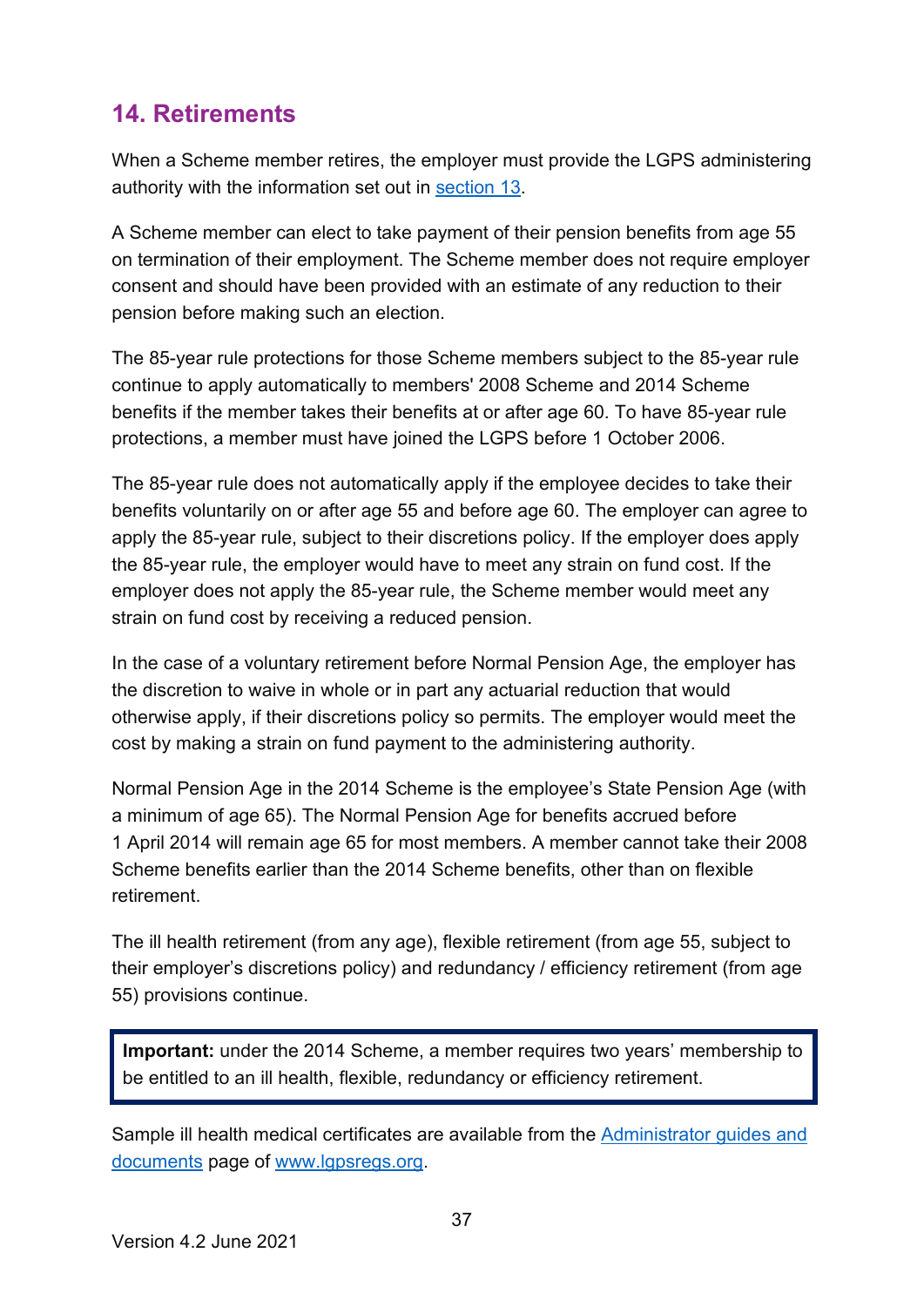## 14. Retirements

When a Scheme member retires, the employer must provide the LGPS administering authority with the information set out in [section 13](#).

A Scheme member can elect to take payment of their pension benefits from age 55 on termination of their employment. The Scheme member does not require employer consent and should have been provided with an estimate of any reduction to their pension before making such an election.

The 85-year rule protections for those Scheme members subject to the 85-year rule continue to apply automatically to members' 2008 Scheme and 2014 Scheme benefits if the member takes their benefits at or after age 60. To have 85-year rule protections, a member must have joined the LGPS before 1 October 2006.

The 85-year rule does not automatically apply if the employee decides to take their benefits voluntarily on or after age 55 and before age 60. The employer can agree to apply the 85-year rule, subject to their discretions policy. If the employer does apply the 85-year rule, the employer would have to meet any strain on fund cost. If the employer does not apply the 85-year rule, the Scheme member would meet any strain on fund cost by receiving a reduced pension.

In the case of a voluntary retirement before Normal Pension Age, the employer has the discretion to waive in whole or in part any actuarial reduction that would otherwise apply, if their discretions policy so permits. The employer would meet the cost by making a strain on fund payment to the administering authority.

Normal Pension Age in the 2014 Scheme is the employee's State Pension Age (with a minimum of age 65). The Normal Pension Age for benefits accrued before 1 April 2014 will remain age 65 for most members. A member cannot take their 2008 Scheme benefits earlier than the 2014 Scheme benefits, other than on flexible retirement.

The ill health retirement (from any age), flexible retirement (from age 55, subject to their employer's discretions policy) and redundancy / efficiency retirement (from age 55) provisions continue.

**Important:** under the 2014 Scheme, a member requires two years' membership to be entitled to an ill health, flexible, redundancy or efficiency retirement.

Sample ill health medical certificates are available from the [Administrator guides and documents](#) page of [www.lgpsregs.org](http://www.lgpsregs.org).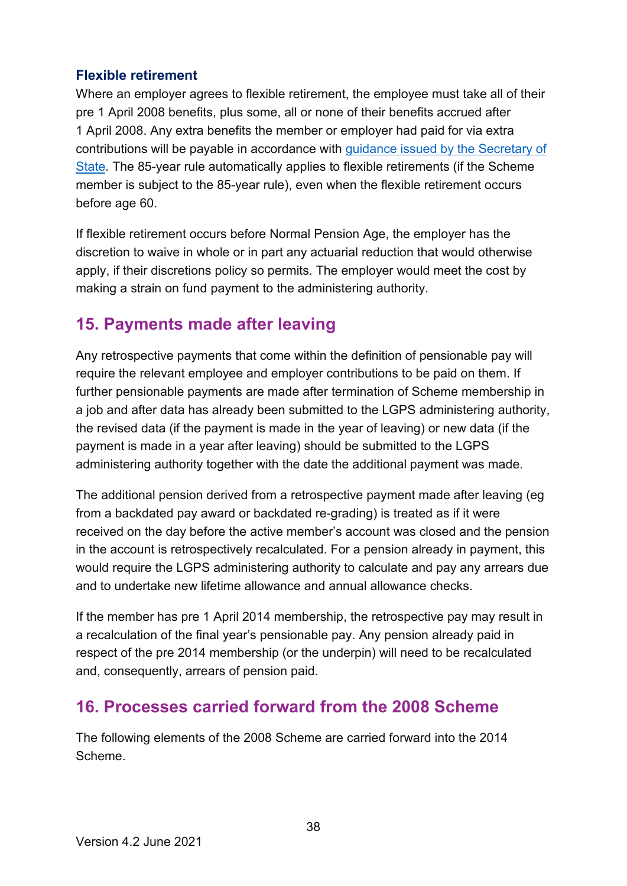### Flexible retirement

Where an employer agrees to flexible retirement, the employee must take all of their pre 1 April 2008 benefits, plus some, all or none of their benefits accrued after 1 April 2008. Any extra benefits the member or employer had paid for via extra contributions will be payable in accordance with [guidance issued by the Secretary of State](). The 85-year rule automatically applies to flexible retirements (if the Scheme member is subject to the 85-year rule), even when the flexible retirement occurs before age 60.

If flexible retirement occurs before Normal Pension Age, the employer has the discretion to waive in whole or in part any actuarial reduction that would otherwise apply, if their discretions policy so permits. The employer would meet the cost by making a strain on fund payment to the administering authority.

## 15. Payments made after leaving

Any retrospective payments that come within the definition of pensionable pay will require the relevant employee and employer contributions to be paid on them. If further pensionable payments are made after termination of Scheme membership in a job and after data has already been submitted to the LGPS administering authority, the revised data (if the payment is made in the year of leaving) or new data (if the payment is made in a year after leaving) should be submitted to the LGPS administering authority together with the date the additional payment was made.

The additional pension derived from a retrospective payment made after leaving (eg from a backdated pay award or backdated re-grading) is treated as if it were received on the day before the active member's account was closed and the pension in the account is retrospectively recalculated. For a pension already in payment, this would require the LGPS administering authority to calculate and pay any arrears due and to undertake new lifetime allowance and annual allowance checks.

If the member has pre 1 April 2014 membership, the retrospective pay may result in a recalculation of the final year's pensionable pay. Any pension already paid in respect of the pre 2014 membership (or the underpin) will need to be recalculated and, consequently, arrears of pension paid.

## 16. Processes carried forward from the 2008 Scheme

The following elements of the 2008 Scheme are carried forward into the 2014 Scheme.

Version 4.2 June 2021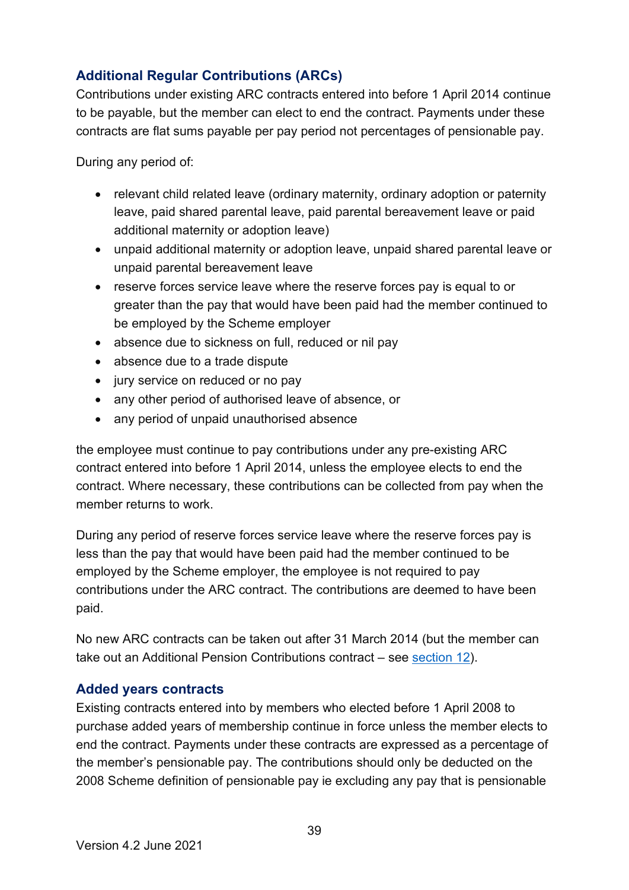### Additional Regular Contributions (ARCs)

Contributions under existing ARC contracts entered into before 1 April 2014 continue to be payable, but the member can elect to end the contract. Payments under these contracts are flat sums payable per pay period not percentages of pensionable pay.

During any period of:

- relevant child related leave (ordinary maternity, ordinary adoption or paternity leave, paid shared parental leave, paid parental bereavement leave or paid additional maternity or adoption leave)
- unpaid additional maternity or adoption leave, unpaid shared parental leave or unpaid parental bereavement leave
- reserve forces service leave where the reserve forces pay is equal to or greater than the pay that would have been paid had the member continued to be employed by the Scheme employer
- absence due to sickness on full, reduced or nil pay
- absence due to a trade dispute
- jury service on reduced or no pay
- any other period of authorised leave of absence, or
- any period of unpaid unauthorised absence

the employee must continue to pay contributions under any pre-existing ARC contract entered into before 1 April 2014, unless the employee elects to end the contract. Where necessary, these contributions can be collected from pay when the member returns to work.

During any period of reserve forces service leave where the reserve forces pay is less than the pay that would have been paid had the member continued to be employed by the Scheme employer, the employee is not required to pay contributions under the ARC contract. The contributions are deemed to have been paid.

No new ARC contracts can be taken out after 31 March 2014 (but the member can take out an Additional Pension Contributions contract – see section 12).

### Added years contracts

Existing contracts entered into by members who elected before 1 April 2008 to purchase added years of membership continue in force unless the member elects to end the contract. Payments under these contracts are expressed as a percentage of the member's pensionable pay. The contributions should only be deducted on the 2008 Scheme definition of pensionable pay ie excluding any pay that is pensionable

Version 4.2 June 2021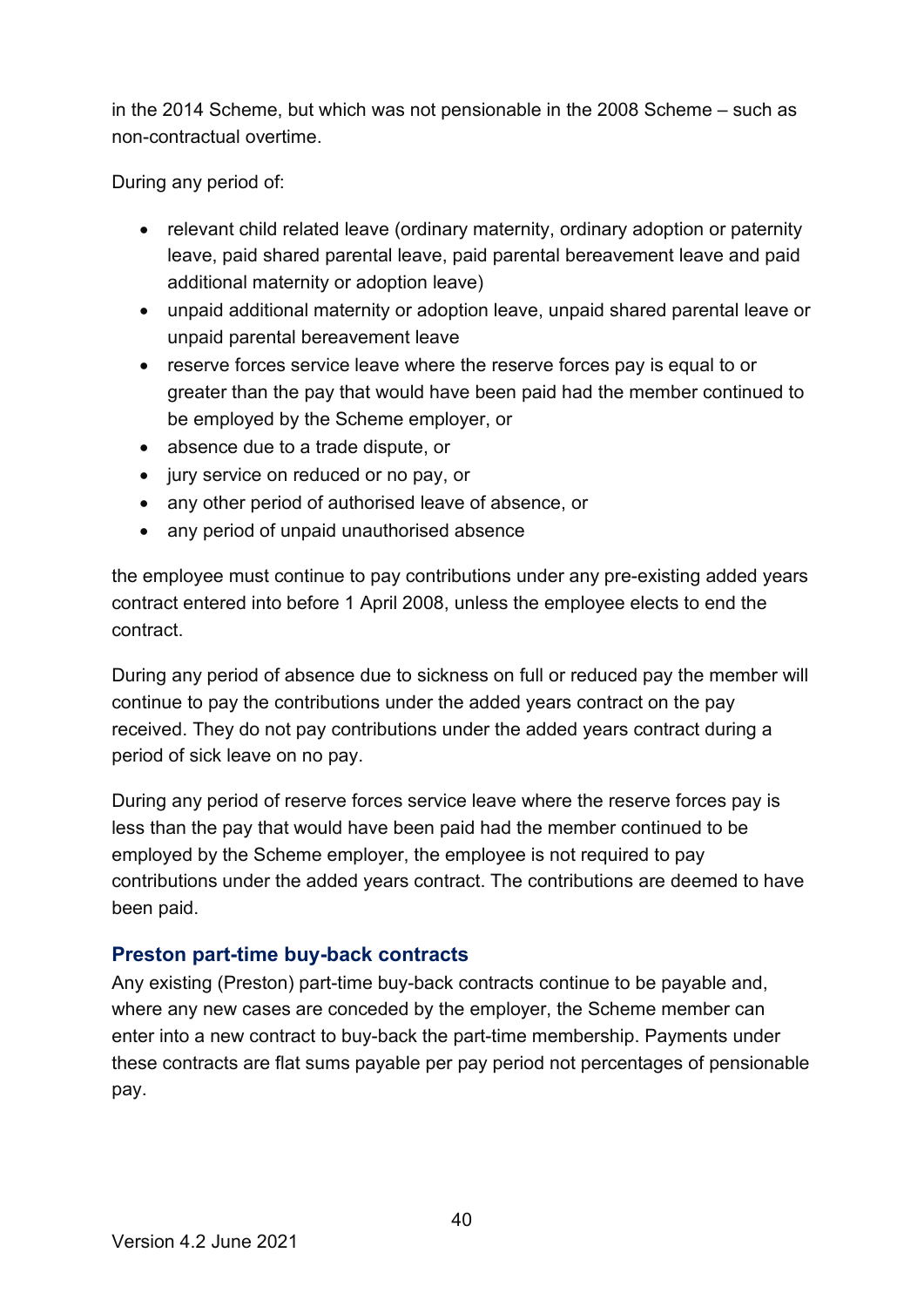in the 2014 Scheme, but which was not pensionable in the 2008 Scheme – such as non-contractual overtime.

During any period of:

- relevant child related leave (ordinary maternity, ordinary adoption or paternity leave, paid shared parental leave, paid parental bereavement leave and paid additional maternity or adoption leave)
- unpaid additional maternity or adoption leave, unpaid shared parental leave or unpaid parental bereavement leave
- reserve forces service leave where the reserve forces pay is equal to or greater than the pay that would have been paid had the member continued to be employed by the Scheme employer, or
- absence due to a trade dispute, or
- jury service on reduced or no pay, or
- any other period of authorised leave of absence, or
- any period of unpaid unauthorised absence

the employee must continue to pay contributions under any pre-existing added years contract entered into before 1 April 2008, unless the employee elects to end the contract.

During any period of absence due to sickness on full or reduced pay the member will continue to pay the contributions under the added years contract on the pay received. They do not pay contributions under the added years contract during a period of sick leave on no pay.

During any period of reserve forces service leave where the reserve forces pay is less than the pay that would have been paid had the member continued to be employed by the Scheme employer, the employee is not required to pay contributions under the added years contract. The contributions are deemed to have been paid.

### Preston part-time buy-back contracts

Any existing (Preston) part-time buy-back contracts continue to be payable and, where any new cases are conceded by the employer, the Scheme member can enter into a new contract to buy-back the part-time membership. Payments under these contracts are flat sums payable per pay period not percentages of pensionable pay.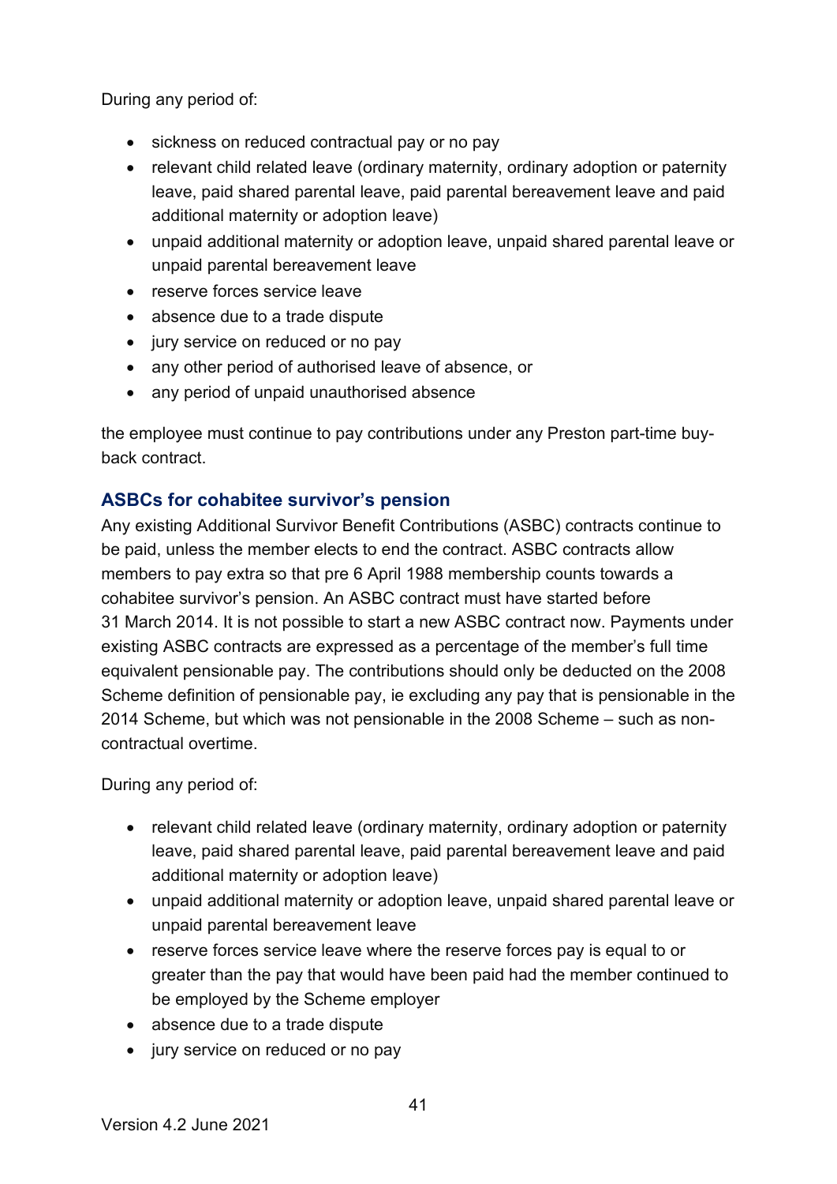During any period of:

- sickness on reduced contractual pay or no pay
- relevant child related leave (ordinary maternity, ordinary adoption or paternity leave, paid shared parental leave, paid parental bereavement leave and paid additional maternity or adoption leave)
- unpaid additional maternity or adoption leave, unpaid shared parental leave or unpaid parental bereavement leave
- reserve forces service leave
- absence due to a trade dispute
- jury service on reduced or no pay
- any other period of authorised leave of absence, or
- any period of unpaid unauthorised absence

the employee must continue to pay contributions under any Preston part-time buy-back contract.

### ASBCs for cohabitee survivor's pension

Any existing Additional Survivor Benefit Contributions (ASBC) contracts continue to be paid, unless the member elects to end the contract. ASBC contracts allow members to pay extra so that pre 6 April 1988 membership counts towards a cohabitee survivor's pension. An ASBC contract must have started before 31 March 2014. It is not possible to start a new ASBC contract now. Payments under existing ASBC contracts are expressed as a percentage of the member's full time equivalent pensionable pay. The contributions should only be deducted on the 2008 Scheme definition of pensionable pay, ie excluding any pay that is pensionable in the 2014 Scheme, but which was not pensionable in the 2008 Scheme – such as non-contractual overtime.

During any period of:

- relevant child related leave (ordinary maternity, ordinary adoption or paternity leave, paid shared parental leave, paid parental bereavement leave and paid additional maternity or adoption leave)
- unpaid additional maternity or adoption leave, unpaid shared parental leave or unpaid parental bereavement leave
- reserve forces service leave where the reserve forces pay is equal to or greater than the pay that would have been paid had the member continued to be employed by the Scheme employer
- absence due to a trade dispute
- jury service on reduced or no pay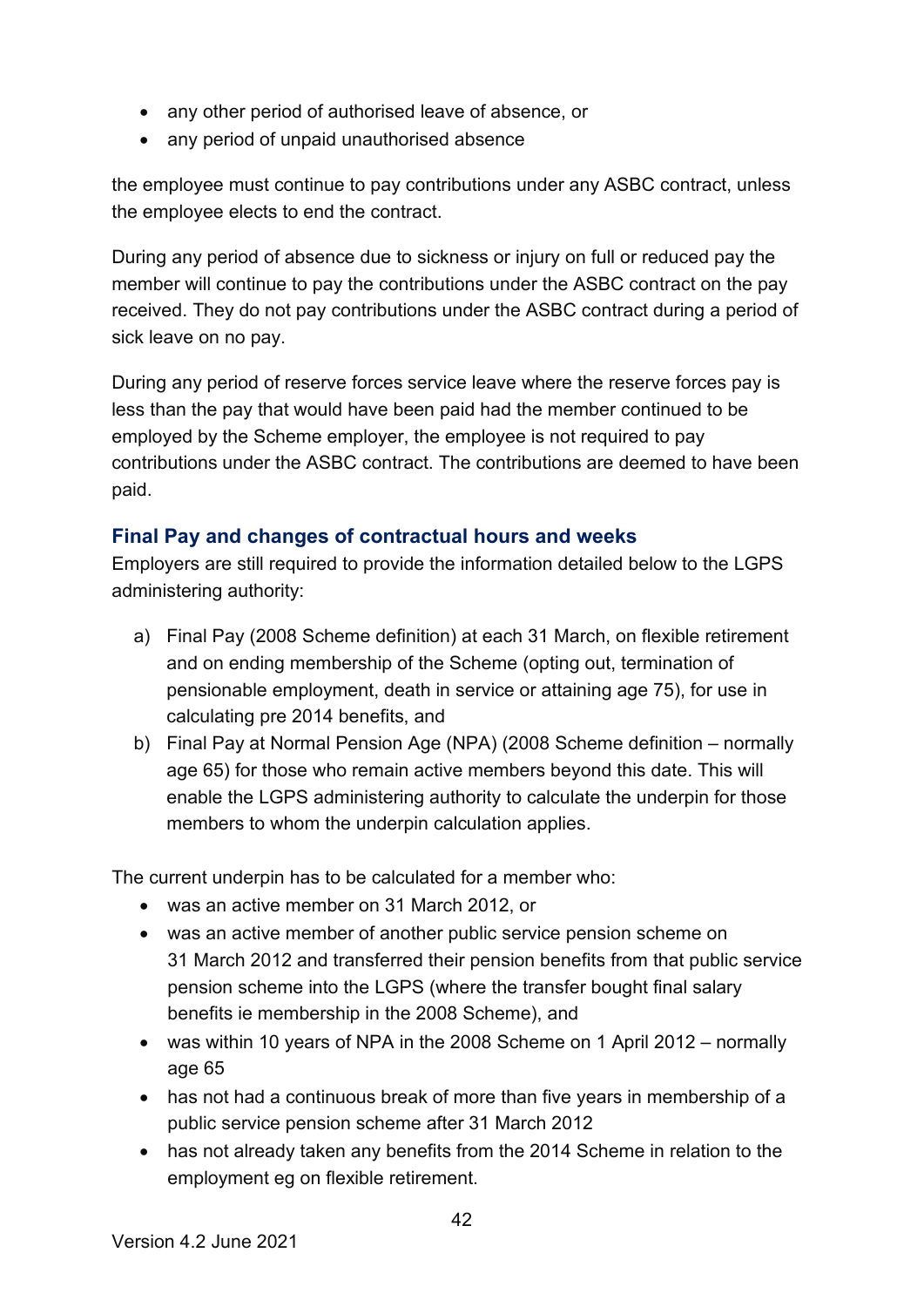- any other period of authorised leave of absence, or
- any period of unpaid unauthorised absence

the employee must continue to pay contributions under any ASBC contract, unless the employee elects to end the contract.

During any period of absence due to sickness or injury on full or reduced pay the member will continue to pay the contributions under the ASBC contract on the pay received. They do not pay contributions under the ASBC contract during a period of sick leave on no pay.

During any period of reserve forces service leave where the reserve forces pay is less than the pay that would have been paid had the member continued to be employed by the Scheme employer, the employee is not required to pay contributions under the ASBC contract. The contributions are deemed to have been paid.

### Final Pay and changes of contractual hours and weeks

Employers are still required to provide the information detailed below to the LGPS administering authority:

a) Final Pay (2008 Scheme definition) at each 31 March, on flexible retirement and on ending membership of the Scheme (opting out, termination of pensionable employment, death in service or attaining age 75), for use in calculating pre 2014 benefits, and
b) Final Pay at Normal Pension Age (NPA) (2008 Scheme definition – normally age 65) for those who remain active members beyond this date. This will enable the LGPS administering authority to calculate the underpin for those members to whom the underpin calculation applies.

The current underpin has to be calculated for a member who:

- was an active member on 31 March 2012, or
- was an active member of another public service pension scheme on 31 March 2012 and transferred their pension benefits from that public service pension scheme into the LGPS (where the transfer bought final salary benefits ie membership in the 2008 Scheme), and
- was within 10 years of NPA in the 2008 Scheme on 1 April 2012 – normally age 65
- has not had a continuous break of more than five years in membership of a public service pension scheme after 31 March 2012
- has not already taken any benefits from the 2014 Scheme in relation to the employment eg on flexible retirement.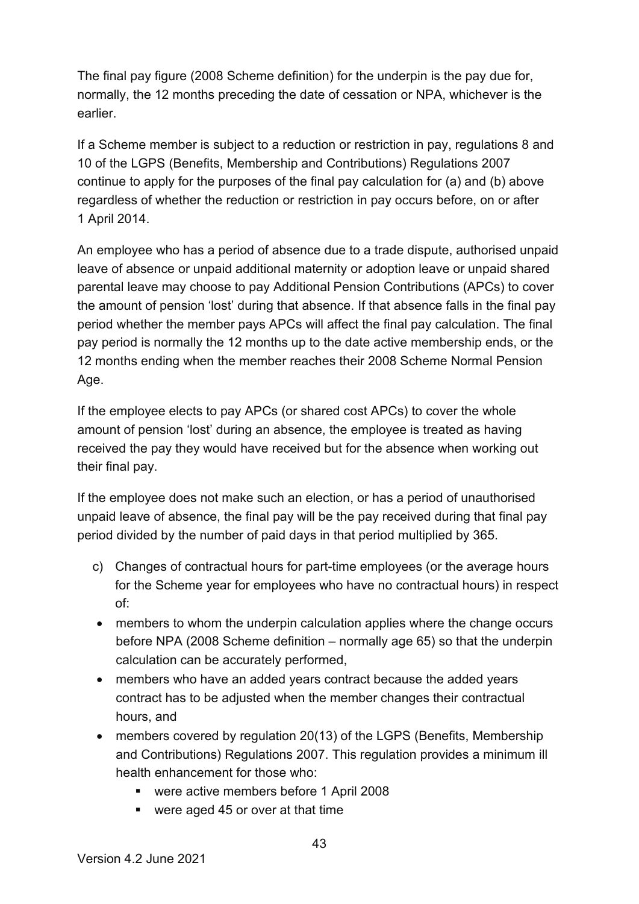The final pay figure (2008 Scheme definition) for the underpin is the pay due for, normally, the 12 months preceding the date of cessation or NPA, whichever is the earlier.

If a Scheme member is subject to a reduction or restriction in pay, regulations 8 and 10 of the LGPS (Benefits, Membership and Contributions) Regulations 2007 continue to apply for the purposes of the final pay calculation for (a) and (b) above regardless of whether the reduction or restriction in pay occurs before, on or after 1 April 2014.

An employee who has a period of absence due to a trade dispute, authorised unpaid leave of absence or unpaid additional maternity or adoption leave or unpaid shared parental leave may choose to pay Additional Pension Contributions (APCs) to cover the amount of pension 'lost' during that absence. If that absence falls in the final pay period whether the member pays APCs will affect the final pay calculation. The final pay period is normally the 12 months up to the date active membership ends, or the 12 months ending when the member reaches their 2008 Scheme Normal Pension Age.

If the employee elects to pay APCs (or shared cost APCs) to cover the whole amount of pension 'lost' during an absence, the employee is treated as having received the pay they would have received but for the absence when working out their final pay.

If the employee does not make such an election, or has a period of unauthorised unpaid leave of absence, the final pay will be the pay received during that final pay period divided by the number of paid days in that period multiplied by 365.

c) Changes of contractual hours for part-time employees (or the average hours for the Scheme year for employees who have no contractual hours) in respect of:

- members to whom the underpin calculation applies where the change occurs before NPA (2008 Scheme definition – normally age 65) so that the underpin calculation can be accurately performed,
- members who have an added years contract because the added years contract has to be adjusted when the member changes their contractual hours, and
- members covered by regulation 20(13) of the LGPS (Benefits, Membership and Contributions) Regulations 2007. This regulation provides a minimum ill health enhancement for those who:
  - were active members before 1 April 2008
  - were aged 45 or over at that time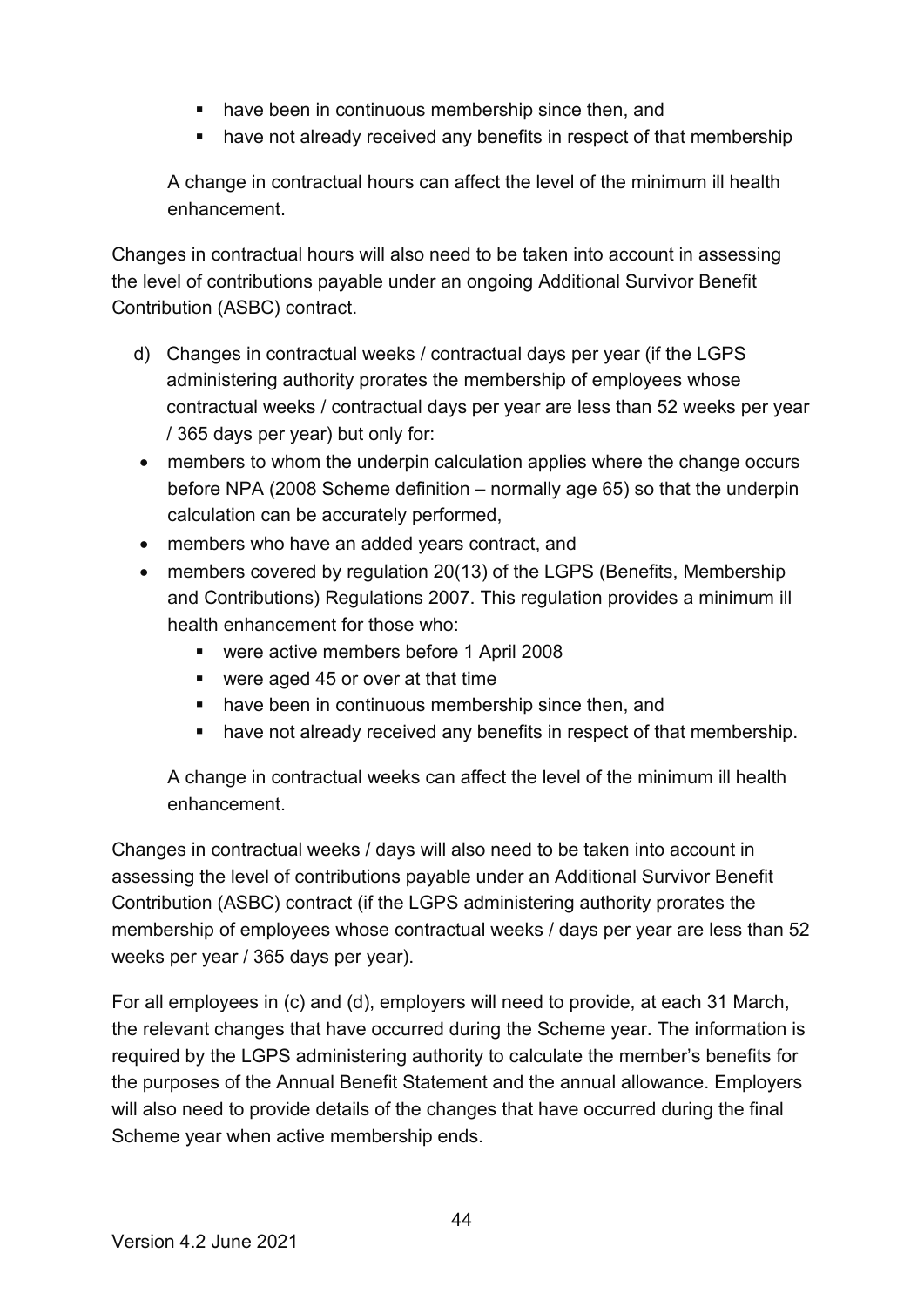- have been in continuous membership since then, and
- have not already received any benefits in respect of that membership

A change in contractual hours can affect the level of the minimum ill health enhancement.

Changes in contractual hours will also need to be taken into account in assessing the level of contributions payable under an ongoing Additional Survivor Benefit Contribution (ASBC) contract.

d) Changes in contractual weeks / contractual days per year (if the LGPS administering authority prorates the membership of employees whose contractual weeks / contractual days per year are less than 52 weeks per year / 365 days per year) but only for:

- members to whom the underpin calculation applies where the change occurs before NPA (2008 Scheme definition – normally age 65) so that the underpin calculation can be accurately performed,
- members who have an added years contract, and
- members covered by regulation 20(13) of the LGPS (Benefits, Membership and Contributions) Regulations 2007. This regulation provides a minimum ill health enhancement for those who:
    - were active members before 1 April 2008
    - were aged 45 or over at that time
    - have been in continuous membership since then, and
    - have not already received any benefits in respect of that membership.

A change in contractual weeks can affect the level of the minimum ill health enhancement.

Changes in contractual weeks / days will also need to be taken into account in assessing the level of contributions payable under an Additional Survivor Benefit Contribution (ASBC) contract (if the LGPS administering authority prorates the membership of employees whose contractual weeks / days per year are less than 52 weeks per year / 365 days per year).

For all employees in (c) and (d), employers will need to provide, at each 31 March, the relevant changes that have occurred during the Scheme year. The information is required by the LGPS administering authority to calculate the member's benefits for the purposes of the Annual Benefit Statement and the annual allowance. Employers will also need to provide details of the changes that have occurred during the final Scheme year when active membership ends.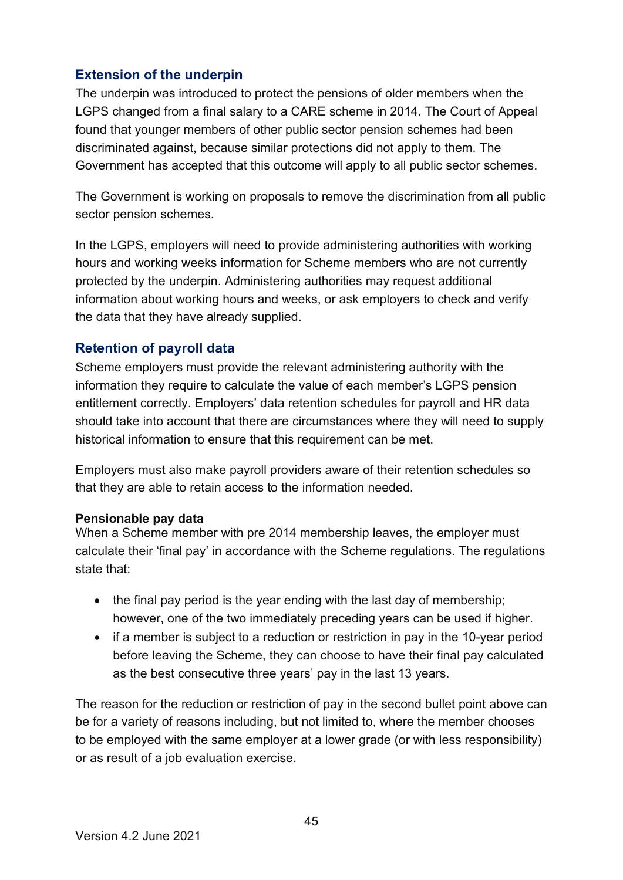## Extension of the underpin

The underpin was introduced to protect the pensions of older members when the LGPS changed from a final salary to a CARE scheme in 2014. The Court of Appeal found that younger members of other public sector pension schemes had been discriminated against, because similar protections did not apply to them. The Government has accepted that this outcome will apply to all public sector schemes.

The Government is working on proposals to remove the discrimination from all public sector pension schemes.

In the LGPS, employers will need to provide administering authorities with working hours and working weeks information for Scheme members who are not currently protected by the underpin. Administering authorities may request additional information about working hours and weeks, or ask employers to check and verify the data that they have already supplied.

## Retention of payroll data

Scheme employers must provide the relevant administering authority with the information they require to calculate the value of each member's LGPS pension entitlement correctly. Employers' data retention schedules for payroll and HR data should take into account that there are circumstances where they will need to supply historical information to ensure that this requirement can be met.

Employers must also make payroll providers aware of their retention schedules so that they are able to retain access to the information needed.

### Pensionable pay data

When a Scheme member with pre 2014 membership leaves, the employer must calculate their 'final pay' in accordance with the Scheme regulations. The regulations state that:

- the final pay period is the year ending with the last day of membership; however, one of the two immediately preceding years can be used if higher.
- if a member is subject to a reduction or restriction in pay in the 10-year period before leaving the Scheme, they can choose to have their final pay calculated as the best consecutive three years' pay in the last 13 years.

The reason for the reduction or restriction of pay in the second bullet point above can be for a variety of reasons including, but not limited to, where the member chooses to be employed with the same employer at a lower grade (or with less responsibility) or as result of a job evaluation exercise.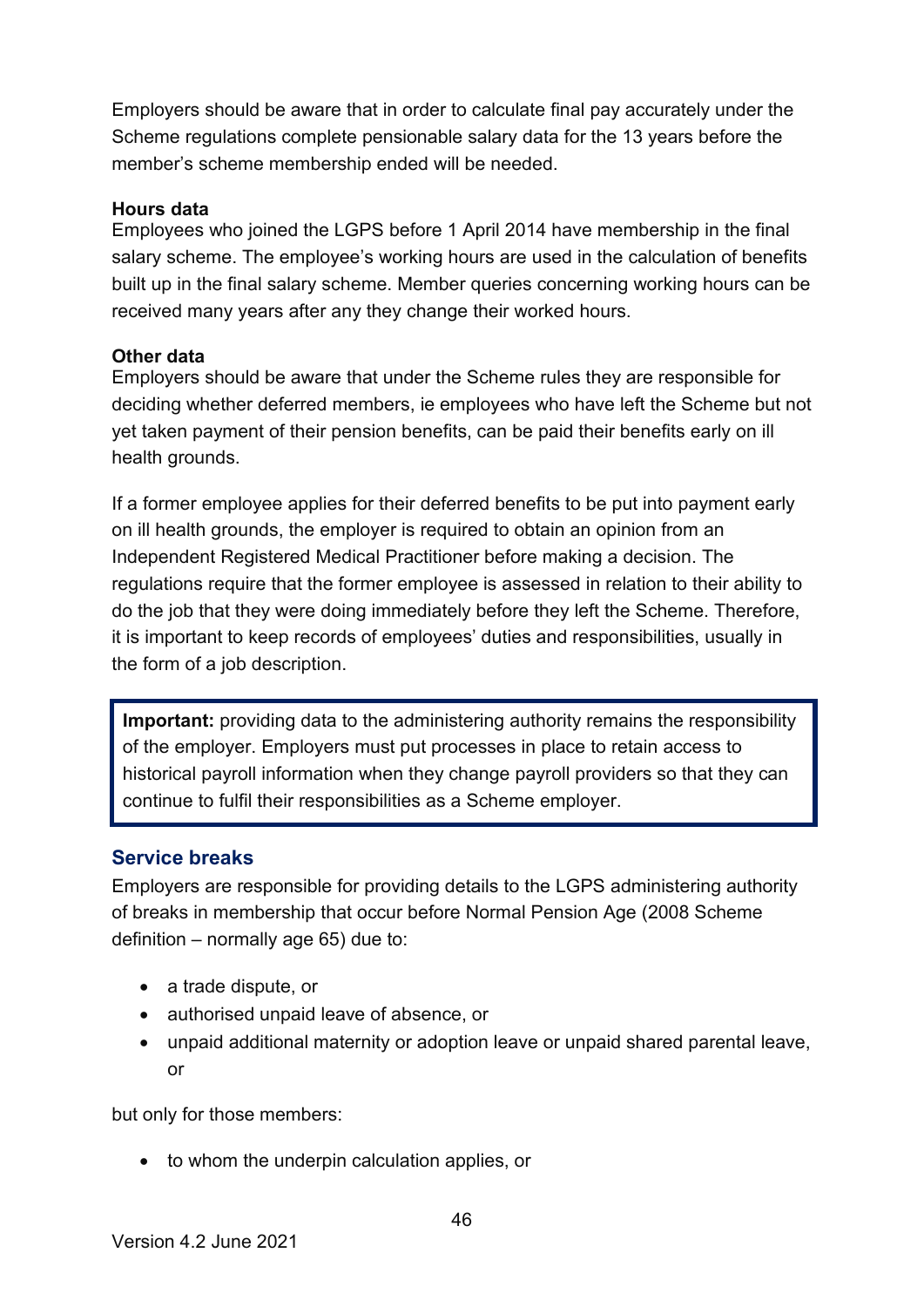Employers should be aware that in order to calculate final pay accurately under the Scheme regulations complete pensionable salary data for the 13 years before the member's scheme membership ended will be needed.

**Hours data**

Employees who joined the LGPS before 1 April 2014 have membership in the final salary scheme. The employee's working hours are used in the calculation of benefits built up in the final salary scheme. Member queries concerning working hours can be received many years after any they change their worked hours.

**Other data**

Employers should be aware that under the Scheme rules they are responsible for deciding whether deferred members, ie employees who have left the Scheme but not yet taken payment of their pension benefits, can be paid their benefits early on ill health grounds.

If a former employee applies for their deferred benefits to be put into payment early on ill health grounds, the employer is required to obtain an opinion from an Independent Registered Medical Practitioner before making a decision. The regulations require that the former employee is assessed in relation to their ability to do the job that they were doing immediately before they left the Scheme. Therefore, it is important to keep records of employees' duties and responsibilities, usually in the form of a job description.

> **Important:** providing data to the administering authority remains the responsibility of the employer. Employers must put processes in place to retain access to historical payroll information when they change payroll providers so that they can continue to fulfil their responsibilities as a Scheme employer.

### Service breaks

Employers are responsible for providing details to the LGPS administering authority of breaks in membership that occur before Normal Pension Age (2008 Scheme definition – normally age 65) due to:

- a trade dispute, or
- authorised unpaid leave of absence, or
- unpaid additional maternity or adoption leave or unpaid shared parental leave, or

but only for those members:

- to whom the underpin calculation applies, or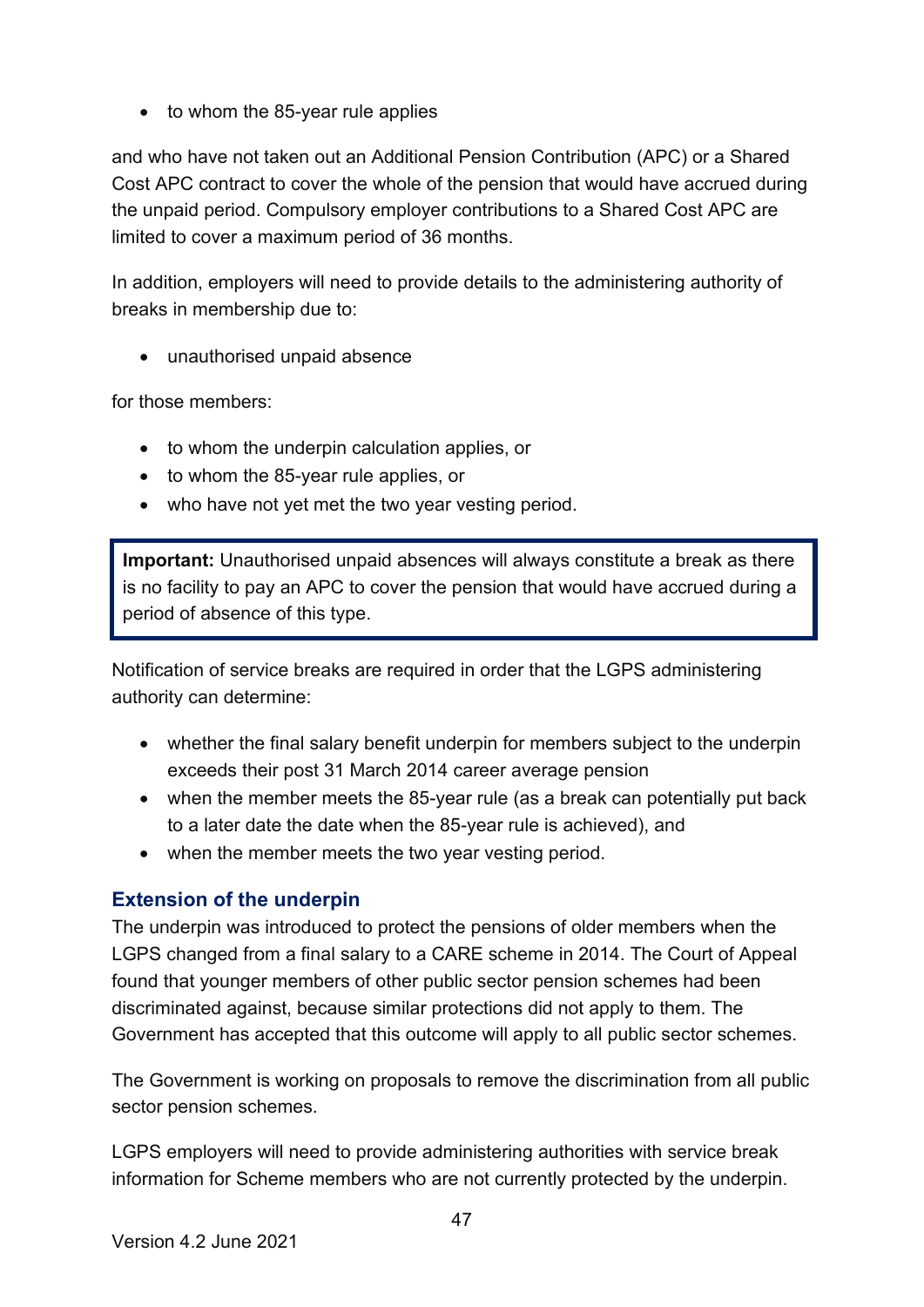- to whom the 85-year rule applies

and who have not taken out an Additional Pension Contribution (APC) or a Shared Cost APC contract to cover the whole of the pension that would have accrued during the unpaid period. Compulsory employer contributions to a Shared Cost APC are limited to cover a maximum period of 36 months.

In addition, employers will need to provide details to the administering authority of breaks in membership due to:

- unauthorised unpaid absence

for those members:

- to whom the underpin calculation applies, or
- to whom the 85-year rule applies, or
- who have not yet met the two year vesting period.

> **Important:** Unauthorised unpaid absences will always constitute a break as there is no facility to pay an APC to cover the pension that would have accrued during a period of absence of this type.

Notification of service breaks are required in order that the LGPS administering authority can determine:

- whether the final salary benefit underpin for members subject to the underpin exceeds their post 31 March 2014 career average pension
- when the member meets the 85-year rule (as a break can potentially put back to a later date the date when the 85-year rule is achieved), and
- when the member meets the two year vesting period.

### Extension of the underpin

The underpin was introduced to protect the pensions of older members when the LGPS changed from a final salary to a CARE scheme in 2014. The Court of Appeal found that younger members of other public sector pension schemes had been discriminated against, because similar protections did not apply to them. The Government has accepted that this outcome will apply to all public sector schemes.

The Government is working on proposals to remove the discrimination from all public sector pension schemes.

LGPS employers will need to provide administering authorities with service break information for Scheme members who are not currently protected by the underpin.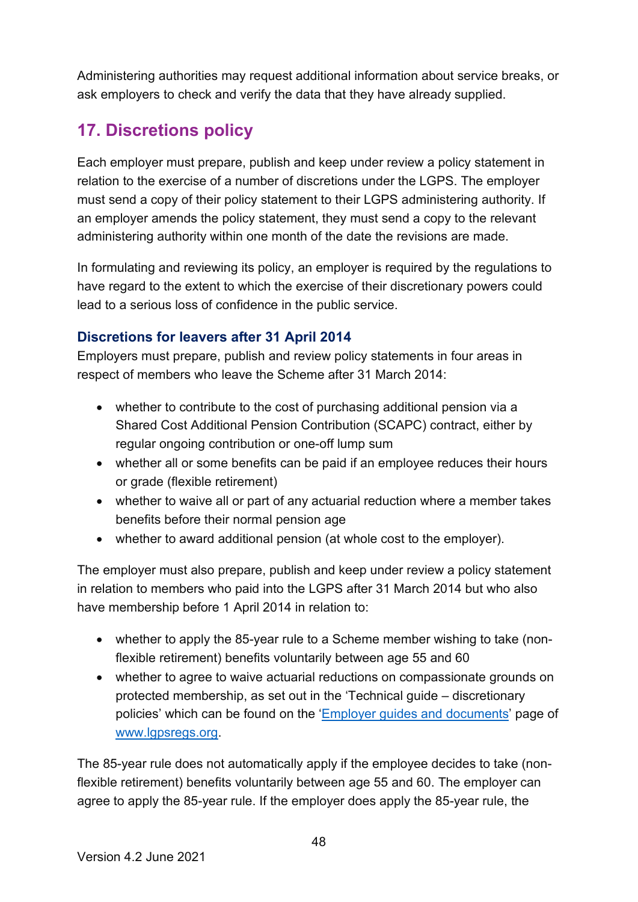Administering authorities may request additional information about service breaks, or ask employers to check and verify the data that they have already supplied.

## 17. Discretions policy

Each employer must prepare, publish and keep under review a policy statement in relation to the exercise of a number of discretions under the LGPS. The employer must send a copy of their policy statement to their LGPS administering authority. If an employer amends the policy statement, they must send a copy to the relevant administering authority within one month of the date the revisions are made.

In formulating and reviewing its policy, an employer is required by the regulations to have regard to the extent to which the exercise of their discretionary powers could lead to a serious loss of confidence in the public service.

### Discretions for leavers after 31 April 2014

Employers must prepare, publish and review policy statements in four areas in respect of members who leave the Scheme after 31 March 2014:

- whether to contribute to the cost of purchasing additional pension via a Shared Cost Additional Pension Contribution (SCAPC) contract, either by regular ongoing contribution or one-off lump sum
- whether all or some benefits can be paid if an employee reduces their hours or grade (flexible retirement)
- whether to waive all or part of any actuarial reduction where a member takes benefits before their normal pension age
- whether to award additional pension (at whole cost to the employer).

The employer must also prepare, publish and keep under review a policy statement in relation to members who paid into the LGPS after 31 March 2014 but who also have membership before 1 April 2014 in relation to:

- whether to apply the 85-year rule to a Scheme member wishing to take (non-flexible retirement) benefits voluntarily between age 55 and 60
- whether to agree to waive actuarial reductions on compassionate grounds on protected membership, as set out in the 'Technical guide – discretionary policies' which can be found on the '[Employer guides and documents](#)' page of [www.lgpsregs.org](http://www.lgpsregs.org).

The 85-year rule does not automatically apply if the employee decides to take (non-flexible retirement) benefits voluntarily between age 55 and 60. The employer can agree to apply the 85-year rule. If the employer does apply the 85-year rule, the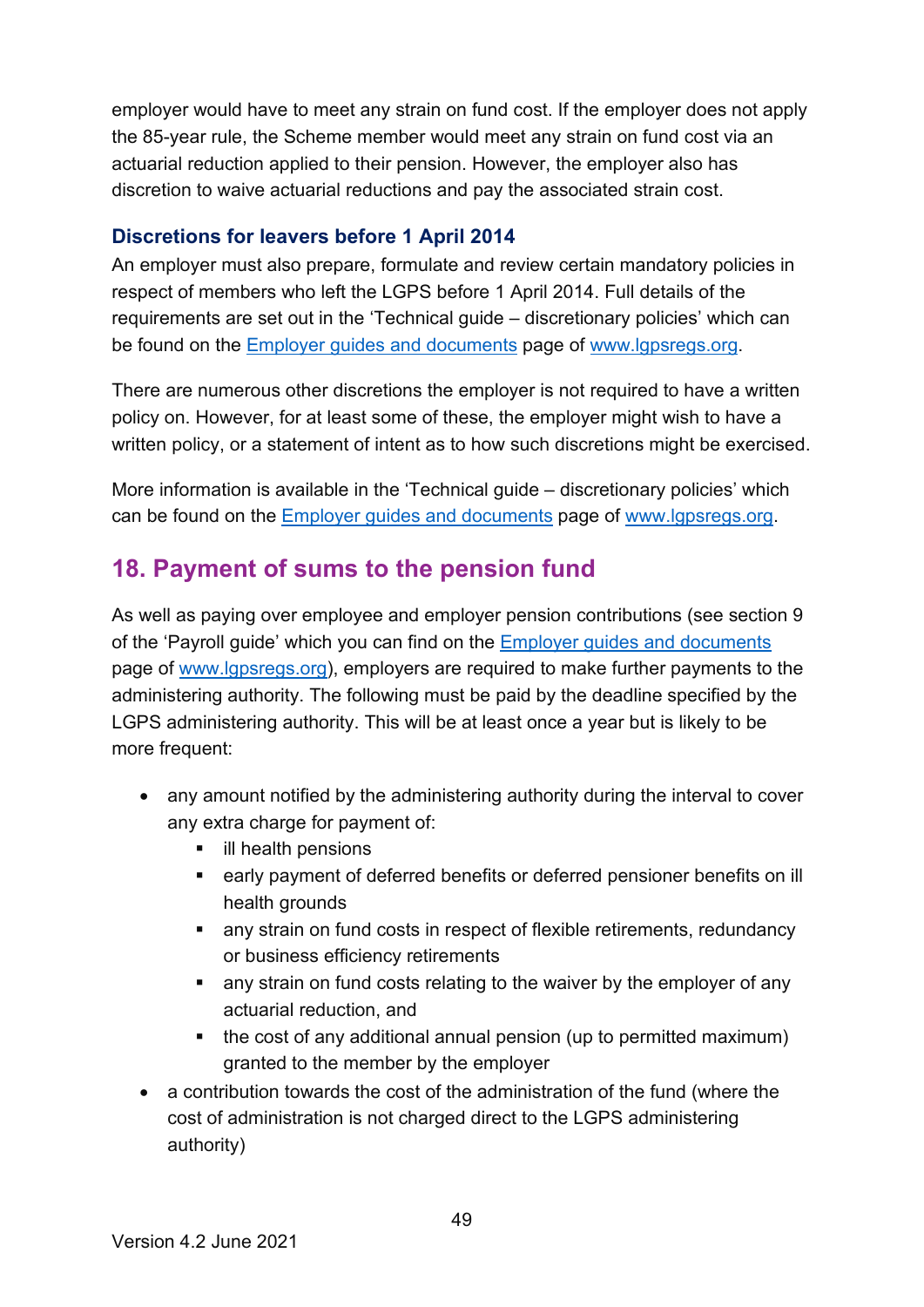employer would have to meet any strain on fund cost. If the employer does not apply the 85-year rule, the Scheme member would meet any strain on fund cost via an actuarial reduction applied to their pension. However, the employer also has discretion to waive actuarial reductions and pay the associated strain cost.

### Discretions for leavers before 1 April 2014

An employer must also prepare, formulate and review certain mandatory policies in respect of members who left the LGPS before 1 April 2014. Full details of the requirements are set out in the 'Technical guide – discretionary policies' which can be found on the [Employer guides and documents](#) page of [www.lgpsregs.org](http://www.lgpsregs.org).

There are numerous other discretions the employer is not required to have a written policy on. However, for at least some of these, the employer might wish to have a written policy, or a statement of intent as to how such discretions might be exercised.

More information is available in the 'Technical guide – discretionary policies' which can be found on the [Employer guides and documents](#) page of [www.lgpsregs.org](http://www.lgpsregs.org).

## 18. Payment of sums to the pension fund

As well as paying over employee and employer pension contributions (see section 9 of the 'Payroll guide' which you can find on the [Employer guides and documents](#) page of [www.lgpsregs.org](http://www.lgpsregs.org)), employers are required to make further payments to the administering authority. The following must be paid by the deadline specified by the LGPS administering authority. This will be at least once a year but is likely to be more frequent:

- any amount notified by the administering authority during the interval to cover any extra charge for payment of:
  - ill health pensions
  - early payment of deferred benefits or deferred pensioner benefits on ill health grounds
  - any strain on fund costs in respect of flexible retirements, redundancy or business efficiency retirements
  - any strain on fund costs relating to the waiver by the employer of any actuarial reduction, and
  - the cost of any additional annual pension (up to permitted maximum) granted to the member by the employer
- a contribution towards the cost of the administration of the fund (where the cost of administration is not charged direct to the LGPS administering authority)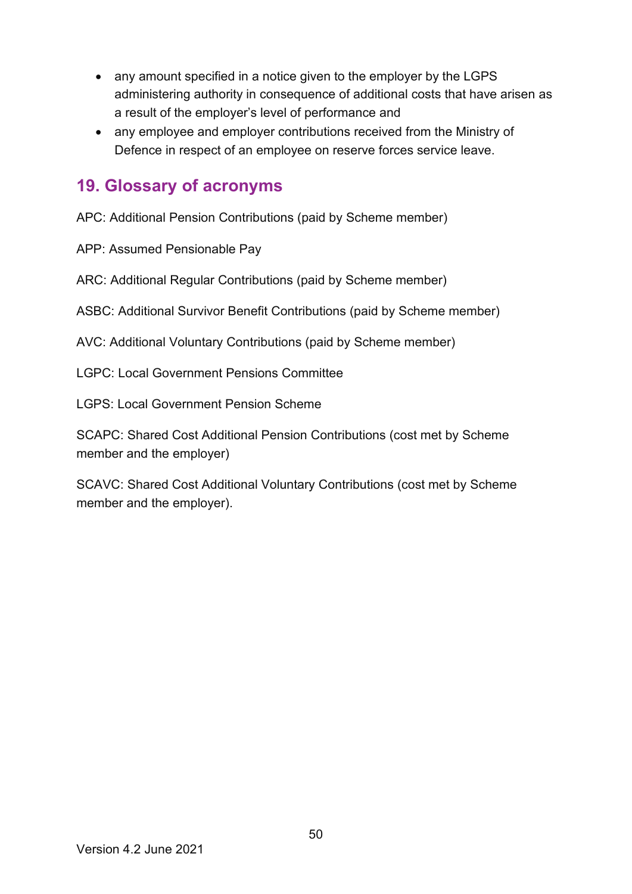- any amount specified in a notice given to the employer by the LGPS administering authority in consequence of additional costs that have arisen as a result of the employer's level of performance and
- any employee and employer contributions received from the Ministry of Defence in respect of an employee on reserve forces service leave.

## 19. Glossary of acronyms

APC: Additional Pension Contributions (paid by Scheme member)

APP: Assumed Pensionable Pay

ARC: Additional Regular Contributions (paid by Scheme member)

ASBC: Additional Survivor Benefit Contributions (paid by Scheme member)

AVC: Additional Voluntary Contributions (paid by Scheme member)

LGPC: Local Government Pensions Committee

LGPS: Local Government Pension Scheme

SCAPC: Shared Cost Additional Pension Contributions (cost met by Scheme member and the employer)

SCAVC: Shared Cost Additional Voluntary Contributions (cost met by Scheme member and the employer).